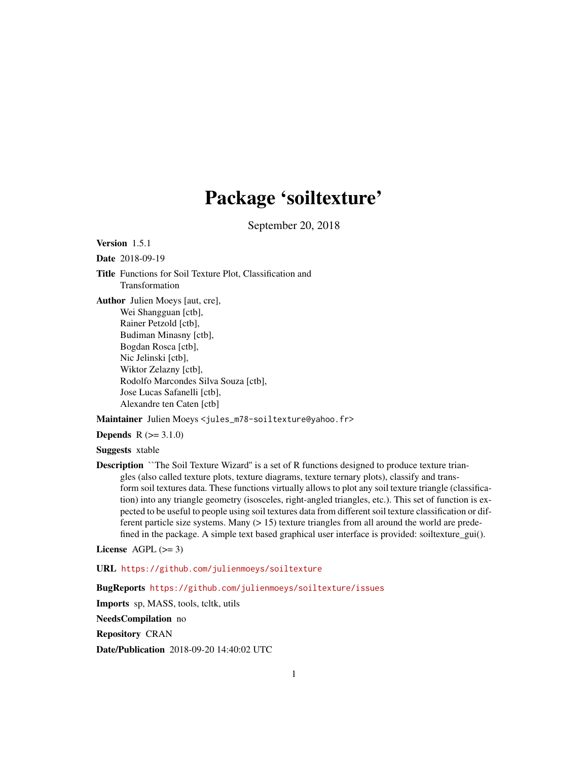# Package 'soiltexture'

September 20, 2018

**Version** 1.5.1

**Date** 2018-09-19

**Title** Functions for Soil Texture Plot, Classification and Transformation

**Author** Julien Moeys [aut, cre],
Wei Shangguan [ctb],
Rainer Petzold [ctb],
Budiman Minasny [ctb],
Bogdan Rosca [ctb],
Nic Jelinski [ctb],
Wiktor Zelazny [ctb],
Rodolfo Marcondes Silva Souza [ctb],
Jose Lucas Safanelli [ctb],
Alexandre ten Caten [ctb]

**Maintainer** Julien Moeys <jules_m78-soiltexture@yahoo.fr>

**Depends** R (>= 3.1.0)

**Suggests** xtable

**Description** ``The Soil Texture Wizard'' is a set of R functions designed to produce texture triangles (also called texture plots, texture diagrams, texture ternary plots), classify and transform soil textures data. These functions virtually allows to plot any soil texture triangle (classification) into any triangle geometry (isosceles, right-angled triangles, etc.). This set of function is expected to be useful to people using soil textures data from different soil texture classification or different particle size systems. Many (> 15) texture triangles from all around the world are predefined in the package. A simple text based graphical user interface is provided: soiltexture_gui().

**License** AGPL (>= 3)

**URL** https://github.com/julienmoeys/soiltexture

**BugReports** https://github.com/julienmoeys/soiltexture/issues

**Imports** sp, MASS, tools, tcltk, utils

**NeedsCompilation** no

**Repository** CRAN

**Date/Publication** 2018-09-20 14:40:02 UTC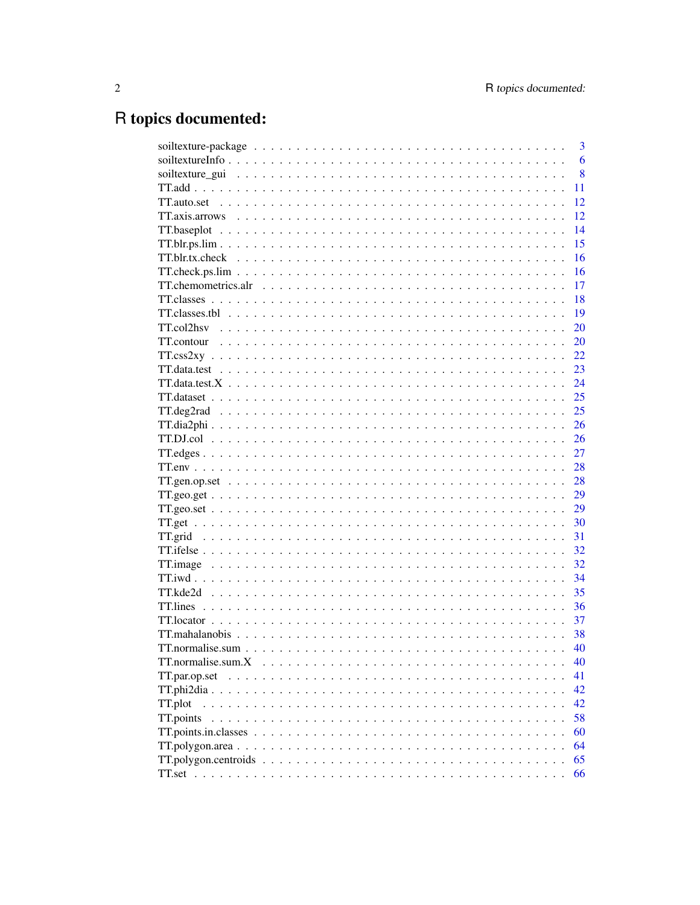# R topics documented:

| | |
|---|---|
| soiltexture-package | 3 |
| soiltextureInfo | 6 |
| soiltexture_gui | 8 |
| TT.add | 11 |
| TT.auto.set | 12 |
| TT.axis.arrows | 12 |
| TT.baseplot | 14 |
| TT.blr.ps.lim | 15 |
| TT.blr.tx.check | 16 |
| TT.check.ps.lim | 16 |
| TT.chemometrics.alr | 17 |
| TT.classes | 18 |
| TT.classes.tbl | 19 |
| TT.col2hsv | 20 |
| TT.contour | 20 |
| TT.css2xy | 22 |
| TT.data.test | 23 |
| TT.data.test.X | 24 |
| TT.dataset | 25 |
| TT.deg2rad | 25 |
| TT.dia2phi | 26 |
| TT.DJ.col | 26 |
| TT.edges | 27 |
| TT.env | 28 |
| TT.gen.op.set | 28 |
| TT.geo.get | 29 |
| TT.geo.set | 29 |
| TT.get | 30 |
| TT.grid | 31 |
| TT.ifelse | 32 |
| TT.image | 32 |
| TT.iwd | 34 |
| TT.kde2d | 35 |
| TT.lines | 36 |
| TT.locator | 37 |
| TT.mahalanobis | 38 |
| TT.normalise.sum | 40 |
| TT.normalise.sum.X | 40 |
| TT.par.op.set | 41 |
| TT.phi2dia | 42 |
| TT.plot | 42 |
| TT.points | 58 |
| TT.points.in.classes | 60 |
| TT.polygon.area | 64 |
| TT.polygon.centroids | 65 |
| TT.set | 66 |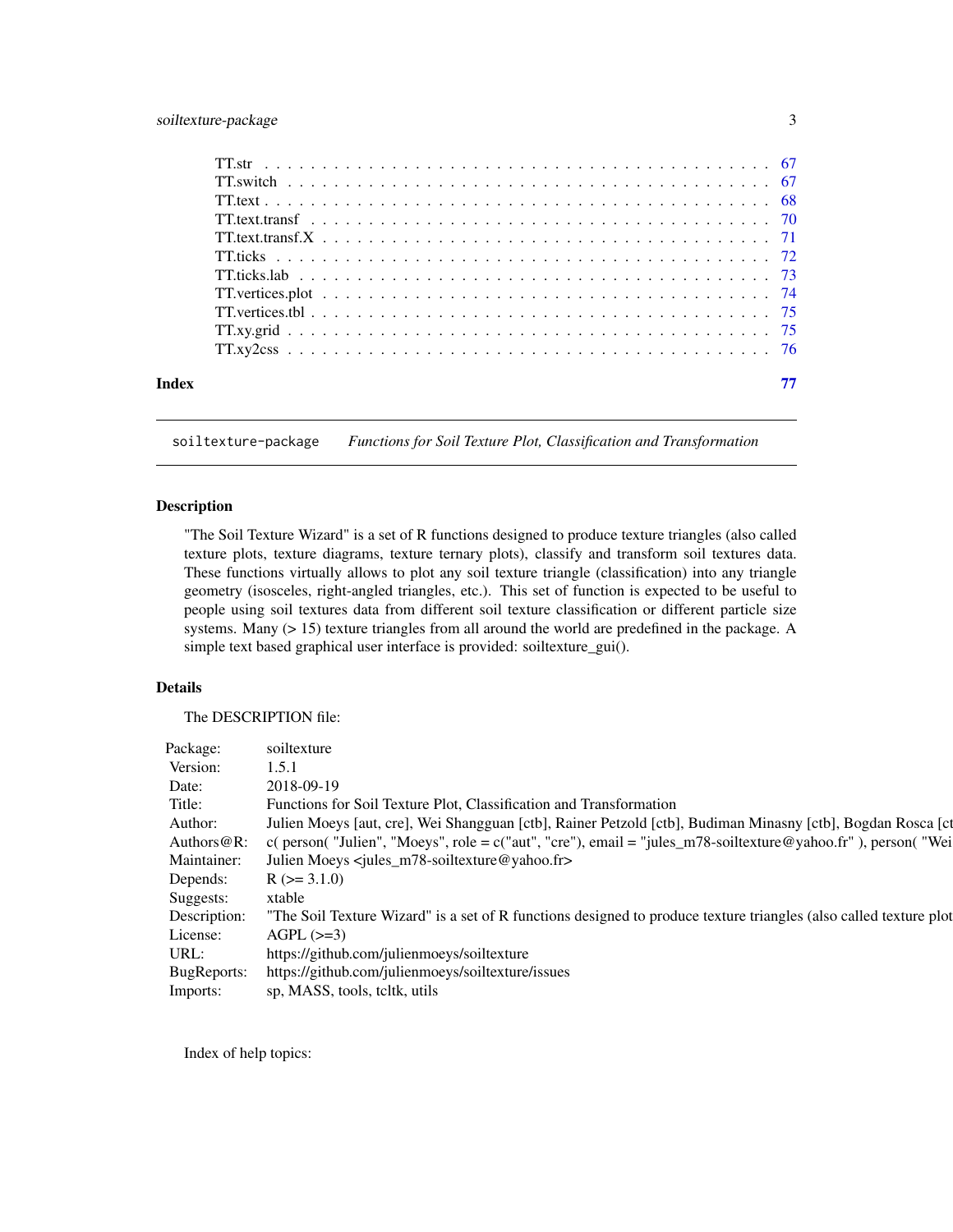| | |
|---|---|
| TT.str | 67 |
| TT.switch | 67 |
| TT.text | 68 |
| TT.text.transf | 70 |
| TT.text.transf.X | 71 |
| TT.ticks | 72 |
| TT.ticks.lab | 73 |
| TT.vertices.plot | 74 |
| TT.vertices.tbl | 75 |
| TT.xy.grid | 75 |
| TT.xy2css | 76 |

**Index** **77**

---

`soiltexture-package` *Functions for Soil Texture Plot, Classification and Transformation*

---

## Description

"The Soil Texture Wizard" is a set of R functions designed to produce texture triangles (also called texture plots, texture diagrams, texture ternary plots), classify and transform soil textures data. These functions virtually allows to plot any soil texture triangle (classification) into any triangle geometry (isosceles, right-angled triangles, etc.). This set of function is expected to be useful to people using soil textures data from different soil texture classification or different particle size systems. Many (> 15) texture triangles from all around the world are predefined in the package. A simple text based graphical user interface is provided: soiltexture_gui().

## Details

The DESCRIPTION file:

| | |
|---|---|
| Package: | soiltexture |
| Version: | 1.5.1 |
| Date: | 2018-09-19 |
| Title: | Functions for Soil Texture Plot, Classification and Transformation |
| Author: | Julien Moeys [aut, cre], Wei Shangguan [ctb], Rainer Petzold [ctb], Budiman Minasny [ctb], Bogdan Rosca [ct |
| Authors@R: | c( person( "Julien", "Moeys", role = c("aut", "cre"), email = "jules_m78-soiltexture@yahoo.fr" ), person( "Wei |
| Maintainer: | Julien Moeys <jules_m78-soiltexture@yahoo.fr> |
| Depends: | R (>= 3.1.0) |
| Suggests: | xtable |
| Description: | "The Soil Texture Wizard" is a set of R functions designed to produce texture triangles (also called texture plot |
| License: | AGPL (>=3) |
| URL: | https://github.com/julienmoeys/soiltexture |
| BugReports: | https://github.com/julienmoeys/soiltexture/issues |
| Imports: | sp, MASS, tools, tcltk, utils |

Index of help topics: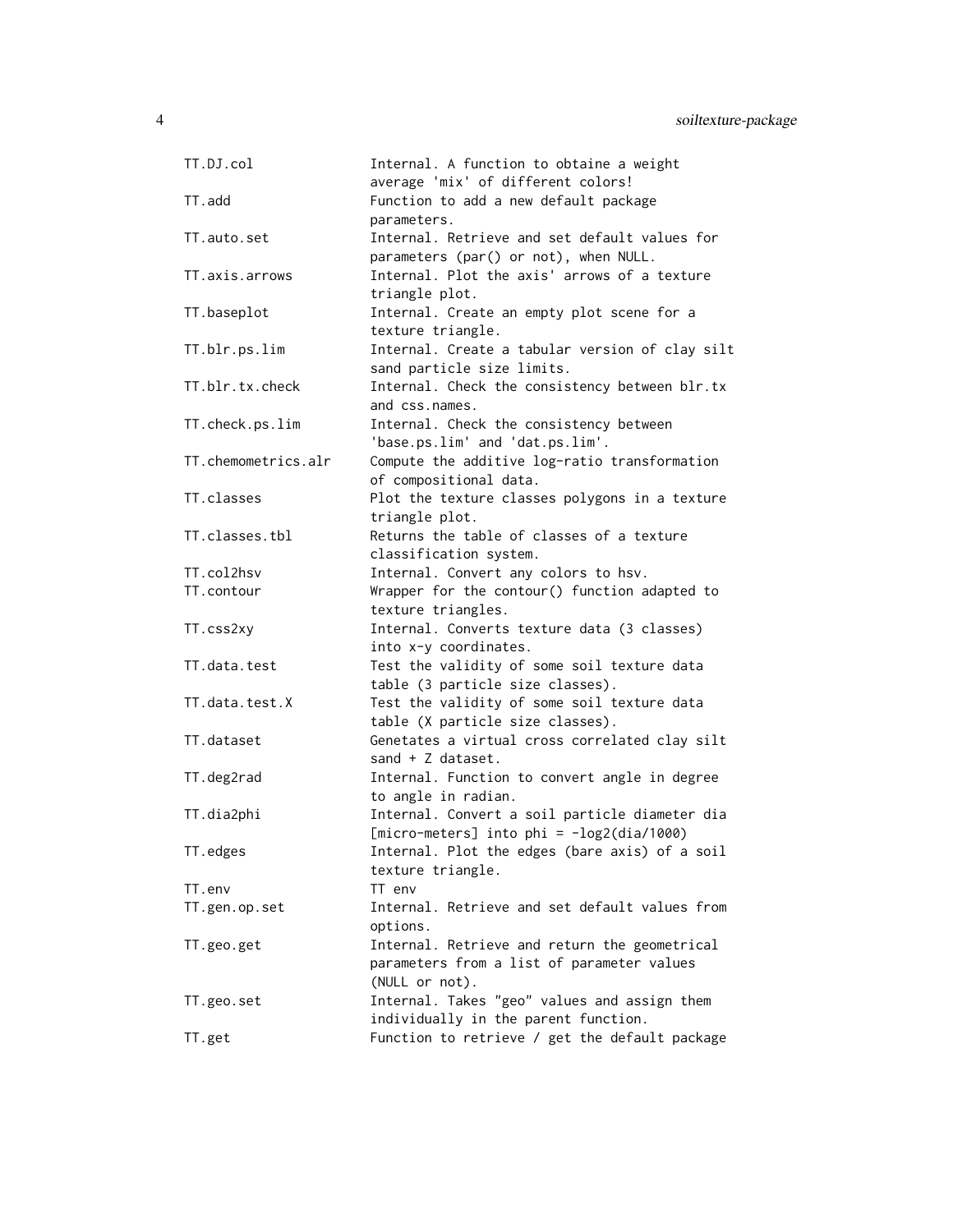| | |
|---|---|
| TT.DJ.col | Internal. A function to obtaine a weight average 'mix' of different colors! |
| TT.add | Function to add a new default package parameters. |
| TT.auto.set | Internal. Retrieve and set default values for parameters (par() or not), when NULL. |
| TT.axis.arrows | Internal. Plot the axis' arrows of a texture triangle plot. |
| TT.baseplot | Internal. Create an empty plot scene for a texture triangle. |
| TT.blr.ps.lim | Internal. Create a tabular version of clay silt sand particle size limits. |
| TT.blr.tx.check | Internal. Check the consistency between blr.tx and css.names. |
| TT.check.ps.lim | Internal. Check the consistency between 'base.ps.lim' and 'dat.ps.lim'. |
| TT.chemometrics.alr | Compute the additive log-ratio transformation of compositional data. |
| TT.classes | Plot the texture classes polygons in a texture triangle plot. |
| TT.classes.tbl | Returns the table of classes of a texture classification system. |
| TT.col2hsv | Internal. Convert any colors to hsv. |
| TT.contour | Wrapper for the contour() function adapted to texture triangles. |
| TT.css2xy | Internal. Converts texture data (3 classes) into x-y coordinates. |
| TT.data.test | Test the validity of some soil texture data table (3 particle size classes). |
| TT.data.test.X | Test the validity of some soil texture data table (X particle size classes). |
| TT.dataset | Genetates a virtual cross correlated clay silt sand + Z dataset. |
| TT.deg2rad | Internal. Function to convert angle in degree to angle in radian. |
| TT.dia2phi | Internal. Convert a soil particle diameter dia [micro-meters] into phi = -log2(dia/1000) |
| TT.edges | Internal. Plot the edges (bare axis) of a soil texture triangle. |
| TT.env | TT env |
| TT.gen.op.set | Internal. Retrieve and set default values from options. |
| TT.geo.get | Internal. Retrieve and return the geometrical parameters from a list of parameter values (NULL or not). |
| TT.geo.set | Internal. Takes "geo" values and assign them individually in the parent function. |
| TT.get | Function to retrieve / get the default package |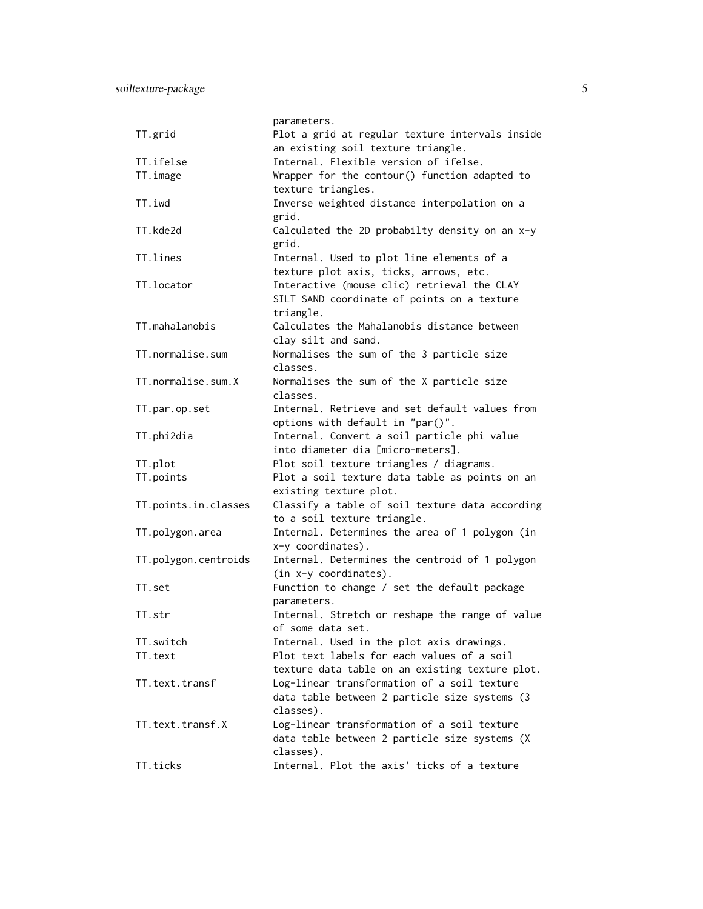```
                        parameters.
    TT.grid             Plot a grid at regular texture intervals inside
                        an existing soil texture triangle.
    TT.ifelse           Internal. Flexible version of ifelse.
    TT.image            Wrapper for the contour() function adapted to
                        texture triangles.
    TT.iwd              Inverse weighted distance interpolation on a
                        grid.
    TT.kde2d            Calculated the 2D probabilty density on an x-y
                        grid.
    TT.lines            Internal. Used to plot line elements of a
                        texture plot axis, ticks, arrows, etc.
    TT.locator          Interactive (mouse clic) retrieval the CLAY
                        SILT SAND coordinate of points on a texture
                        triangle.
    TT.mahalanobis      Calculates the Mahalanobis distance between
                        clay silt and sand.
    TT.normalise.sum    Normalises the sum of the 3 particle size
                        classes.
    TT.normalise.sum.X  Normalises the sum of the X particle size
                        classes.
    TT.par.op.set       Internal. Retrieve and set default values from
                        options with default in "par()".
    TT.phi2dia          Internal. Convert a soil particle phi value
                        into diameter dia [micro-meters].
    TT.plot             Plot soil texture triangles / diagrams.
    TT.points           Plot a soil texture data table as points on an
                        existing texture plot.
    TT.points.in.classes
                        Classify a table of soil texture data according
                        to a soil texture triangle.
    TT.polygon.area     Internal. Determines the area of 1 polygon (in
                        x-y coordinates).
    TT.polygon.centroids
                        Internal. Determines the centroid of 1 polygon
                        (in x-y coordinates).
    TT.set              Function to change / set the default package
                        parameters.
    TT.str              Internal. Stretch or reshape the range of value
                        of some data set.
    TT.switch           Internal. Used in the plot axis drawings.
    TT.text             Plot text labels for each values of a soil
                        texture data table on an existing texture plot.
    TT.text.transf      Log-linear transformation of a soil texture
                        data table between 2 particle size systems (3
                        classes).
    TT.text.transf.X    Log-linear transformation of a soil texture
                        data table between 2 particle size systems (X
                        classes).
    TT.ticks            Internal. Plot the axis' ticks of a texture
```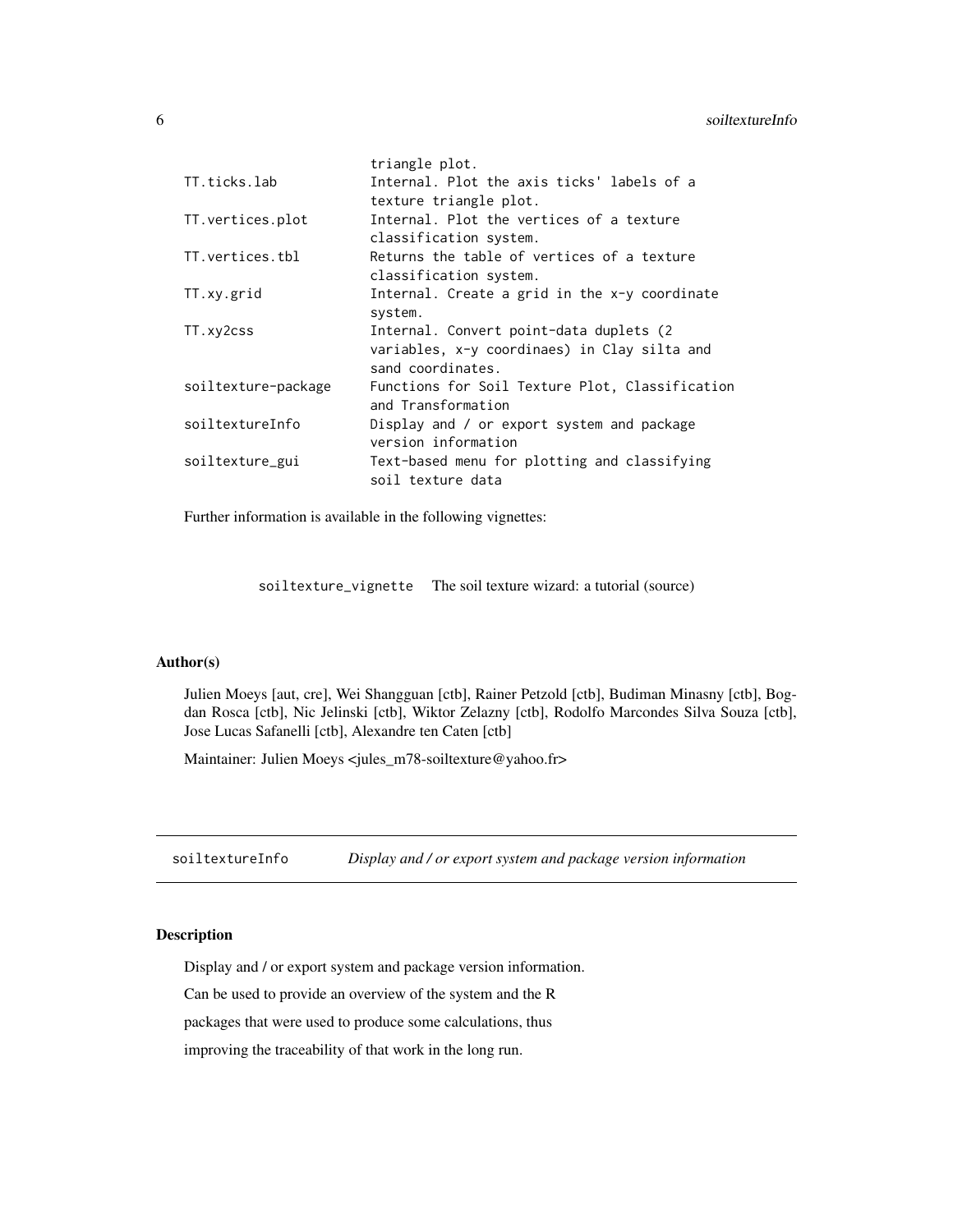| | |
|---|---|
| | triangle plot. |
| TT.ticks.lab | Internal. Plot the axis ticks' labels of a texture triangle plot. |
| TT.vertices.plot | Internal. Plot the vertices of a texture classification system. |
| TT.vertices.tbl | Returns the table of vertices of a texture classification system. |
| TT.xy.grid | Internal. Create a grid in the x-y coordinate system. |
| TT.xy2css | Internal. Convert point-data duplets (2 variables, x-y coordinaes) in Clay silta and sand coordinates. |
| soiltexture-package | Functions for Soil Texture Plot, Classification and Transformation |
| soiltextureInfo | Display and / or export system and package version information |
| soiltexture_gui | Text-based menu for plotting and classifying soil texture data |

Further information is available in the following vignettes:

| | |
|---|---|
| soiltexture_vignette | The soil texture wizard: a tutorial (source) |

## Author(s)

Julien Moeys [aut, cre], Wei Shangguan [ctb], Rainer Petzold [ctb], Budiman Minasny [ctb], Bogdan Rosca [ctb], Nic Jelinski [ctb], Wiktor Zelazny [ctb], Rodolfo Marcondes Silva Souza [ctb], Jose Lucas Safanelli [ctb], Alexandre ten Caten [ctb]

Maintainer: Julien Moeys <jules_m78-soiltexture@yahoo.fr>

---

# soiltextureInfo — *Display and / or export system and package version information*

## Description

Display and / or export system and package version information.

Can be used to provide an overview of the system and the R

packages that were used to produce some calculations, thus

improving the traceability of that work in the long run.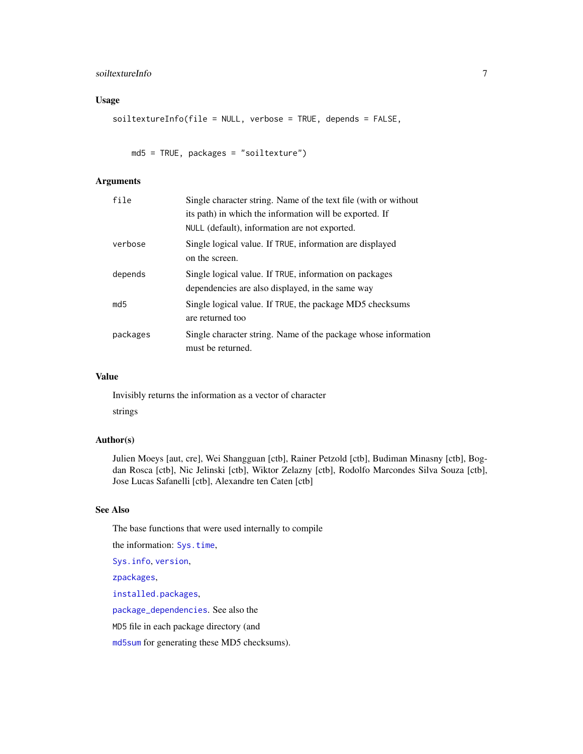## Usage

```
soiltextureInfo(file = NULL, verbose = TRUE, depends = FALSE,

    md5 = TRUE, packages = "soiltexture")
```

## Arguments

| | |
|---|---|
| `file` | Single character string. Name of the text file (with or without its path) in which the information will be exported. If `NULL` (default), information are not exported. |
| `verbose` | Single logical value. If `TRUE`, information are displayed on the screen. |
| `depends` | Single logical value. If `TRUE`, information on packages dependencies are also displayed, in the same way |
| `md5` | Single logical value. If `TRUE`, the package MD5 checksums are returned too |
| `packages` | Single character string. Name of the package whose information must be returned. |

## Value

Invisibly returns the information as a vector of character

strings

## Author(s)

Julien Moeys [aut, cre], Wei Shangguan [ctb], Rainer Petzold [ctb], Budiman Minasny [ctb], Bogdan Rosca [ctb], Nic Jelinski [ctb], Wiktor Zelazny [ctb], Rodolfo Marcondes Silva Souza [ctb], Jose Lucas Safanelli [ctb], Alexandre ten Caten [ctb]

## See Also

The base functions that were used internally to compile

the information: `Sys.time`,

`Sys.info`, `version`,

`zpackages`,

`installed.packages`,

`package_dependencies`. See also the

`MD5` file in each package directory (and

`md5sum` for generating these MD5 checksums).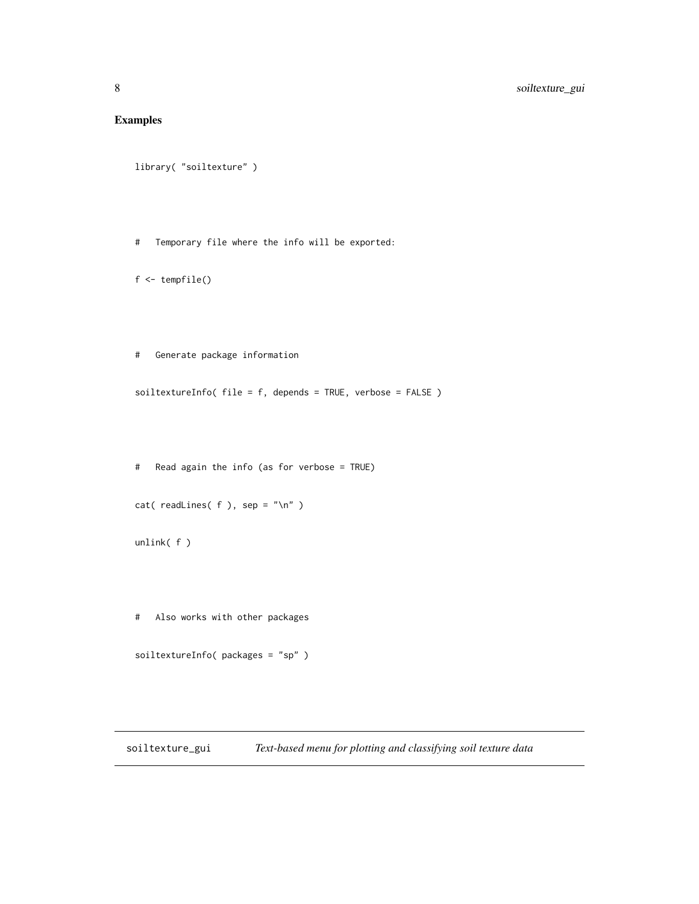## Examples

```
library( "soiltexture" )



#   Temporary file where the info will be exported:

f <- tempfile()



#   Generate package information

soiltextureInfo( file = f, depends = TRUE, verbose = FALSE )



#   Read again the info (as for verbose = TRUE)

cat( readLines( f ), sep = "\n" )

unlink( f )



#   Also works with other packages

soiltextureInfo( packages = "sp" )
```

---

`soiltexture_gui` &nbsp;&nbsp;&nbsp; *Text-based menu for plotting and classifying soil texture data*

---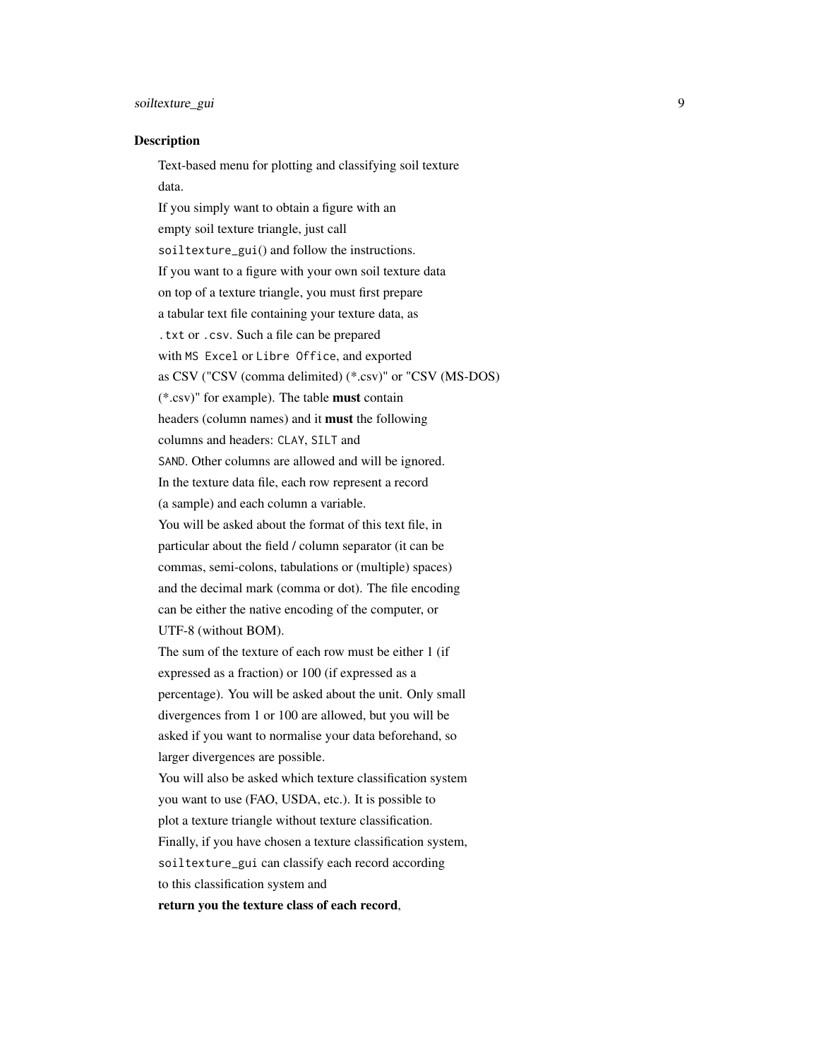## Description

Text-based menu for plotting and classifying soil texture data.

If you simply want to obtain a figure with an empty soil texture triangle, just call `soiltexture_gui()` and follow the instructions.

If you want to a figure with your own soil texture data on top of a texture triangle, you must first prepare a tabular text file containing your texture data, as `.txt` or `.csv`. Such a file can be prepared with `MS Excel` or `Libre Office`, and exported as CSV ("CSV (comma delimited) (*.csv)" or "CSV (MS-DOS) (*.csv)" for example). The table **must** contain headers (column names) and it **must** the following columns and headers: `CLAY`, `SILT` and `SAND`. Other columns are allowed and will be ignored.

In the texture data file, each row represent a record (a sample) and each column a variable.

You will be asked about the format of this text file, in particular about the field / column separator (it can be commas, semi-colons, tabulations or (multiple) spaces) and the decimal mark (comma or dot). The file encoding can be either the native encoding of the computer, or UTF-8 (without BOM).

The sum of the texture of each row must be either 1 (if expressed as a fraction) or 100 (if expressed as a percentage). You will be asked about the unit. Only small divergences from 1 or 100 are allowed, but you will be asked if you want to normalise your data beforehand, so larger divergences are possible.

You will also be asked which texture classification system you want to use (FAO, USDA, etc.). It is possible to plot a texture triangle without texture classification.

Finally, if you have chosen a texture classification system, `soiltexture_gui` can classify each record according to this classification system and

**return you the texture class of each record**,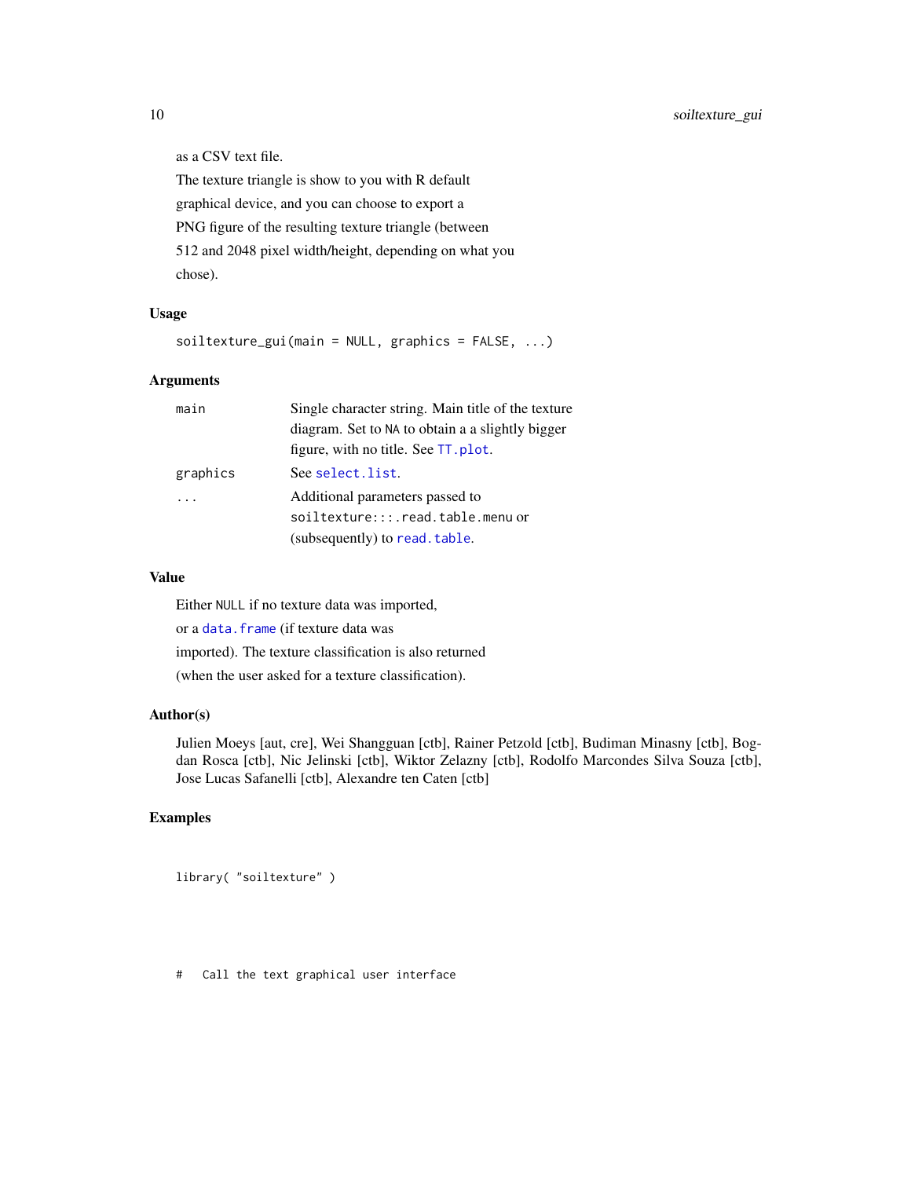as a CSV text file.
The texture triangle is show to you with R default
graphical device, and you can choose to export a
PNG figure of the resulting texture triangle (between
512 and 2048 pixel width/height, depending on what you
chose).

### Usage

```
soiltexture_gui(main = NULL, graphics = FALSE, ...)
```

### Arguments

| | |
|---|---|
| `main` | Single character string. Main title of the texture diagram. Set to `NA` to obtain a a slightly bigger figure, with no title. See `TT.plot`. |
| `graphics` | See `select.list`. |
| `...` | Additional parameters passed to `soiltexture:::.read.table.menu` or (subsequently) to `read.table`. |

### Value

Either `NULL` if no texture data was imported,
or a `data.frame` (if texture data was
imported). The texture classification is also returned
(when the user asked for a texture classification).

### Author(s)

Julien Moeys [aut, cre], Wei Shangguan [ctb], Rainer Petzold [ctb], Budiman Minasny [ctb], Bogdan Rosca [ctb], Nic Jelinski [ctb], Wiktor Zelazny [ctb], Rodolfo Marcondes Silva Souza [ctb], Jose Lucas Safanelli [ctb], Alexandre ten Caten [ctb]

### Examples

```
library( "soiltexture" )




#   Call the text graphical user interface
```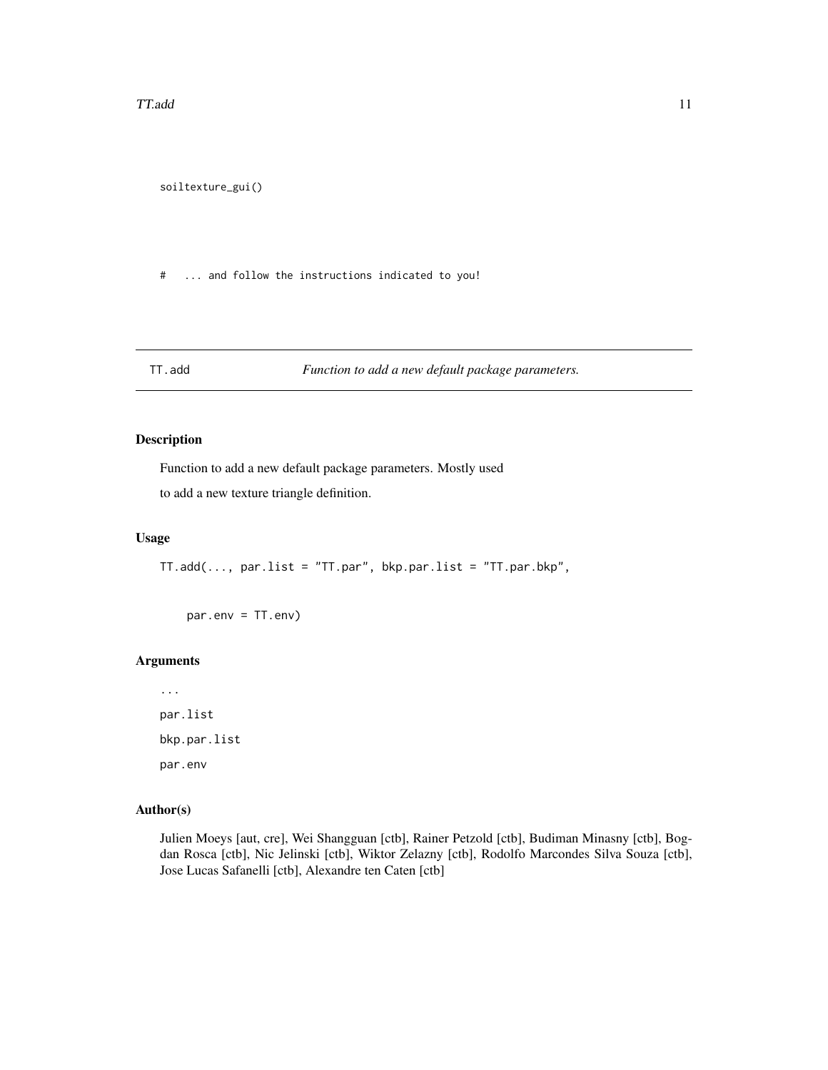```
soiltexture_gui()

#   ... and follow the instructions indicated to you!
```

## TT.add — *Function to add a new default package parameters.*

### Description

Function to add a new default package parameters. Mostly used

to add a new texture triangle definition.

### Usage

```
TT.add(..., par.list = "TT.par", bkp.par.list = "TT.par.bkp",

    par.env = TT.env)
```

### Arguments

`...`

`par.list`

`bkp.par.list`

`par.env`

### Author(s)

Julien Moeys [aut, cre], Wei Shangguan [ctb], Rainer Petzold [ctb], Budiman Minasny [ctb], Bogdan Rosca [ctb], Nic Jelinski [ctb], Wiktor Zelazny [ctb], Rodolfo Marcondes Silva Souza [ctb], Jose Lucas Safanelli [ctb], Alexandre ten Caten [ctb]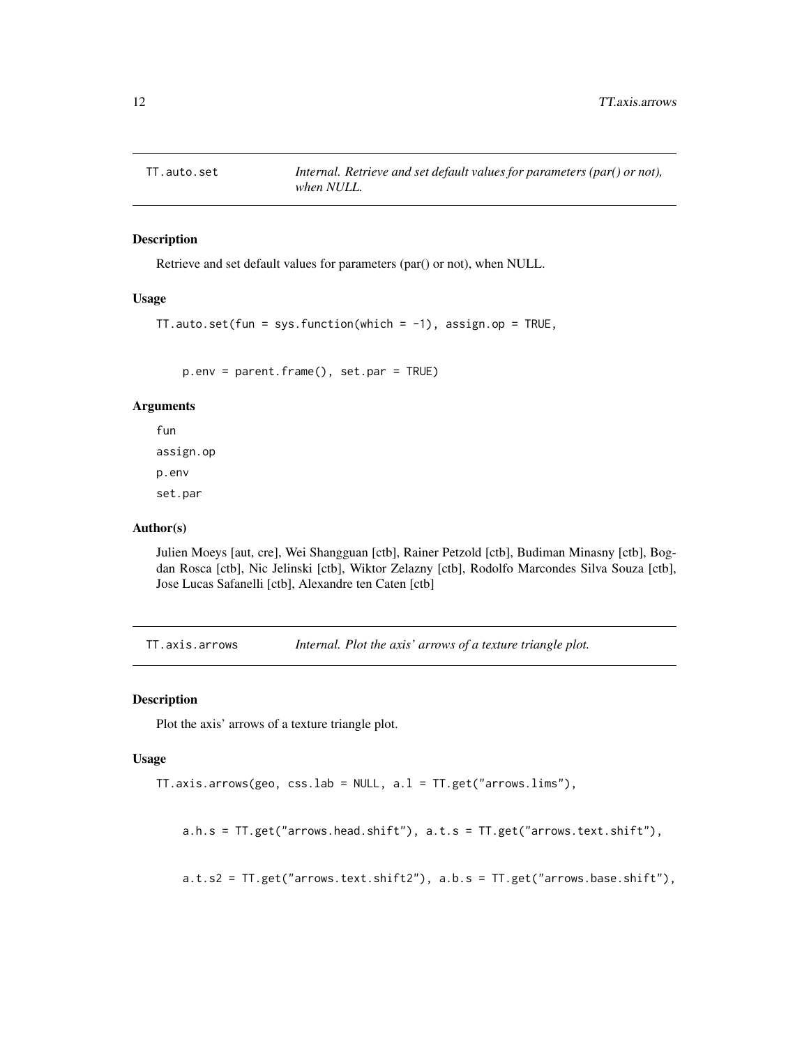## TT.auto.set — *Internal. Retrieve and set default values for parameters (par() or not), when NULL.*

### Description

Retrieve and set default values for parameters (par() or not), when NULL.

### Usage

```
TT.auto.set(fun = sys.function(which = -1), assign.op = TRUE,

    p.env = parent.frame(), set.par = TRUE)
```

### Arguments

- fun
- assign.op
- p.env
- set.par

### Author(s)

Julien Moeys [aut, cre], Wei Shangguan [ctb], Rainer Petzold [ctb], Budiman Minasny [ctb], Bogdan Rosca [ctb], Nic Jelinski [ctb], Wiktor Zelazny [ctb], Rodolfo Marcondes Silva Souza [ctb], Jose Lucas Safanelli [ctb], Alexandre ten Caten [ctb]

## TT.axis.arrows — *Internal. Plot the axis' arrows of a texture triangle plot.*

### Description

Plot the axis' arrows of a texture triangle plot.

### Usage

```
TT.axis.arrows(geo, css.lab = NULL, a.l = TT.get("arrows.lims"),

    a.h.s = TT.get("arrows.head.shift"), a.t.s = TT.get("arrows.text.shift"),

    a.t.s2 = TT.get("arrows.text.shift2"), a.b.s = TT.get("arrows.base.shift"),
```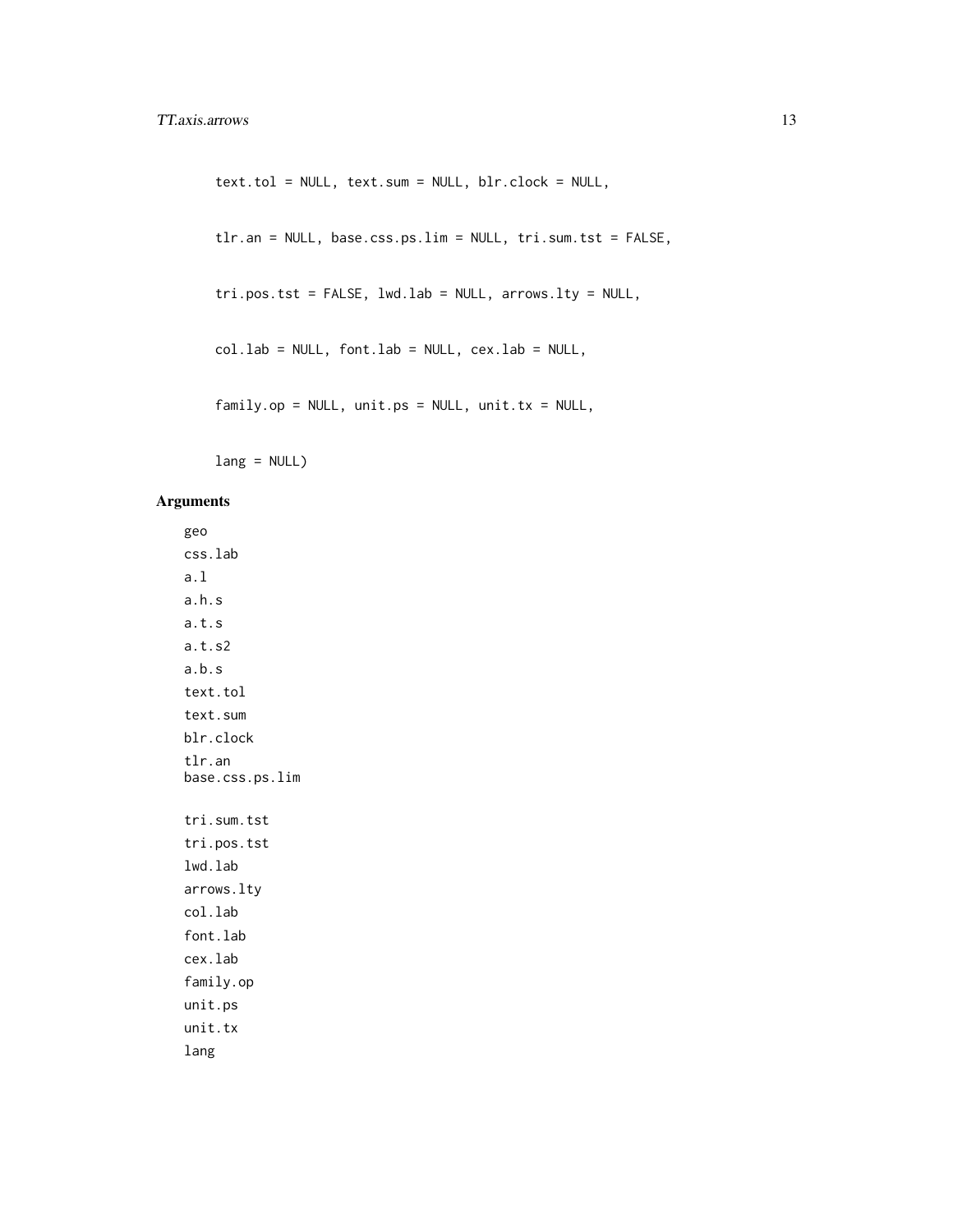```
text.tol = NULL, text.sum = NULL, blr.clock = NULL,

tlr.an = NULL, base.css.ps.lim = NULL, tri.sum.tst = FALSE,

tri.pos.tst = FALSE, lwd.lab = NULL, arrows.lty = NULL,

col.lab = NULL, font.lab = NULL, cex.lab = NULL,

family.op = NULL, unit.ps = NULL, unit.tx = NULL,

lang = NULL)
```

## Arguments

geo
css.lab
a.l
a.h.s
a.t.s
a.t.s2
a.b.s
text.tol
text.sum
blr.clock
tlr.an
base.css.ps.lim
tri.sum.tst
tri.pos.tst
lwd.lab
arrows.lty
col.lab
font.lab
cex.lab
family.op
unit.ps
unit.tx
lang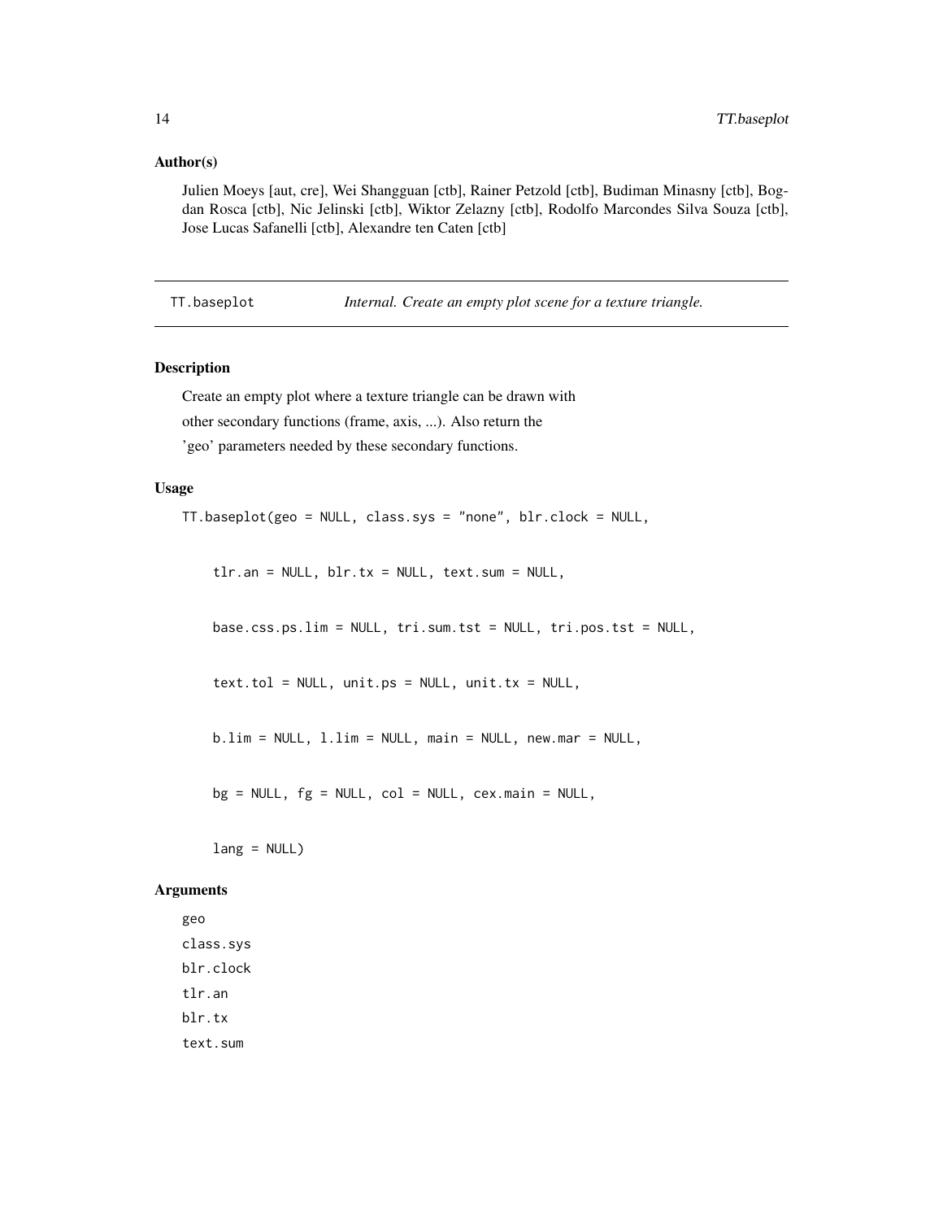## Author(s)

Julien Moeys [aut, cre], Wei Shangguan [ctb], Rainer Petzold [ctb], Budiman Minasny [ctb], Bogdan Rosca [ctb], Nic Jelinski [ctb], Wiktor Zelazny [ctb], Rodolfo Marcondes Silva Souza [ctb], Jose Lucas Safanelli [ctb], Alexandre ten Caten [ctb]

---

# TT.baseplot — *Internal. Create an empty plot scene for a texture triangle.*

---

## Description

Create an empty plot where a texture triangle can be drawn with other secondary functions (frame, axis, ...). Also return the 'geo' parameters needed by these secondary functions.

## Usage

```
TT.baseplot(geo = NULL, class.sys = "none", blr.clock = NULL,

    tlr.an = NULL, blr.tx = NULL, text.sum = NULL,

    base.css.ps.lim = NULL, tri.sum.tst = NULL, tri.pos.tst = NULL,

    text.tol = NULL, unit.ps = NULL, unit.tx = NULL,

    b.lim = NULL, l.lim = NULL, main = NULL, new.mar = NULL,

    bg = NULL, fg = NULL, col = NULL, cex.main = NULL,

    lang = NULL)
```

## Arguments

```
geo
class.sys
blr.clock
tlr.an
blr.tx
text.sum
```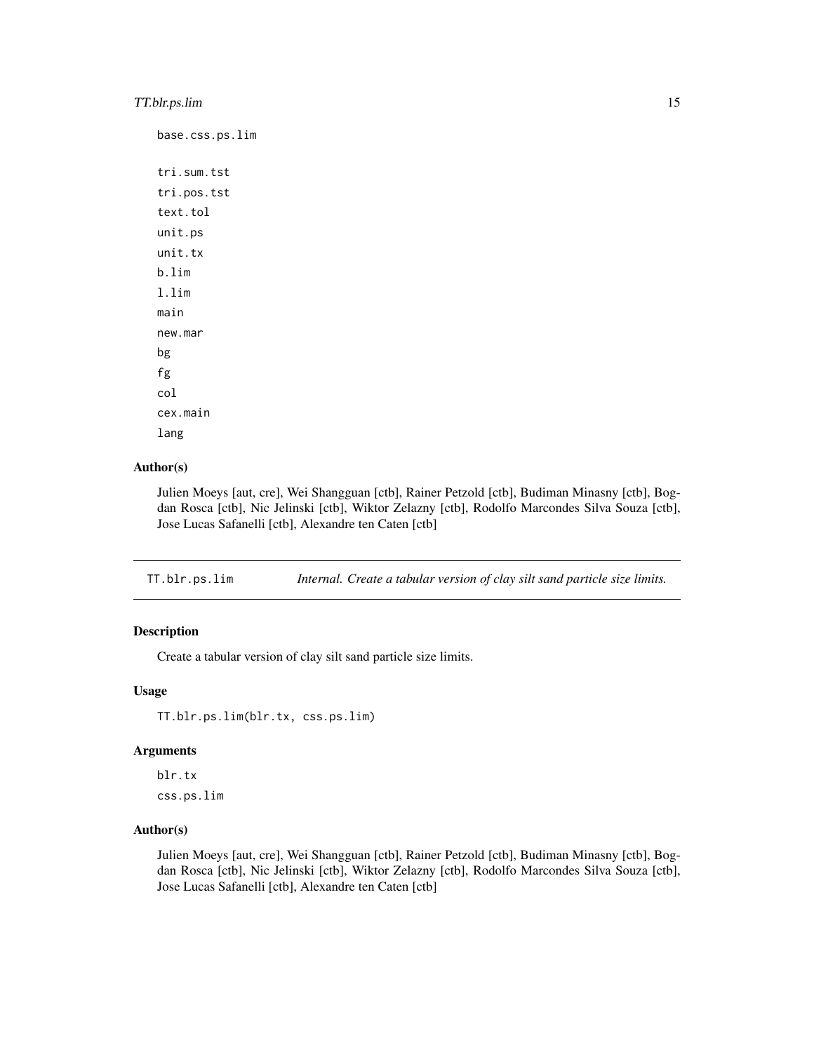base.css.ps.lim

tri.sum.tst

tri.pos.tst

text.tol

unit.ps

unit.tx

b.lim

l.lim

main

new.mar

bg

fg

col

cex.main

lang

### Author(s)

Julien Moeys [aut, cre], Wei Shangguan [ctb], Rainer Petzold [ctb], Budiman Minasny [ctb], Bogdan Rosca [ctb], Nic Jelinski [ctb], Wiktor Zelazny [ctb], Rodolfo Marcondes Silva Souza [ctb], Jose Lucas Safanelli [ctb], Alexandre ten Caten [ctb]

---

## TT.blr.ps.lim — *Internal. Create a tabular version of clay silt sand particle size limits.*

### Description

Create a tabular version of clay silt sand particle size limits.

### Usage

```
TT.blr.ps.lim(blr.tx, css.ps.lim)
```

### Arguments

blr.tx

css.ps.lim

### Author(s)

Julien Moeys [aut, cre], Wei Shangguan [ctb], Rainer Petzold [ctb], Budiman Minasny [ctb], Bogdan Rosca [ctb], Nic Jelinski [ctb], Wiktor Zelazny [ctb], Rodolfo Marcondes Silva Souza [ctb], Jose Lucas Safanelli [ctb], Alexandre ten Caten [ctb]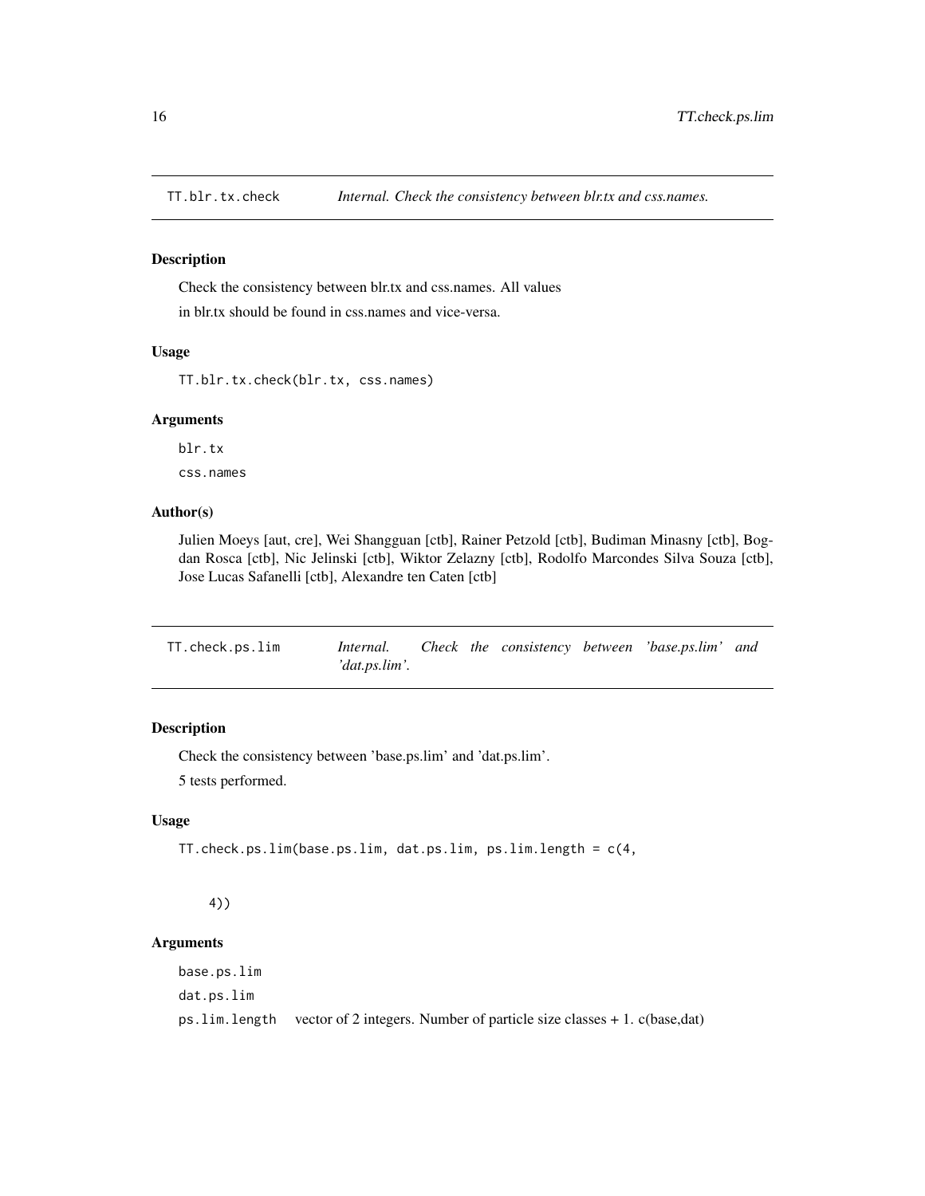## TT.blr.tx.check — *Internal. Check the consistency between blr.tx and css.names.*

### Description

Check the consistency between blr.tx and css.names. All values in blr.tx should be found in css.names and vice-versa.

### Usage

```
TT.blr.tx.check(blr.tx, css.names)
```

### Arguments

blr.tx

css.names

### Author(s)

Julien Moeys [aut, cre], Wei Shangguan [ctb], Rainer Petzold [ctb], Budiman Minasny [ctb], Bogdan Rosca [ctb], Nic Jelinski [ctb], Wiktor Zelazny [ctb], Rodolfo Marcondes Silva Souza [ctb], Jose Lucas Safanelli [ctb], Alexandre ten Caten [ctb]

## TT.check.ps.lim — *Internal. Check the consistency between 'base.ps.lim' and 'dat.ps.lim'.*

### Description

Check the consistency between 'base.ps.lim' and 'dat.ps.lim'.

5 tests performed.

### Usage

```
TT.check.ps.lim(base.ps.lim, dat.ps.lim, ps.lim.length = c(4,


    4))
```

### Arguments

base.ps.lim

dat.ps.lim

ps.lim.length — vector of 2 integers. Number of particle size classes + 1. c(base,dat)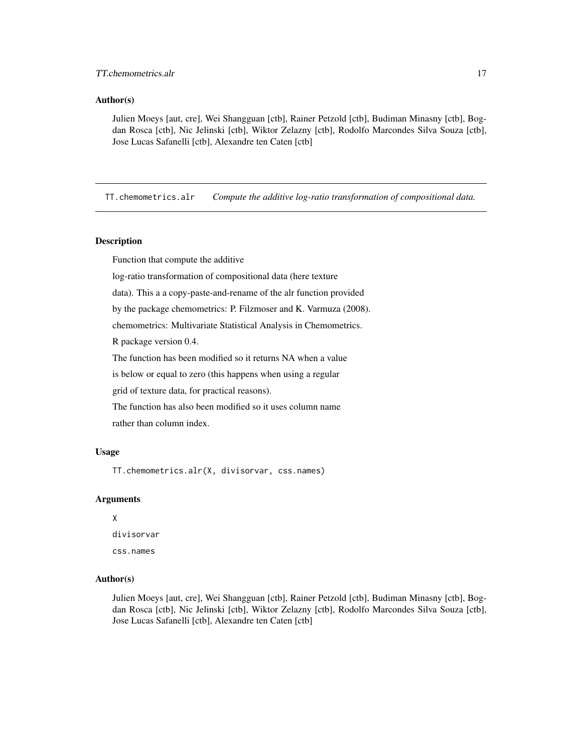## Author(s)

Julien Moeys [aut, cre], Wei Shangguan [ctb], Rainer Petzold [ctb], Budiman Minasny [ctb], Bogdan Rosca [ctb], Nic Jelinski [ctb], Wiktor Zelazny [ctb], Rodolfo Marcondes Silva Souza [ctb], Jose Lucas Safanelli [ctb], Alexandre ten Caten [ctb]

---

# TT.chemometrics.alr *Compute the additive log-ratio transformation of compositional data.*

---

## Description

Function that compute the additive

log-ratio transformation of compositional data (here texture

data). This a a copy-paste-and-rename of the alr function provided

by the package chemometrics: P. Filzmoser and K. Varmuza (2008).

chemometrics: Multivariate Statistical Analysis in Chemometrics.

R package version 0.4.

The function has been modified so it returns NA when a value

is below or equal to zero (this happens when using a regular

grid of texture data, for practical reasons).

The function has also been modified so it uses column name

rather than column index.

## Usage

```
TT.chemometrics.alr(X, divisorvar, css.names)
```

## Arguments

X

divisorvar

css.names

## Author(s)

Julien Moeys [aut, cre], Wei Shangguan [ctb], Rainer Petzold [ctb], Budiman Minasny [ctb], Bogdan Rosca [ctb], Nic Jelinski [ctb], Wiktor Zelazny [ctb], Rodolfo Marcondes Silva Souza [ctb], Jose Lucas Safanelli [ctb], Alexandre ten Caten [ctb]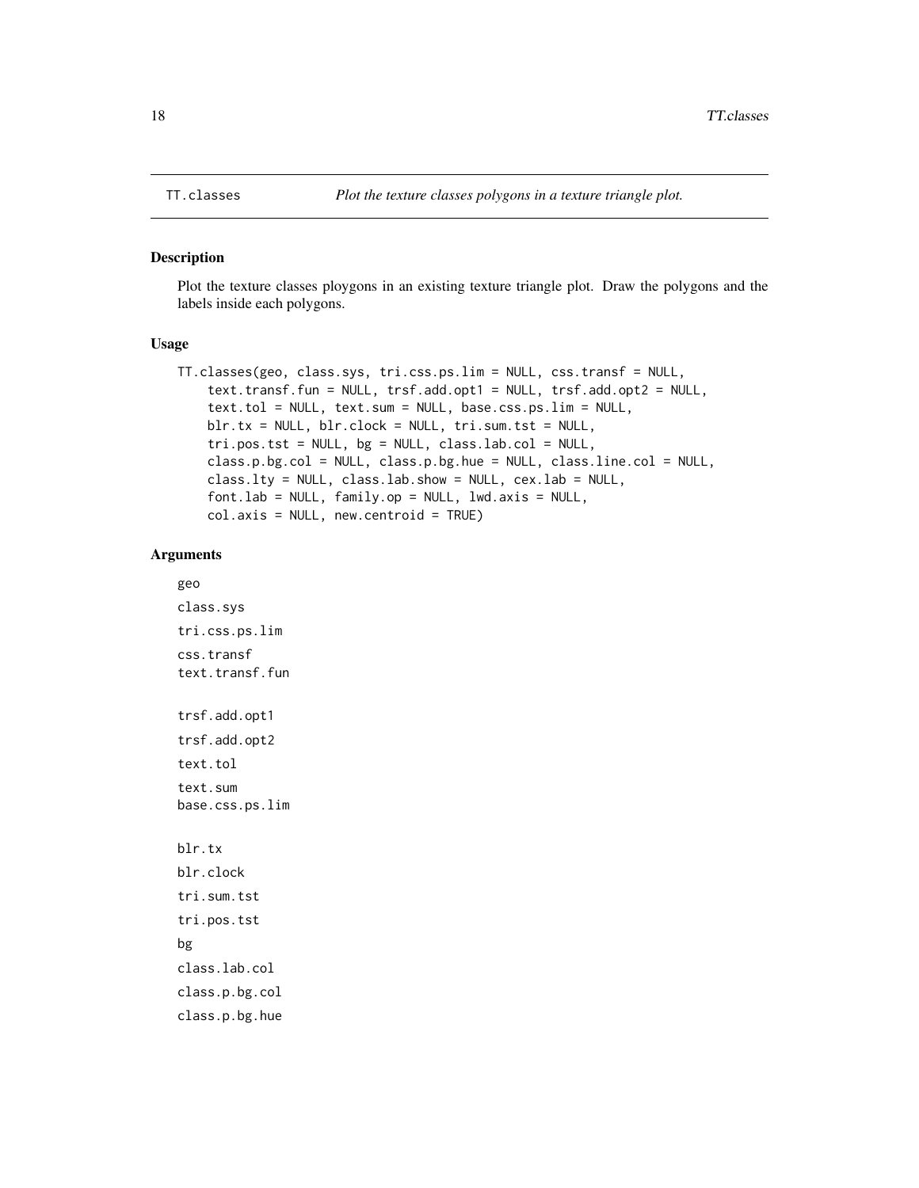`TT.classes` *Plot the texture classes polygons in a texture triangle plot.*

## Description

Plot the texture classes ploygons in an existing texture triangle plot. Draw the polygons and the labels inside each polygons.

## Usage

```
TT.classes(geo, class.sys, tri.css.ps.lim = NULL, css.transf = NULL,
    text.transf.fun = NULL, trsf.add.opt1 = NULL, trsf.add.opt2 = NULL,
    text.tol = NULL, text.sum = NULL, base.css.ps.lim = NULL,
    blr.tx = NULL, blr.clock = NULL, tri.sum.tst = NULL,
    tri.pos.tst = NULL, bg = NULL, class.lab.col = NULL,
    class.p.bg.col = NULL, class.p.bg.hue = NULL, class.line.col = NULL,
    class.lty = NULL, class.lab.show = NULL, cex.lab = NULL,
    font.lab = NULL, family.op = NULL, lwd.axis = NULL,
    col.axis = NULL, new.centroid = TRUE)
```

## Arguments

`geo`

`class.sys`

`tri.css.ps.lim`

`css.transf`

`text.transf.fun`

`trsf.add.opt1`

`trsf.add.opt2`

`text.tol`

`text.sum`

`base.css.ps.lim`

`blr.tx`

`blr.clock`

`tri.sum.tst`

`tri.pos.tst`

`bg`

`class.lab.col`

`class.p.bg.col`

`class.p.bg.hue`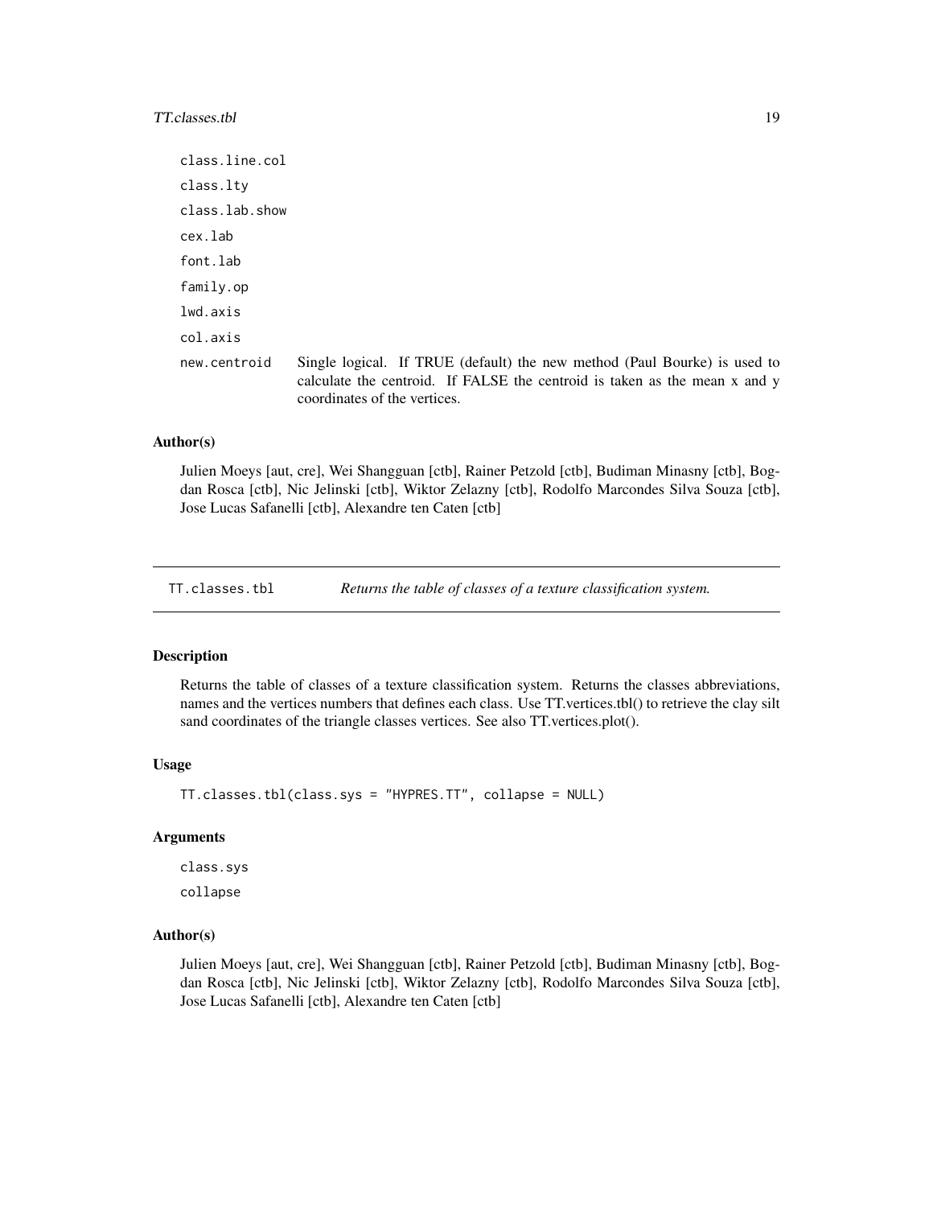class.line.col

class.lty

class.lab.show

cex.lab

font.lab

family.op

lwd.axis

col.axis

new.centroid Single logical. If TRUE (default) the new method (Paul Bourke) is used to calculate the centroid. If FALSE the centroid is taken as the mean x and y coordinates of the vertices.

### Author(s)

Julien Moeys [aut, cre], Wei Shangguan [ctb], Rainer Petzold [ctb], Budiman Minasny [ctb], Bogdan Rosca [ctb], Nic Jelinski [ctb], Wiktor Zelazny [ctb], Rodolfo Marcondes Silva Souza [ctb], Jose Lucas Safanelli [ctb], Alexandre ten Caten [ctb]

---

## TT.classes.tbl — *Returns the table of classes of a texture classification system.*

---

### Description

Returns the table of classes of a texture classification system. Returns the classes abbreviations, names and the vertices numbers that defines each class. Use TT.vertices.tbl() to retrieve the clay silt sand coordinates of the triangle classes vertices. See also TT.vertices.plot().

### Usage

```
TT.classes.tbl(class.sys = "HYPRES.TT", collapse = NULL)
```

### Arguments

class.sys

collapse

### Author(s)

Julien Moeys [aut, cre], Wei Shangguan [ctb], Rainer Petzold [ctb], Budiman Minasny [ctb], Bogdan Rosca [ctb], Nic Jelinski [ctb], Wiktor Zelazny [ctb], Rodolfo Marcondes Silva Souza [ctb], Jose Lucas Safanelli [ctb], Alexandre ten Caten [ctb]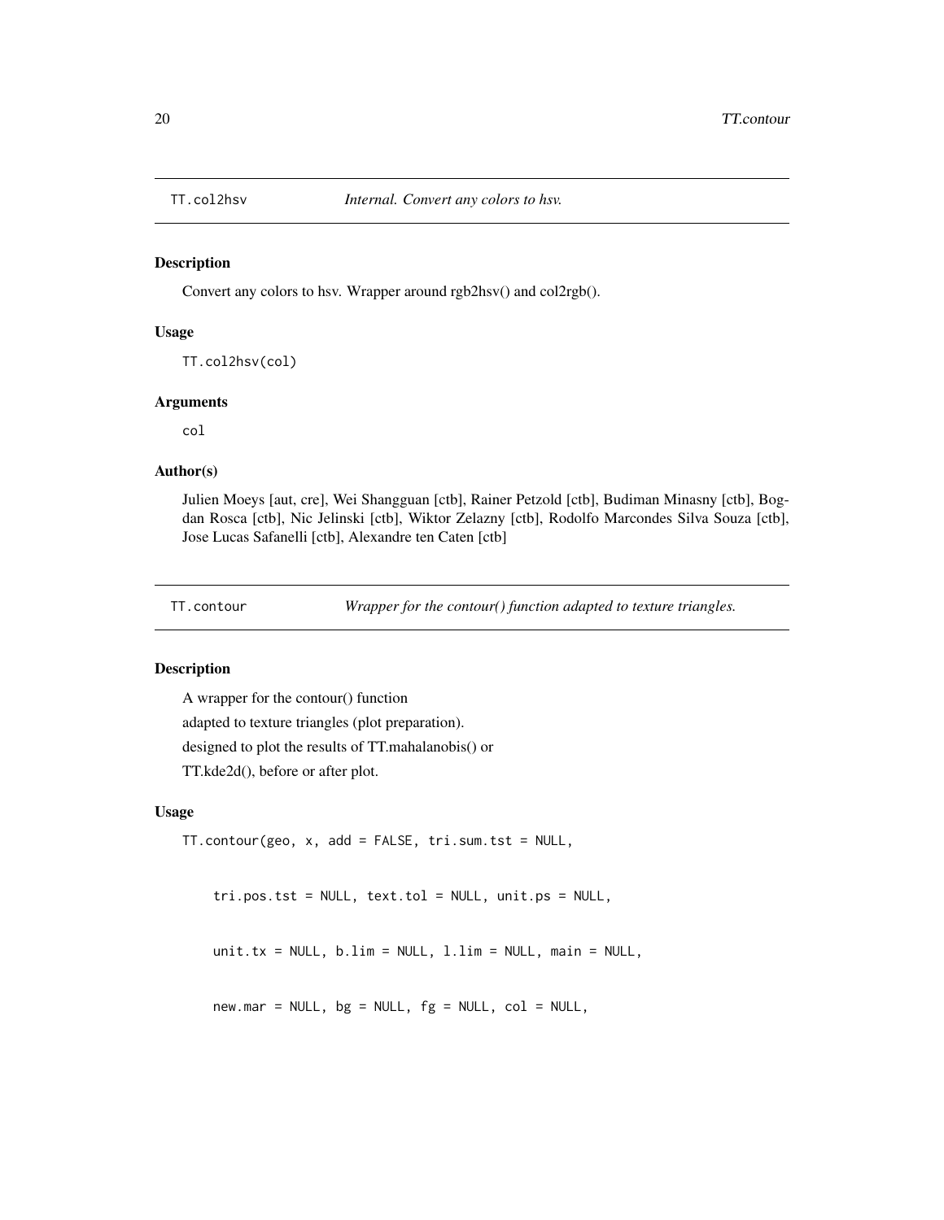## TT.col2hsv *Internal. Convert any colors to hsv.*

### Description

Convert any colors to hsv. Wrapper around rgb2hsv() and col2rgb().

### Usage

```
TT.col2hsv(col)
```

### Arguments

col

### Author(s)

Julien Moeys [aut, cre], Wei Shangguan [ctb], Rainer Petzold [ctb], Budiman Minasny [ctb], Bogdan Rosca [ctb], Nic Jelinski [ctb], Wiktor Zelazny [ctb], Rodolfo Marcondes Silva Souza [ctb], Jose Lucas Safanelli [ctb], Alexandre ten Caten [ctb]

## TT.contour *Wrapper for the contour() function adapted to texture triangles.*

### Description

A wrapper for the contour() function
adapted to texture triangles (plot preparation).
designed to plot the results of TT.mahalanobis() or
TT.kde2d(), before or after plot.

### Usage

```
TT.contour(geo, x, add = FALSE, tri.sum.tst = NULL,

    tri.pos.tst = NULL, text.tol = NULL, unit.ps = NULL,

    unit.tx = NULL, b.lim = NULL, l.lim = NULL, main = NULL,

    new.mar = NULL, bg = NULL, fg = NULL, col = NULL,
```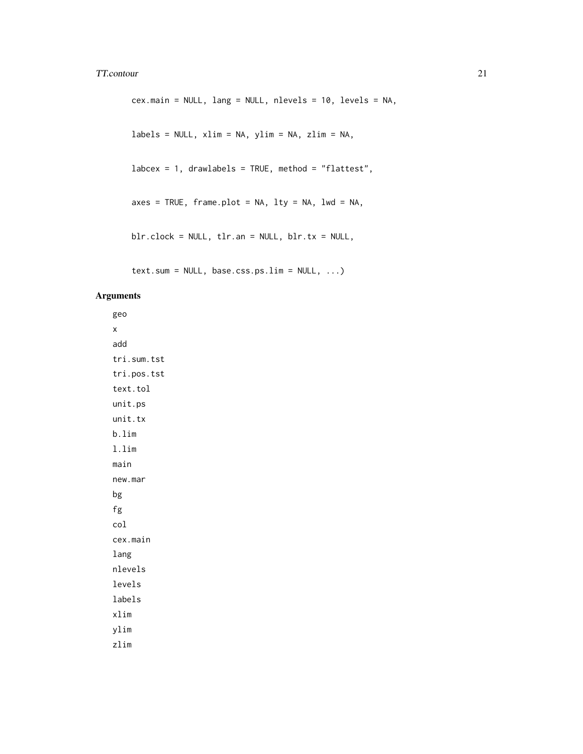```
cex.main = NULL, lang = NULL, nlevels = 10, levels = NA,

labels = NULL, xlim = NA, ylim = NA, zlim = NA,

labcex = 1, drawlabels = TRUE, method = "flattest",

axes = TRUE, frame.plot = NA, lty = NA, lwd = NA,

blr.clock = NULL, tlr.an = NULL, blr.tx = NULL,

text.sum = NULL, base.css.ps.lim = NULL, ...)
```

## Arguments

geo

x

add

tri.sum.tst

tri.pos.tst

text.tol

unit.ps

unit.tx

b.lim

l.lim

main

new.mar

bg

fg

col

cex.main

lang

nlevels

levels

labels

xlim

ylim

zlim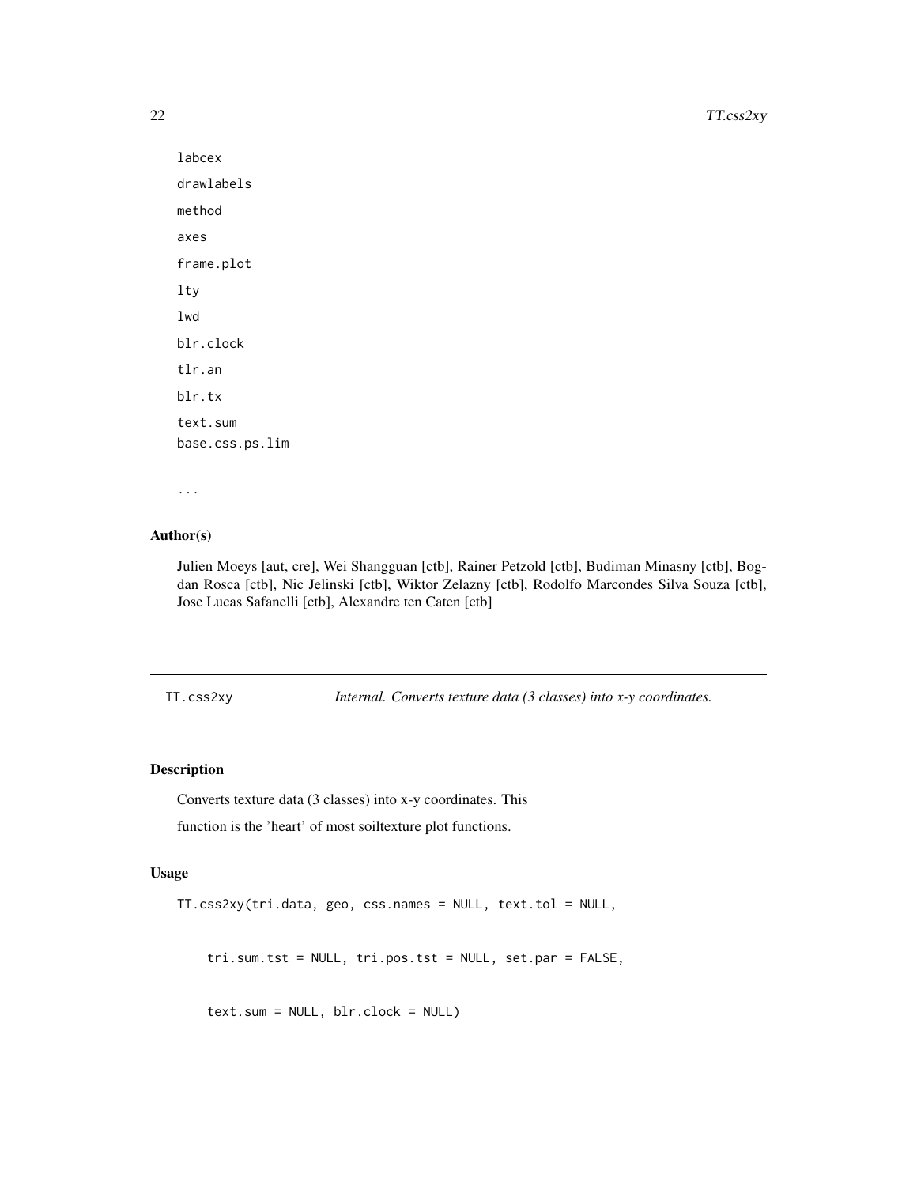labcex

drawlabels

method

axes

frame.plot

lty

lwd

blr.clock

tlr.an

blr.tx

text.sum

base.css.ps.lim

...

## Author(s)

Julien Moeys [aut, cre], Wei Shangguan [ctb], Rainer Petzold [ctb], Budiman Minasny [ctb], Bogdan Rosca [ctb], Nic Jelinski [ctb], Wiktor Zelazny [ctb], Rodolfo Marcondes Silva Souza [ctb], Jose Lucas Safanelli [ctb], Alexandre ten Caten [ctb]

---

# TT.css2xy — *Internal. Converts texture data (3 classes) into x-y coordinates.*

## Description

Converts texture data (3 classes) into x-y coordinates. This

function is the 'heart' of most soiltexture plot functions.

## Usage

```
TT.css2xy(tri.data, geo, css.names = NULL, text.tol = NULL,

    tri.sum.tst = NULL, tri.pos.tst = NULL, set.par = FALSE,

    text.sum = NULL, blr.clock = NULL)
```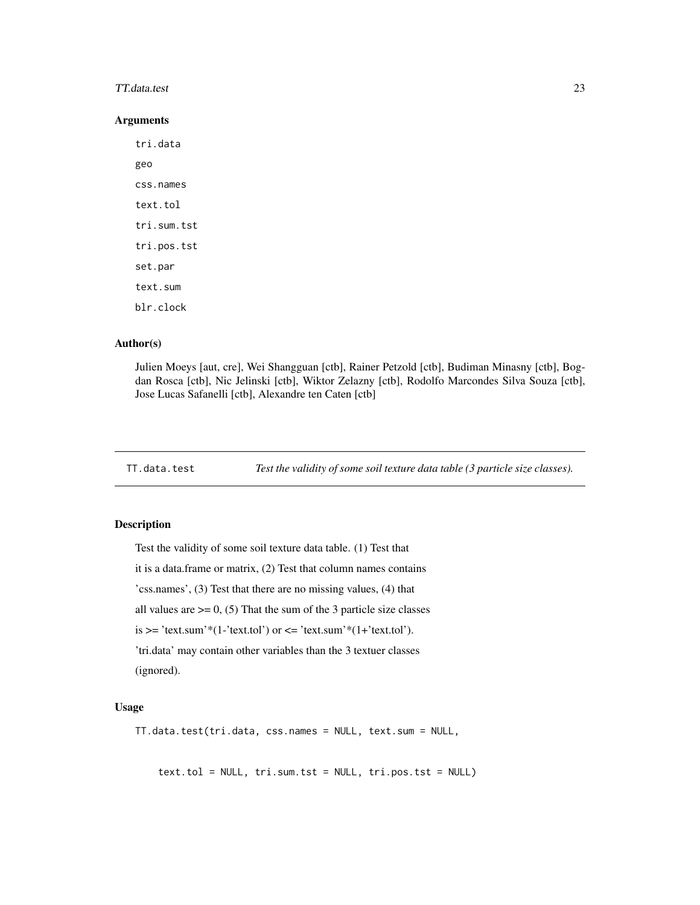### Arguments

tri.data

geo

css.names

text.tol

tri.sum.tst

tri.pos.tst

set.par

text.sum

blr.clock

### Author(s)

Julien Moeys [aut, cre], Wei Shangguan [ctb], Rainer Petzold [ctb], Budiman Minasny [ctb], Bogdan Rosca [ctb], Nic Jelinski [ctb], Wiktor Zelazny [ctb], Rodolfo Marcondes Silva Souza [ctb], Jose Lucas Safanelli [ctb], Alexandre ten Caten [ctb]

---

## TT.data.test — *Test the validity of some soil texture data table (3 particle size classes).*

### Description

Test the validity of some soil texture data table. (1) Test that it is a data.frame or matrix, (2) Test that column names contains 'css.names', (3) Test that there are no missing values, (4) that all values are >= 0, (5) That the sum of the 3 particle size classes is >= 'text.sum'*(1-'text.tol') or <= 'text.sum'*(1+'text.tol'). 'tri.data' may contain other variables than the 3 textuer classes (ignored).

### Usage

```
TT.data.test(tri.data, css.names = NULL, text.sum = NULL,

    text.tol = NULL, tri.sum.tst = NULL, tri.pos.tst = NULL)
```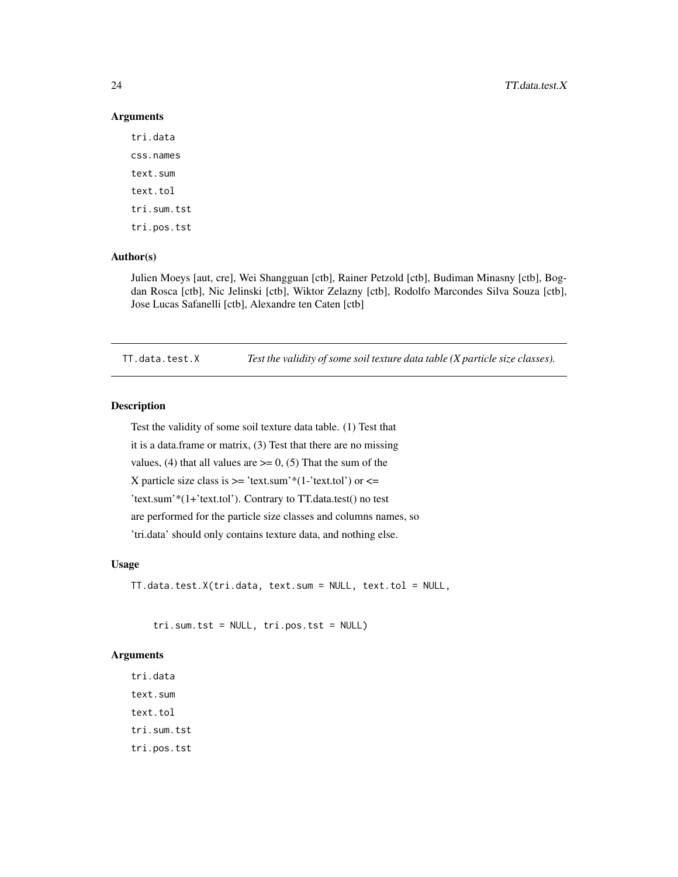### Arguments

tri.data

css.names

text.sum

text.tol

tri.sum.tst

tri.pos.tst

### Author(s)

Julien Moeys [aut, cre], Wei Shangguan [ctb], Rainer Petzold [ctb], Budiman Minasny [ctb], Bogdan Rosca [ctb], Nic Jelinski [ctb], Wiktor Zelazny [ctb], Rodolfo Marcondes Silva Souza [ctb], Jose Lucas Safanelli [ctb], Alexandre ten Caten [ctb]

---

## TT.data.test.X — *Test the validity of some soil texture data table (X particle size classes).*

### Description

Test the validity of some soil texture data table. (1) Test that it is a data.frame or matrix, (3) Test that there are no missing values, (4) that all values are >= 0, (5) That the sum of the X particle size class is >= 'text.sum'*(1-'text.tol') or <= 'text.sum'*(1+'text.tol'). Contrary to TT.data.test() no test are performed for the particle size classes and columns names, so 'tri.data' should only contains texture data, and nothing else.

### Usage

```
TT.data.test.X(tri.data, text.sum = NULL, text.tol = NULL,


    tri.sum.tst = NULL, tri.pos.tst = NULL)
```

### Arguments

tri.data

text.sum

text.tol

tri.sum.tst

tri.pos.tst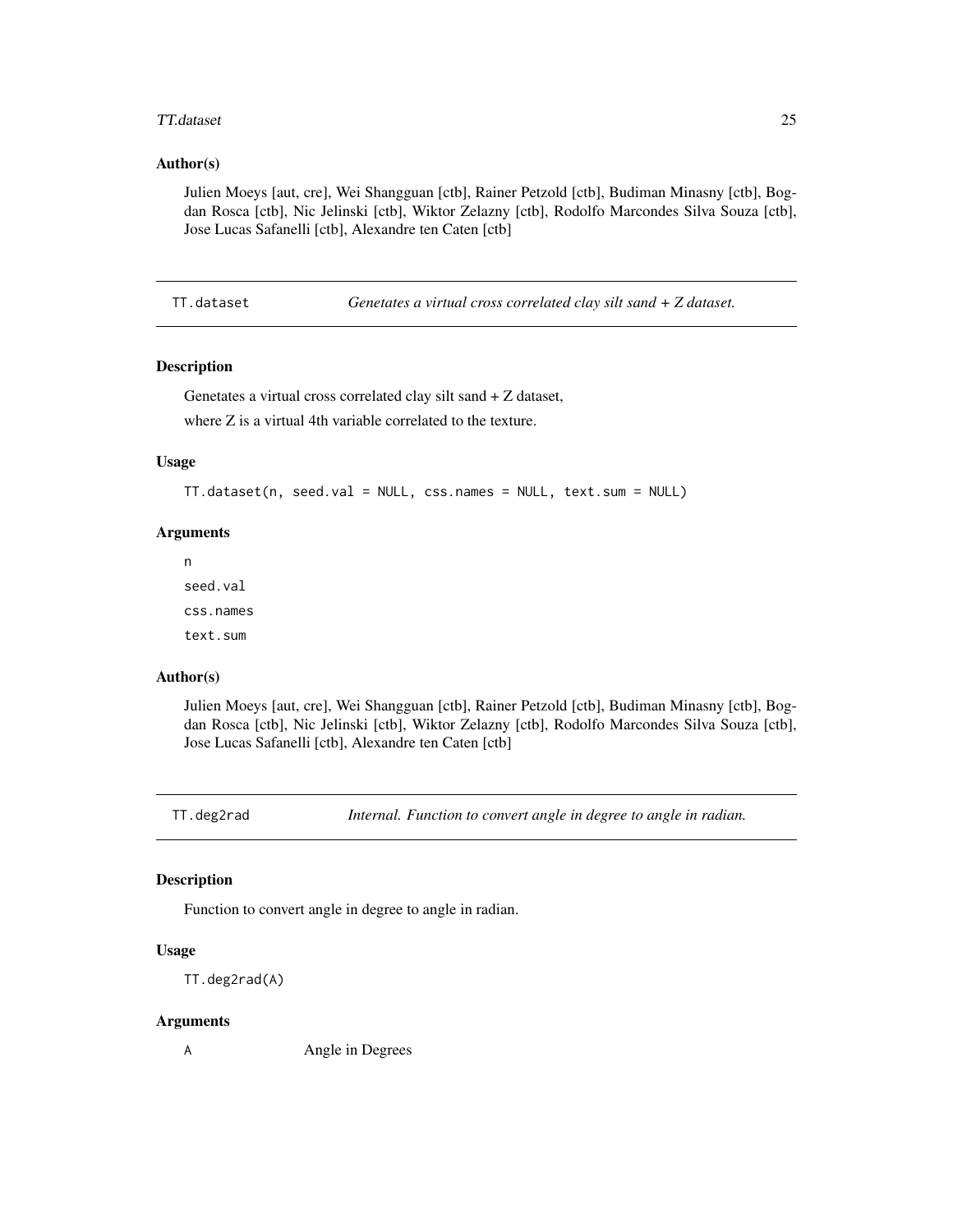## Author(s)

Julien Moeys [aut, cre], Wei Shangguan [ctb], Rainer Petzold [ctb], Budiman Minasny [ctb], Bogdan Rosca [ctb], Nic Jelinski [ctb], Wiktor Zelazny [ctb], Rodolfo Marcondes Silva Souza [ctb], Jose Lucas Safanelli [ctb], Alexandre ten Caten [ctb]

---

# TT.dataset — *Genetates a virtual cross correlated clay silt sand + Z dataset.*

## Description

Genetates a virtual cross correlated clay silt sand + Z dataset,

where Z is a virtual 4th variable correlated to the texture.

## Usage

```
TT.dataset(n, seed.val = NULL, css.names = NULL, text.sum = NULL)
```

## Arguments

n

seed.val

css.names

text.sum

## Author(s)

Julien Moeys [aut, cre], Wei Shangguan [ctb], Rainer Petzold [ctb], Budiman Minasny [ctb], Bogdan Rosca [ctb], Nic Jelinski [ctb], Wiktor Zelazny [ctb], Rodolfo Marcondes Silva Souza [ctb], Jose Lucas Safanelli [ctb], Alexandre ten Caten [ctb]

---

# TT.deg2rad — *Internal. Function to convert angle in degree to angle in radian.*

## Description

Function to convert angle in degree to angle in radian.

## Usage

```
TT.deg2rad(A)
```

## Arguments

| | |
|---|---|
| A | Angle in Degrees |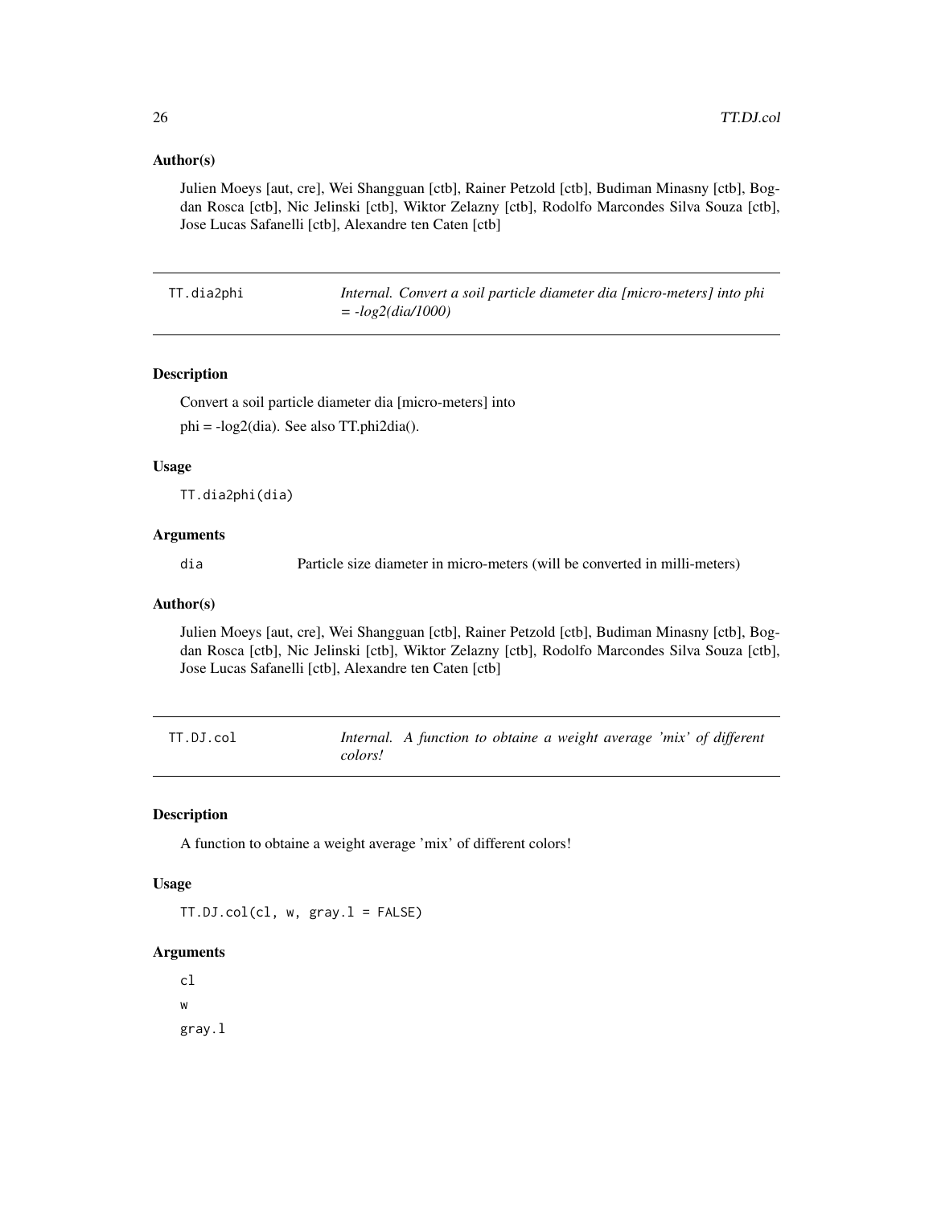### Author(s)

Julien Moeys [aut, cre], Wei Shangguan [ctb], Rainer Petzold [ctb], Budiman Minasny [ctb], Bogdan Rosca [ctb], Nic Jelinski [ctb], Wiktor Zelazny [ctb], Rodolfo Marcondes Silva Souza [ctb], Jose Lucas Safanelli [ctb], Alexandre ten Caten [ctb]

---

## TT.dia2phi — *Internal. Convert a soil particle diameter dia [micro-meters] into phi = -log2(dia/1000)*

### Description

Convert a soil particle diameter dia [micro-meters] into

phi = -log2(dia). See also TT.phi2dia().

### Usage

```
TT.dia2phi(dia)
```

### Arguments

| | |
|---|---|
| dia | Particle size diameter in micro-meters (will be converted in milli-meters) |

### Author(s)

Julien Moeys [aut, cre], Wei Shangguan [ctb], Rainer Petzold [ctb], Budiman Minasny [ctb], Bogdan Rosca [ctb], Nic Jelinski [ctb], Wiktor Zelazny [ctb], Rodolfo Marcondes Silva Souza [ctb], Jose Lucas Safanelli [ctb], Alexandre ten Caten [ctb]

---

## TT.DJ.col — *Internal. A function to obtaine a weight average 'mix' of different colors!*

### Description

A function to obtaine a weight average 'mix' of different colors!

### Usage

```
TT.DJ.col(cl, w, gray.l = FALSE)
```

### Arguments

cl

w

gray.l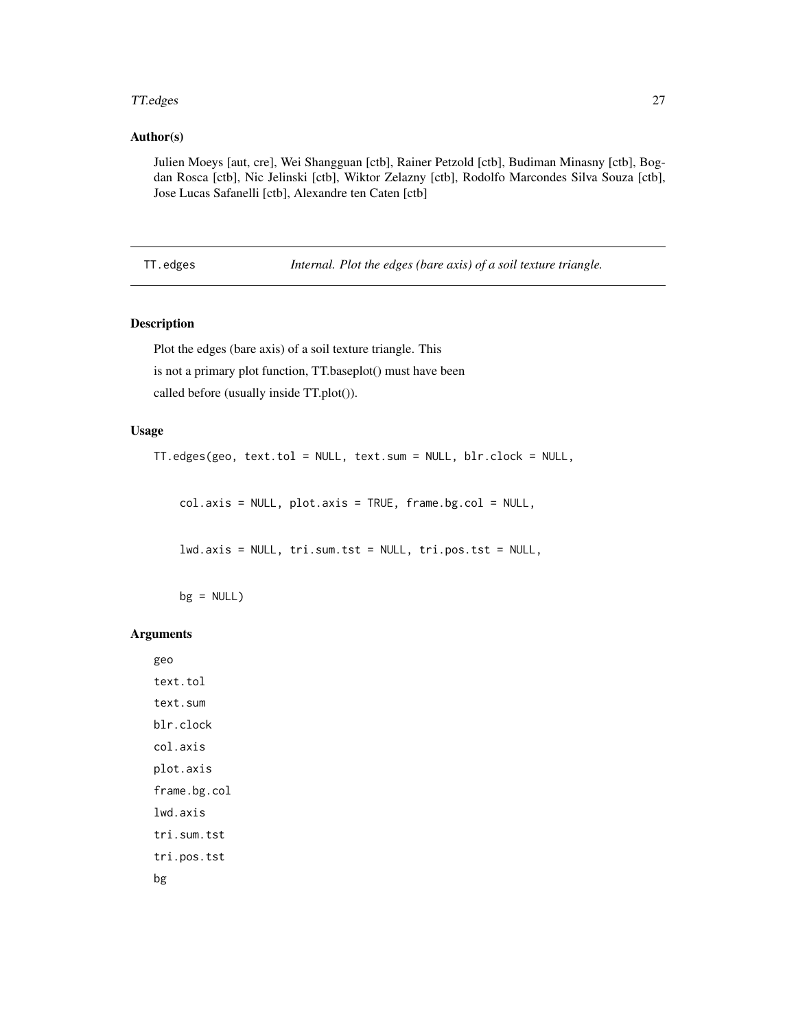## Author(s)

Julien Moeys [aut, cre], Wei Shangguan [ctb], Rainer Petzold [ctb], Budiman Minasny [ctb], Bogdan Rosca [ctb], Nic Jelinski [ctb], Wiktor Zelazny [ctb], Rodolfo Marcondes Silva Souza [ctb], Jose Lucas Safanelli [ctb], Alexandre ten Caten [ctb]

---

# TT.edges — *Internal. Plot the edges (bare axis) of a soil texture triangle.*

## Description

Plot the edges (bare axis) of a soil texture triangle. This
is not a primary plot function, TT.baseplot() must have been
called before (usually inside TT.plot()).

## Usage

```
TT.edges(geo, text.tol = NULL, text.sum = NULL, blr.clock = NULL,

    col.axis = NULL, plot.axis = TRUE, frame.bg.col = NULL,

    lwd.axis = NULL, tri.sum.tst = NULL, tri.pos.tst = NULL,

    bg = NULL)
```

## Arguments

`geo`
`text.tol`
`text.sum`
`blr.clock`
`col.axis`
`plot.axis`
`frame.bg.col`
`lwd.axis`
`tri.sum.tst`
`tri.pos.tst`
`bg`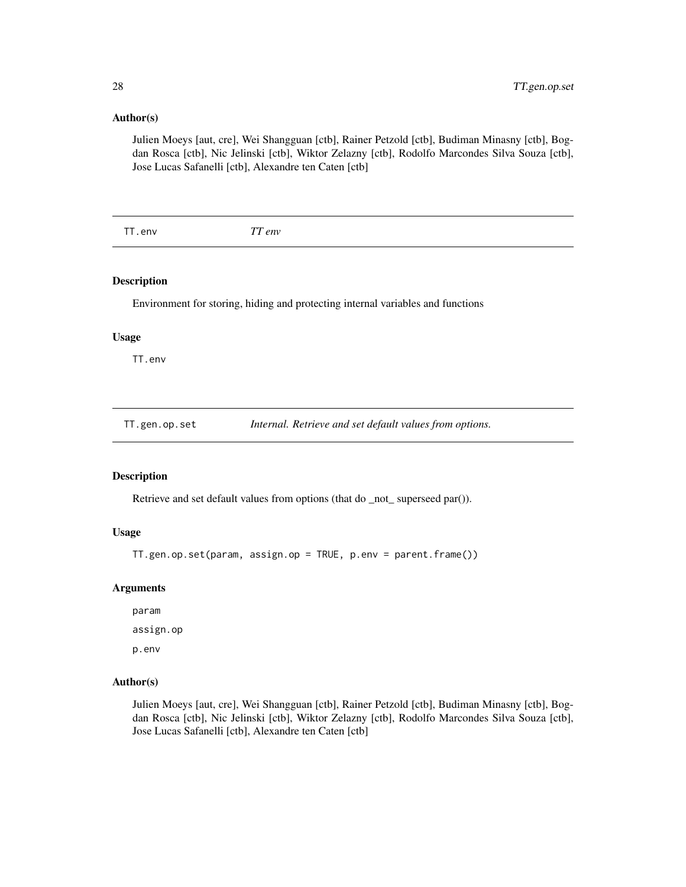### Author(s)

Julien Moeys [aut, cre], Wei Shangguan [ctb], Rainer Petzold [ctb], Budiman Minasny [ctb], Bogdan Rosca [ctb], Nic Jelinski [ctb], Wiktor Zelazny [ctb], Rodolfo Marcondes Silva Souza [ctb], Jose Lucas Safanelli [ctb], Alexandre ten Caten [ctb]

---

## TT.env — *TT env*

### Description

Environment for storing, hiding and protecting internal variables and functions

### Usage

```
TT.env
```

---

## TT.gen.op.set — *Internal. Retrieve and set default values from options.*

### Description

Retrieve and set default values from options (that do _not_ superseed par()).

### Usage

```
TT.gen.op.set(param, assign.op = TRUE, p.env = parent.frame())
```

### Arguments

param

assign.op

p.env

### Author(s)

Julien Moeys [aut, cre], Wei Shangguan [ctb], Rainer Petzold [ctb], Budiman Minasny [ctb], Bogdan Rosca [ctb], Nic Jelinski [ctb], Wiktor Zelazny [ctb], Rodolfo Marcondes Silva Souza [ctb], Jose Lucas Safanelli [ctb], Alexandre ten Caten [ctb]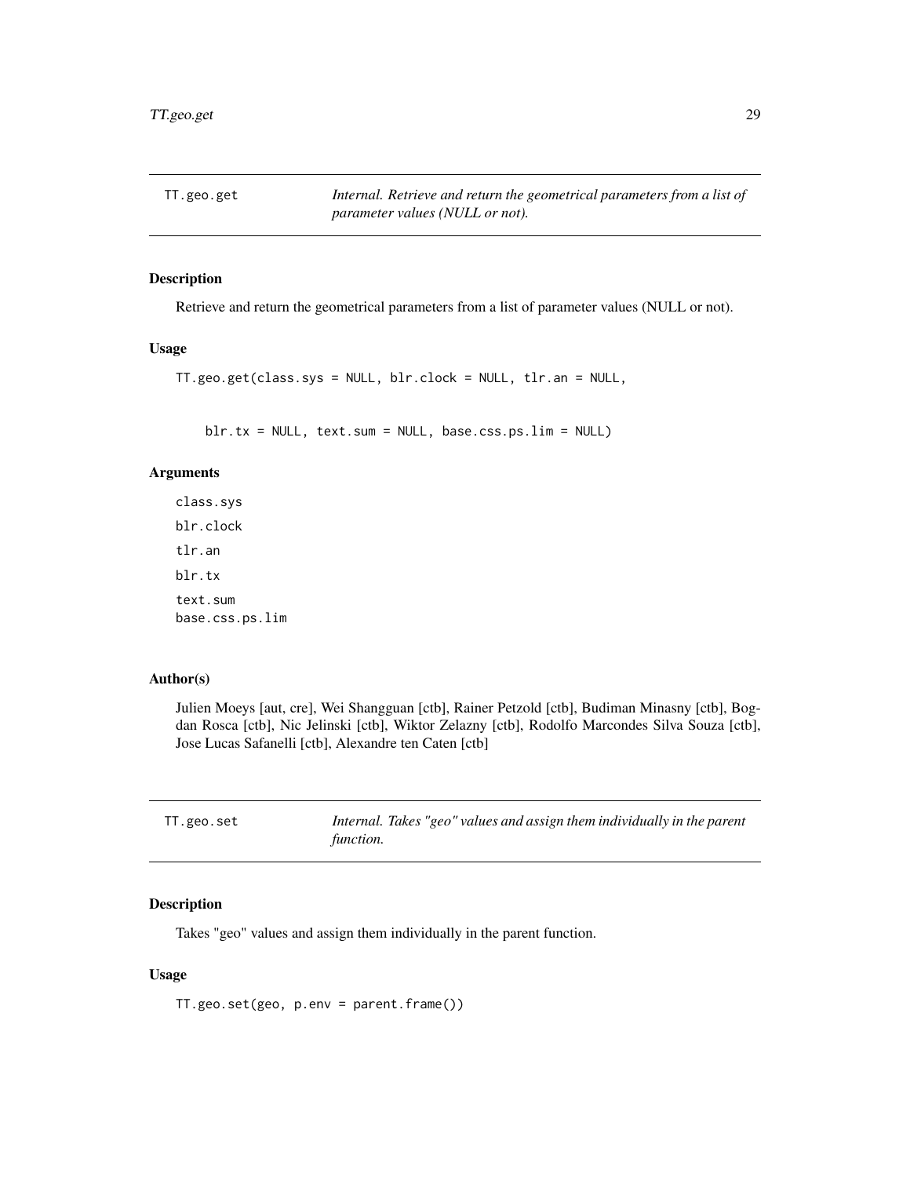## TT.geo.get

*Internal. Retrieve and return the geometrical parameters from a list of parameter values (NULL or not).*

### Description

Retrieve and return the geometrical parameters from a list of parameter values (NULL or not).

### Usage

```
TT.geo.get(class.sys = NULL, blr.clock = NULL, tlr.an = NULL,


    blr.tx = NULL, text.sum = NULL, base.css.ps.lim = NULL)
```

### Arguments

class.sys
blr.clock
tlr.an
blr.tx
text.sum
base.css.ps.lim

### Author(s)

Julien Moeys [aut, cre], Wei Shangguan [ctb], Rainer Petzold [ctb], Budiman Minasny [ctb], Bogdan Rosca [ctb], Nic Jelinski [ctb], Wiktor Zelazny [ctb], Rodolfo Marcondes Silva Souza [ctb], Jose Lucas Safanelli [ctb], Alexandre ten Caten [ctb]

## TT.geo.set

*Internal. Takes "geo" values and assign them individually in the parent function.*

### Description

Takes "geo" values and assign them individually in the parent function.

### Usage

```
TT.geo.set(geo, p.env = parent.frame())
```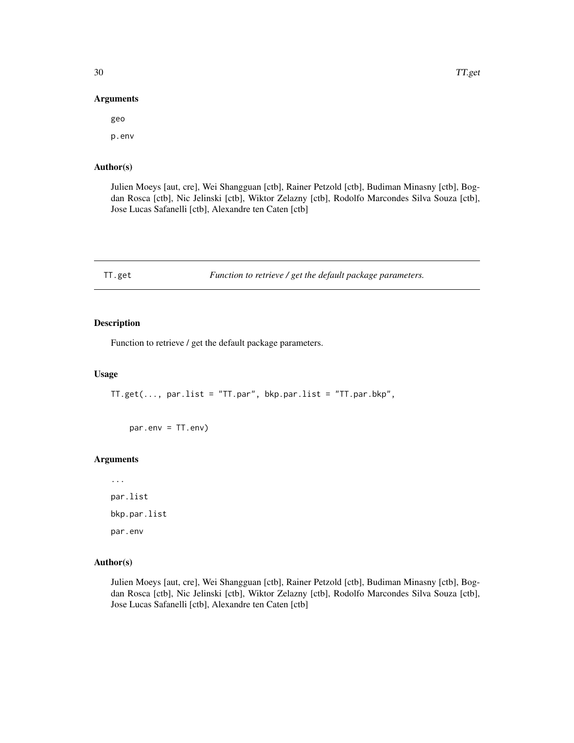## Arguments

geo

p.env

## Author(s)

Julien Moeys [aut, cre], Wei Shangguan [ctb], Rainer Petzold [ctb], Budiman Minasny [ctb], Bogdan Rosca [ctb], Nic Jelinski [ctb], Wiktor Zelazny [ctb], Rodolfo Marcondes Silva Souza [ctb], Jose Lucas Safanelli [ctb], Alexandre ten Caten [ctb]

---

# TT.get — *Function to retrieve / get the default package parameters.*

## Description

Function to retrieve / get the default package parameters.

## Usage

```
TT.get(..., par.list = "TT.par", bkp.par.list = "TT.par.bkp",

    par.env = TT.env)
```

## Arguments

...

par.list

bkp.par.list

par.env

## Author(s)

Julien Moeys [aut, cre], Wei Shangguan [ctb], Rainer Petzold [ctb], Budiman Minasny [ctb], Bogdan Rosca [ctb], Nic Jelinski [ctb], Wiktor Zelazny [ctb], Rodolfo Marcondes Silva Souza [ctb], Jose Lucas Safanelli [ctb], Alexandre ten Caten [ctb]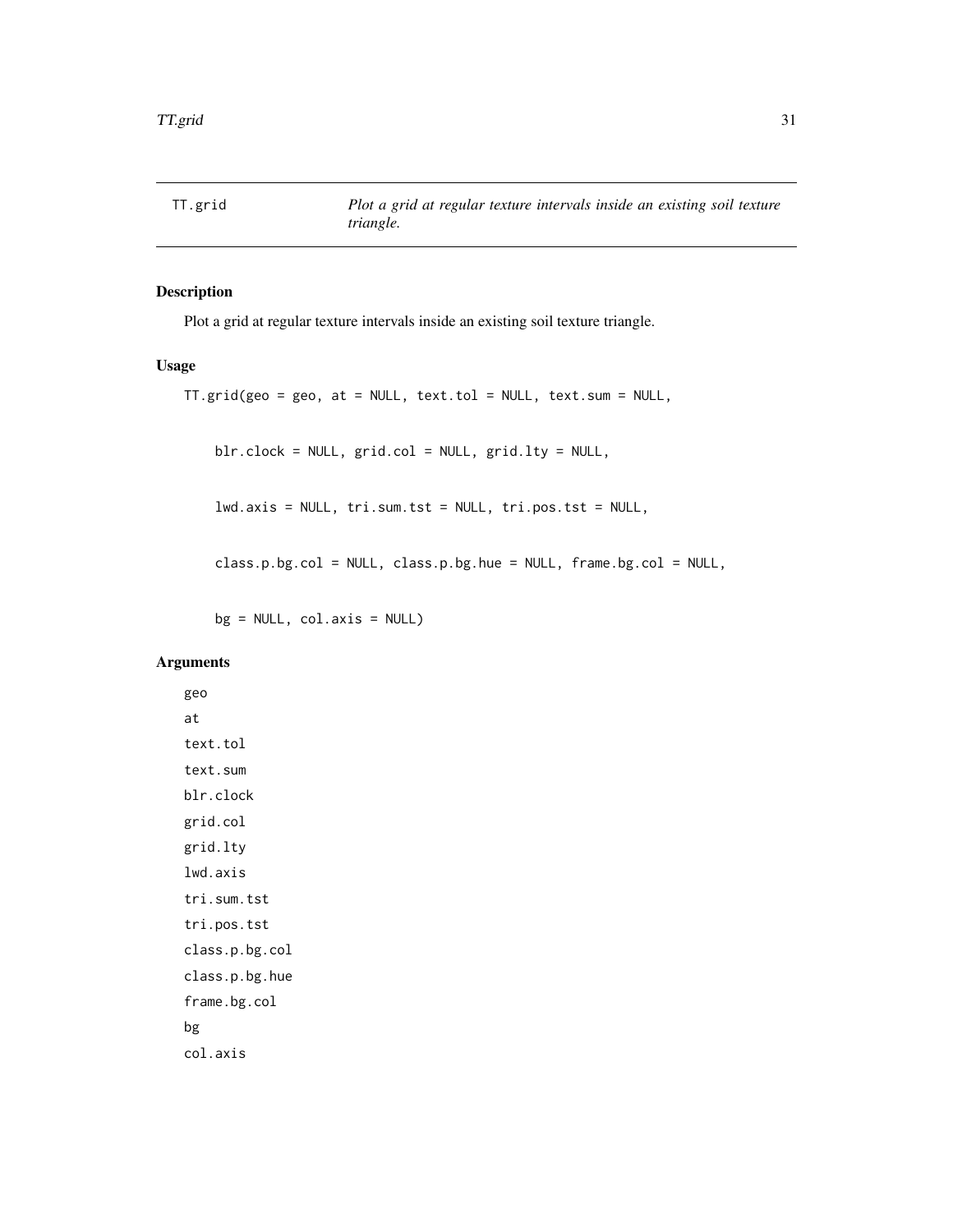TT.grid — *Plot a grid at regular texture intervals inside an existing soil texture triangle.*

## Description

Plot a grid at regular texture intervals inside an existing soil texture triangle.

## Usage

```
TT.grid(geo = geo, at = NULL, text.tol = NULL, text.sum = NULL,

    blr.clock = NULL, grid.col = NULL, grid.lty = NULL,

    lwd.axis = NULL, tri.sum.tst = NULL, tri.pos.tst = NULL,

    class.p.bg.col = NULL, class.p.bg.hue = NULL, frame.bg.col = NULL,

    bg = NULL, col.axis = NULL)
```

## Arguments

`geo`

`at`

`text.tol`

`text.sum`

`blr.clock`

`grid.col`

`grid.lty`

`lwd.axis`

`tri.sum.tst`

`tri.pos.tst`

`class.p.bg.col`

`class.p.bg.hue`

`frame.bg.col`

`bg`

`col.axis`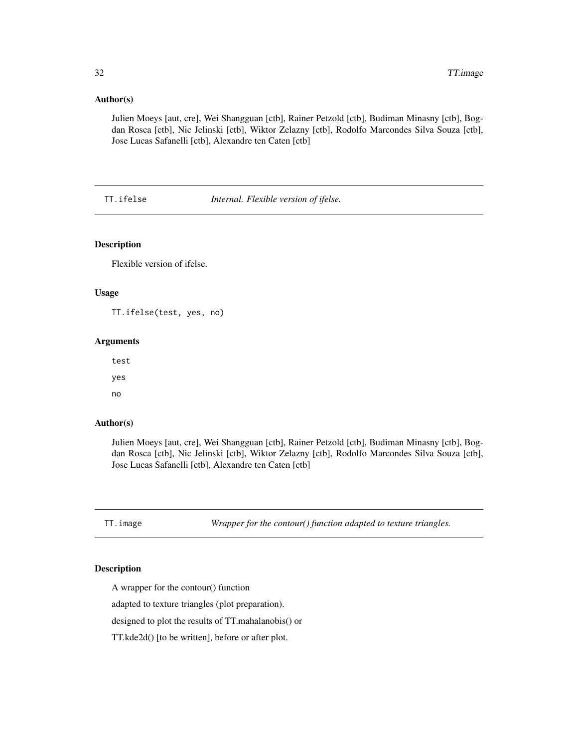### Author(s)

Julien Moeys [aut, cre], Wei Shangguan [ctb], Rainer Petzold [ctb], Budiman Minasny [ctb], Bogdan Rosca [ctb], Nic Jelinski [ctb], Wiktor Zelazny [ctb], Rodolfo Marcondes Silva Souza [ctb], Jose Lucas Safanelli [ctb], Alexandre ten Caten [ctb]

---

## TT.ifelse — *Internal. Flexible version of ifelse.*

### Description

Flexible version of ifelse.

### Usage

```
TT.ifelse(test, yes, no)
```

### Arguments

test

yes

no

### Author(s)

Julien Moeys [aut, cre], Wei Shangguan [ctb], Rainer Petzold [ctb], Budiman Minasny [ctb], Bogdan Rosca [ctb], Nic Jelinski [ctb], Wiktor Zelazny [ctb], Rodolfo Marcondes Silva Souza [ctb], Jose Lucas Safanelli [ctb], Alexandre ten Caten [ctb]

---

## TT.image — *Wrapper for the contour() function adapted to texture triangles.*

### Description

A wrapper for the contour() function

adapted to texture triangles (plot preparation).

designed to plot the results of TT.mahalanobis() or

TT.kde2d() [to be written], before or after plot.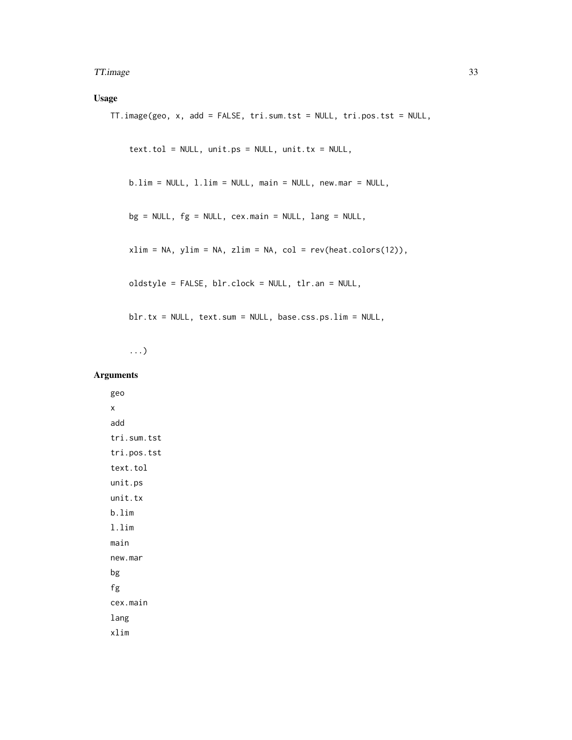## Usage

```
TT.image(geo, x, add = FALSE, tri.sum.tst = NULL, tri.pos.tst = NULL,

    text.tol = NULL, unit.ps = NULL, unit.tx = NULL,

    b.lim = NULL, l.lim = NULL, main = NULL, new.mar = NULL,

    bg = NULL, fg = NULL, cex.main = NULL, lang = NULL,

    xlim = NA, ylim = NA, zlim = NA, col = rev(heat.colors(12)),

    oldstyle = FALSE, blr.clock = NULL, tlr.an = NULL,

    blr.tx = NULL, text.sum = NULL, base.css.ps.lim = NULL,

    ...)
```

## Arguments

geo
x
add
tri.sum.tst
tri.pos.tst
text.tol
unit.ps
unit.tx
b.lim
l.lim
main
new.mar
bg
fg
cex.main
lang
xlim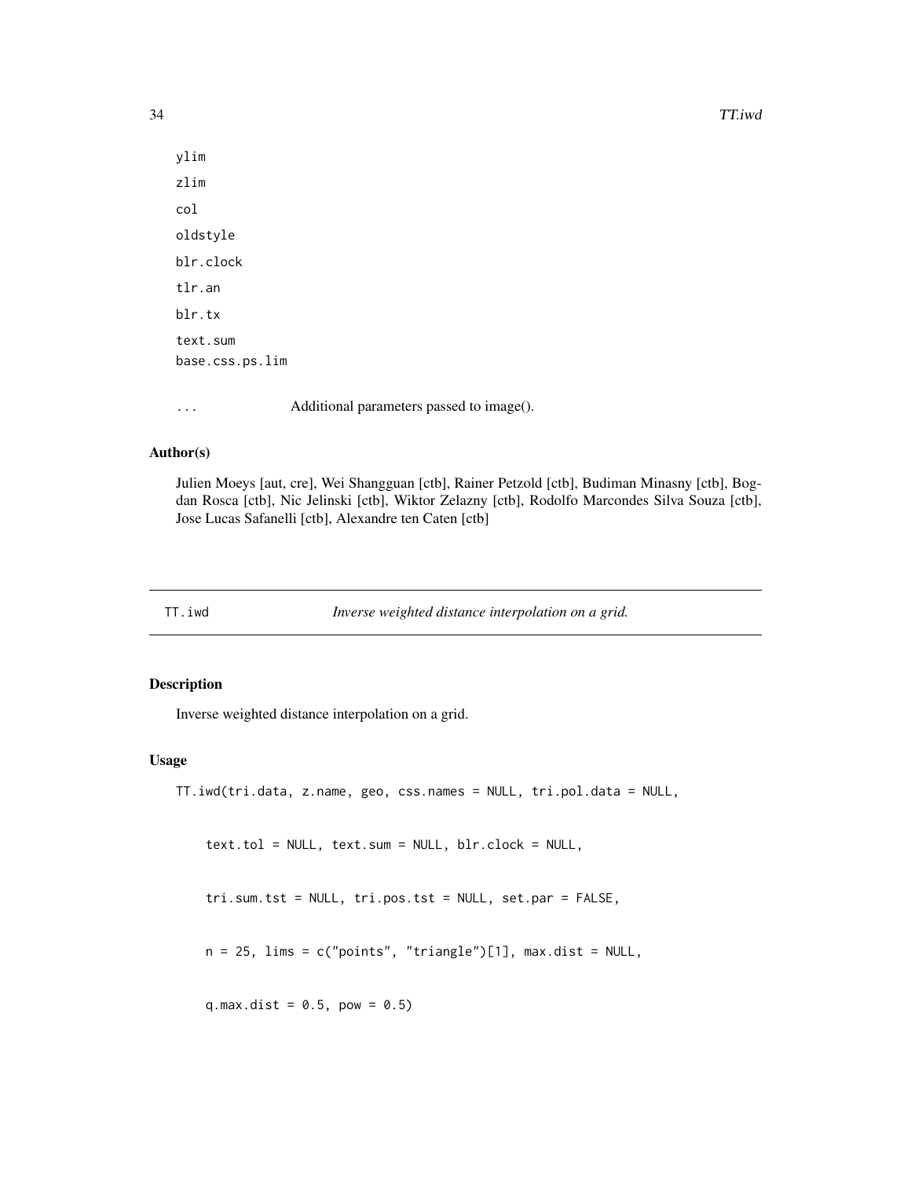ylim

zlim

col

oldstyle

blr.clock

tlr.an

blr.tx

text.sum

base.css.ps.lim

... Additional parameters passed to image().

### Author(s)

Julien Moeys [aut, cre], Wei Shangguan [ctb], Rainer Petzold [ctb], Budiman Minasny [ctb], Bogdan Rosca [ctb], Nic Jelinski [ctb], Wiktor Zelazny [ctb], Rodolfo Marcondes Silva Souza [ctb], Jose Lucas Safanelli [ctb], Alexandre ten Caten [ctb]

---

## TT.iwd *Inverse weighted distance interpolation on a grid.*

---

### Description

Inverse weighted distance interpolation on a grid.

### Usage

```
TT.iwd(tri.data, z.name, geo, css.names = NULL, tri.pol.data = NULL,

    text.tol = NULL, text.sum = NULL, blr.clock = NULL,

    tri.sum.tst = NULL, tri.pos.tst = NULL, set.par = FALSE,

    n = 25, lims = c("points", "triangle")[1], max.dist = NULL,

    q.max.dist = 0.5, pow = 0.5)
```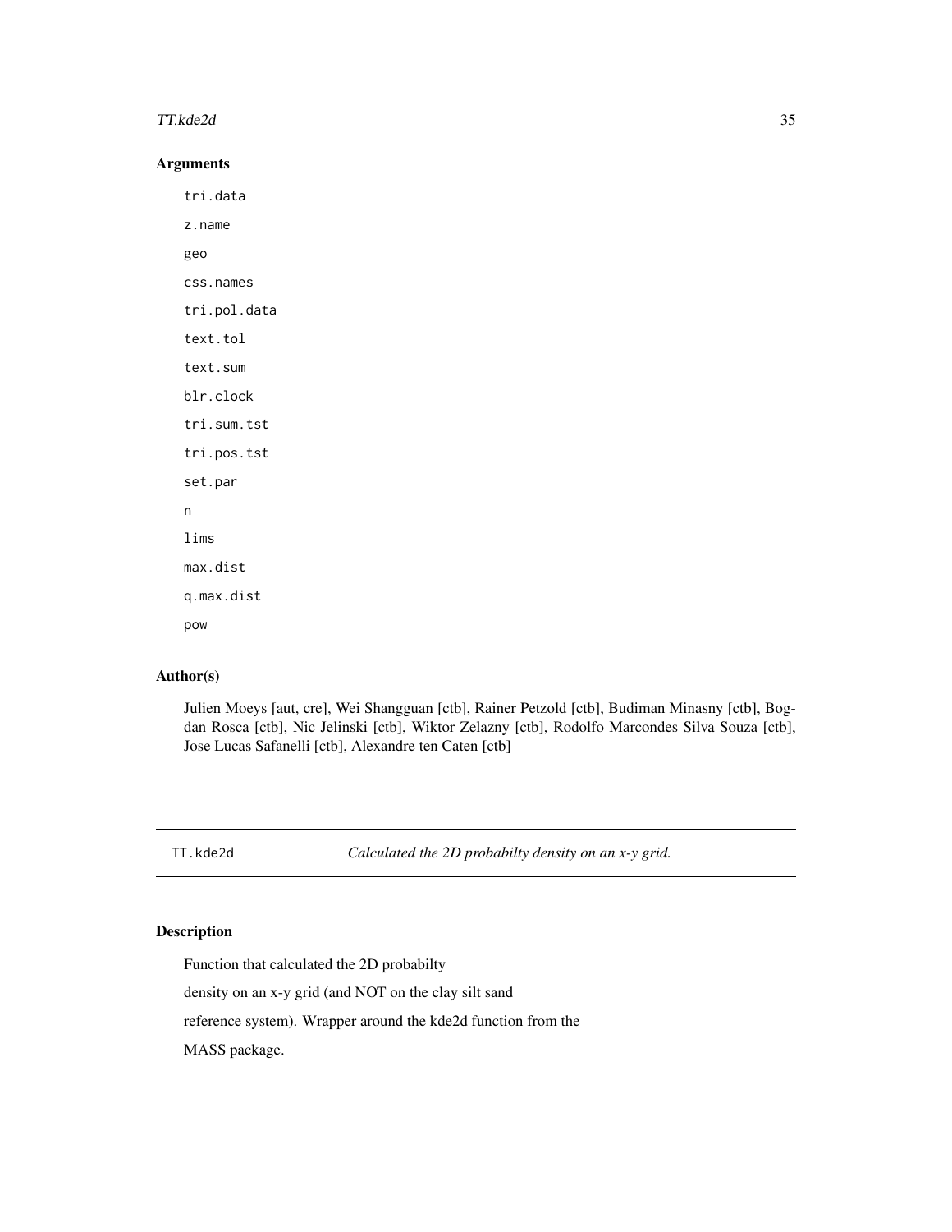## Arguments

tri.data

z.name

geo

css.names

tri.pol.data

text.tol

text.sum

blr.clock

tri.sum.tst

tri.pos.tst

set.par

n

lims

max.dist

q.max.dist

pow

## Author(s)

Julien Moeys [aut, cre], Wei Shangguan [ctb], Rainer Petzold [ctb], Budiman Minasny [ctb], Bogdan Rosca [ctb], Nic Jelinski [ctb], Wiktor Zelazny [ctb], Rodolfo Marcondes Silva Souza [ctb], Jose Lucas Safanelli [ctb], Alexandre ten Caten [ctb]

---

# TT.kde2d &nbsp;&nbsp;&nbsp; *Calculated the 2D probabilty density on an x-y grid.*

---

## Description

Function that calculated the 2D probabilty

density on an x-y grid (and NOT on the clay silt sand

reference system). Wrapper around the kde2d function from the

MASS package.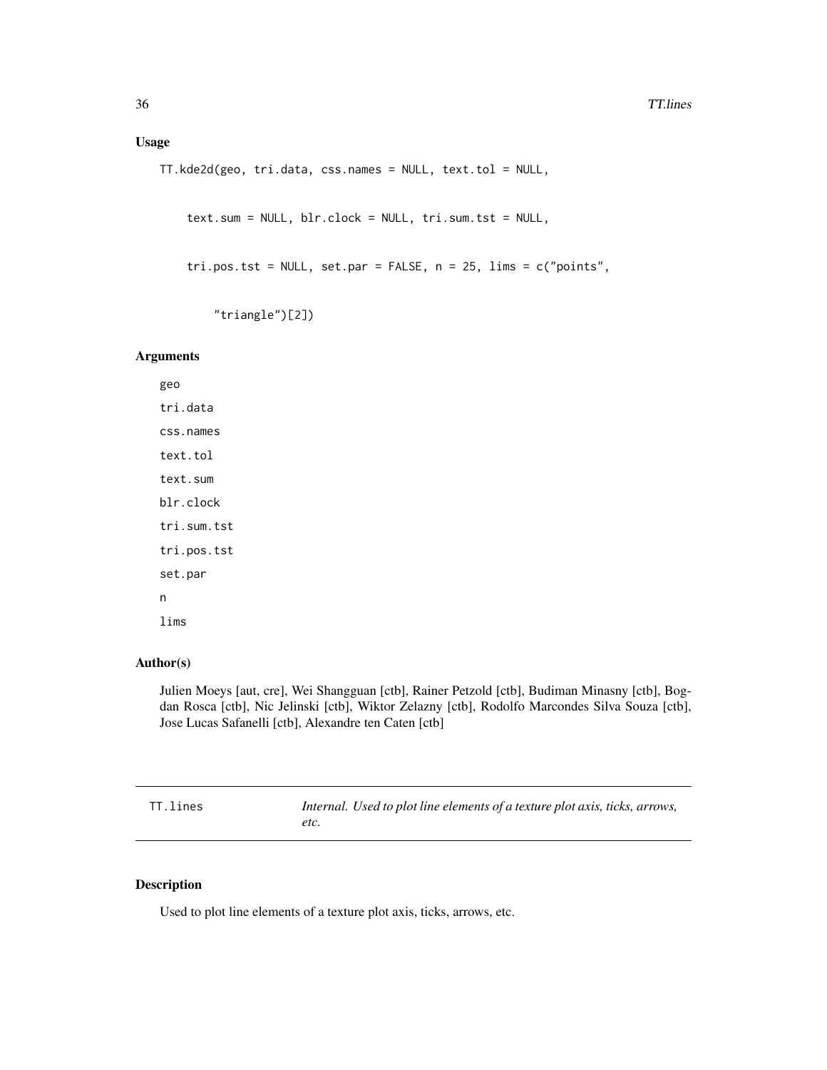## Usage

```
TT.kde2d(geo, tri.data, css.names = NULL, text.tol = NULL,

    text.sum = NULL, blr.clock = NULL, tri.sum.tst = NULL,

    tri.pos.tst = NULL, set.par = FALSE, n = 25, lims = c("points",

        "triangle")[2])
```

## Arguments

geo

tri.data

css.names

text.tol

text.sum

blr.clock

tri.sum.tst

tri.pos.tst

set.par

n

lims

## Author(s)

Julien Moeys [aut, cre], Wei Shangguan [ctb], Rainer Petzold [ctb], Budiman Minasny [ctb], Bogdan Rosca [ctb], Nic Jelinski [ctb], Wiktor Zelazny [ctb], Rodolfo Marcondes Silva Souza [ctb], Jose Lucas Safanelli [ctb], Alexandre ten Caten [ctb]

---

# TT.lines — *Internal. Used to plot line elements of a texture plot axis, ticks, arrows, etc.*

## Description

Used to plot line elements of a texture plot axis, ticks, arrows, etc.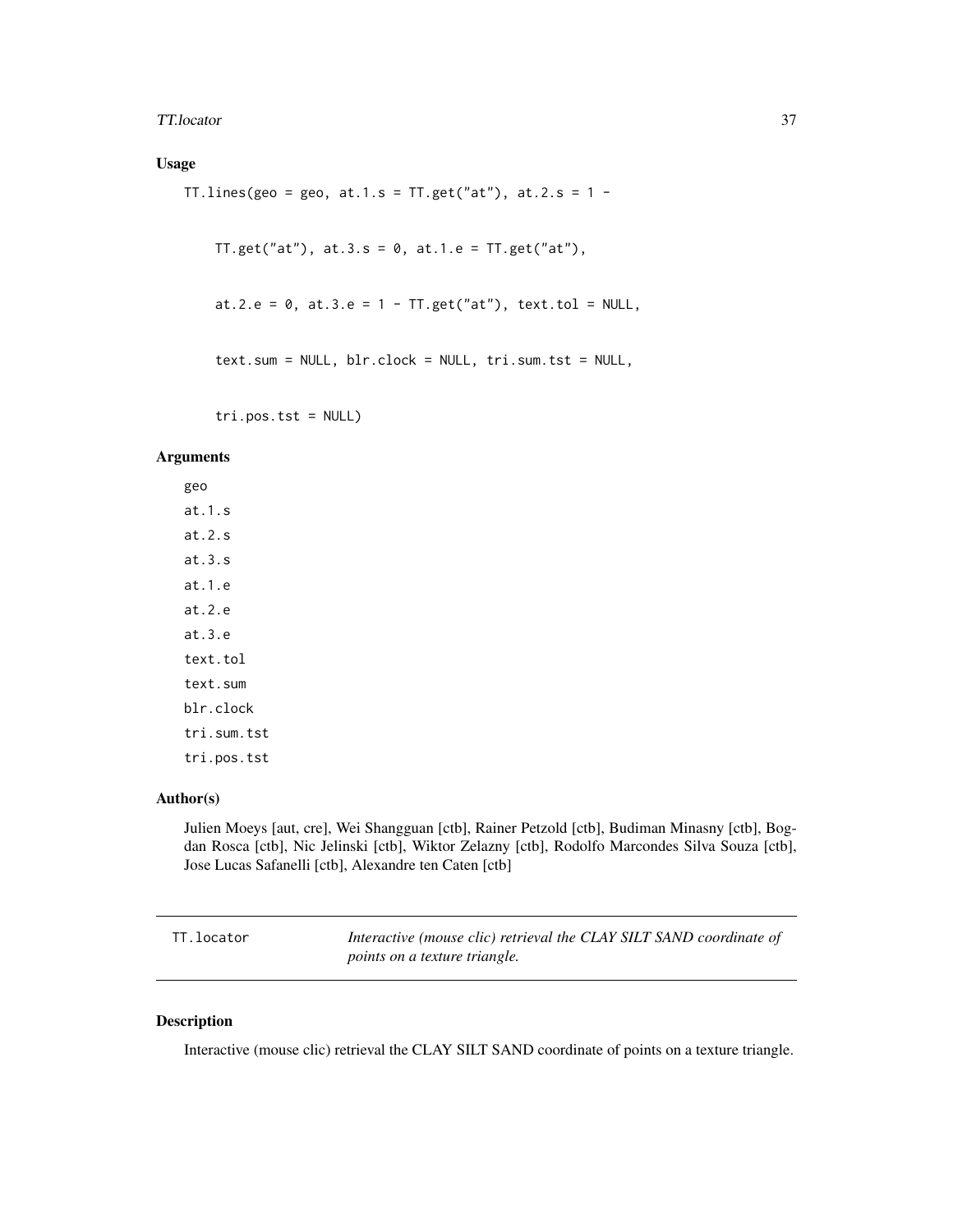## Usage

```
TT.lines(geo = geo, at.1.s = TT.get("at"), at.2.s = 1 -

    TT.get("at"), at.3.s = 0, at.1.e = TT.get("at"),

    at.2.e = 0, at.3.e = 1 - TT.get("at"), text.tol = NULL,

    text.sum = NULL, blr.clock = NULL, tri.sum.tst = NULL,

    tri.pos.tst = NULL)
```

## Arguments

`geo`
`at.1.s`
`at.2.s`
`at.3.s`
`at.1.e`
`at.2.e`
`at.3.e`
`text.tol`
`text.sum`
`blr.clock`
`tri.sum.tst`
`tri.pos.tst`

## Author(s)

Julien Moeys [aut, cre], Wei Shangguan [ctb], Rainer Petzold [ctb], Budiman Minasny [ctb], Bogdan Rosca [ctb], Nic Jelinski [ctb], Wiktor Zelazny [ctb], Rodolfo Marcondes Silva Souza [ctb], Jose Lucas Safanelli [ctb], Alexandre ten Caten [ctb]

---

# TT.locator — *Interactive (mouse clic) retrieval the CLAY SILT SAND coordinate of points on a texture triangle.*

---

## Description

Interactive (mouse clic) retrieval the CLAY SILT SAND coordinate of points on a texture triangle.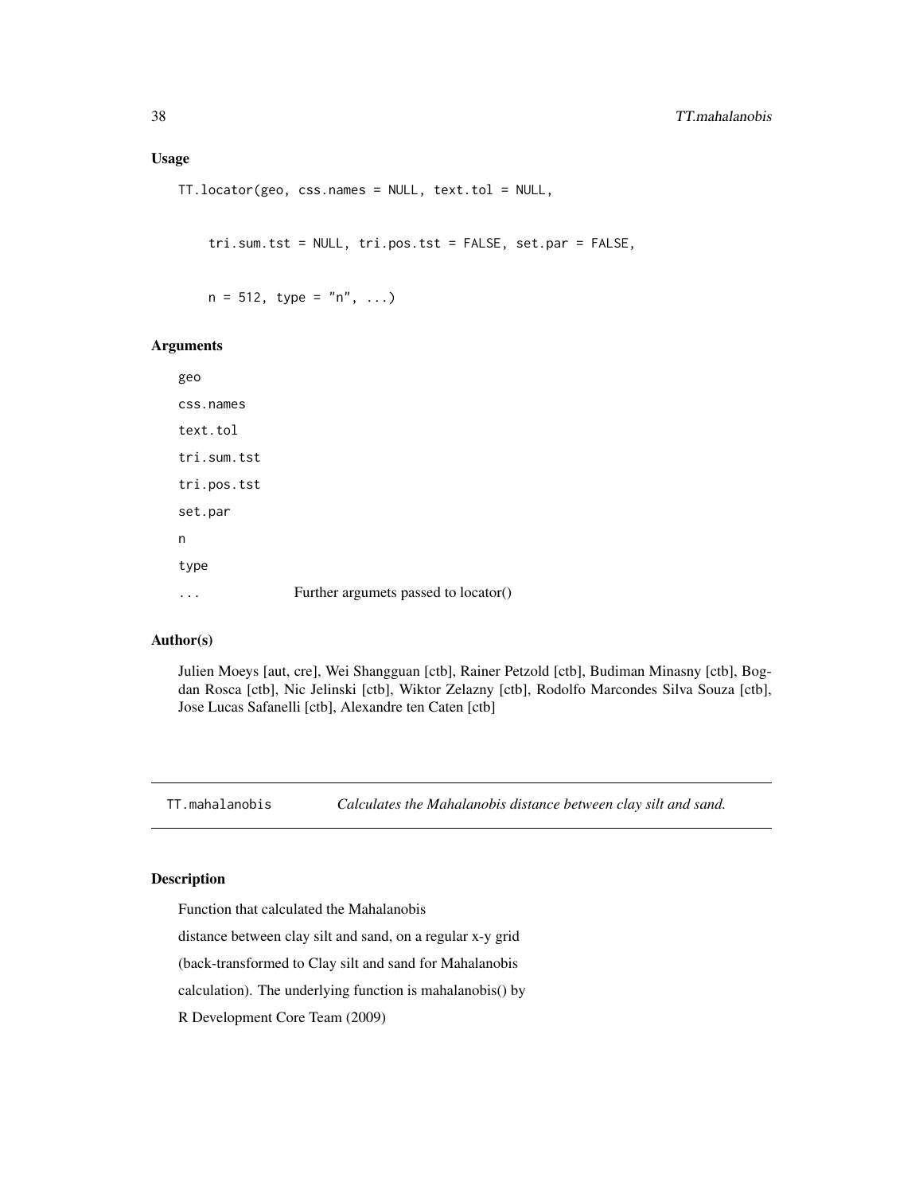### Usage

```
TT.locator(geo, css.names = NULL, text.tol = NULL,

     tri.sum.tst = NULL, tri.pos.tst = FALSE, set.par = FALSE,

     n = 512, type = "n", ...)
```

### Arguments

| | |
|---|---|
| geo | |
| css.names | |
| text.tol | |
| tri.sum.tst | |
| tri.pos.tst | |
| set.par | |
| n | |
| type | |
| ... | Further argumets passed to locator() |

### Author(s)

Julien Moeys [aut, cre], Wei Shangguan [ctb], Rainer Petzold [ctb], Budiman Minasny [ctb], Bogdan Rosca [ctb], Nic Jelinski [ctb], Wiktor Zelazny [ctb], Rodolfo Marcondes Silva Souza [ctb], Jose Lucas Safanelli [ctb], Alexandre ten Caten [ctb]

---

## TT.mahalanobis — *Calculates the Mahalanobis distance between clay silt and sand.*

---

### Description

Function that calculated the Mahalanobis

distance between clay silt and sand, on a regular x-y grid

(back-transformed to Clay silt and sand for Mahalanobis

calculation). The underlying function is mahalanobis() by

R Development Core Team (2009)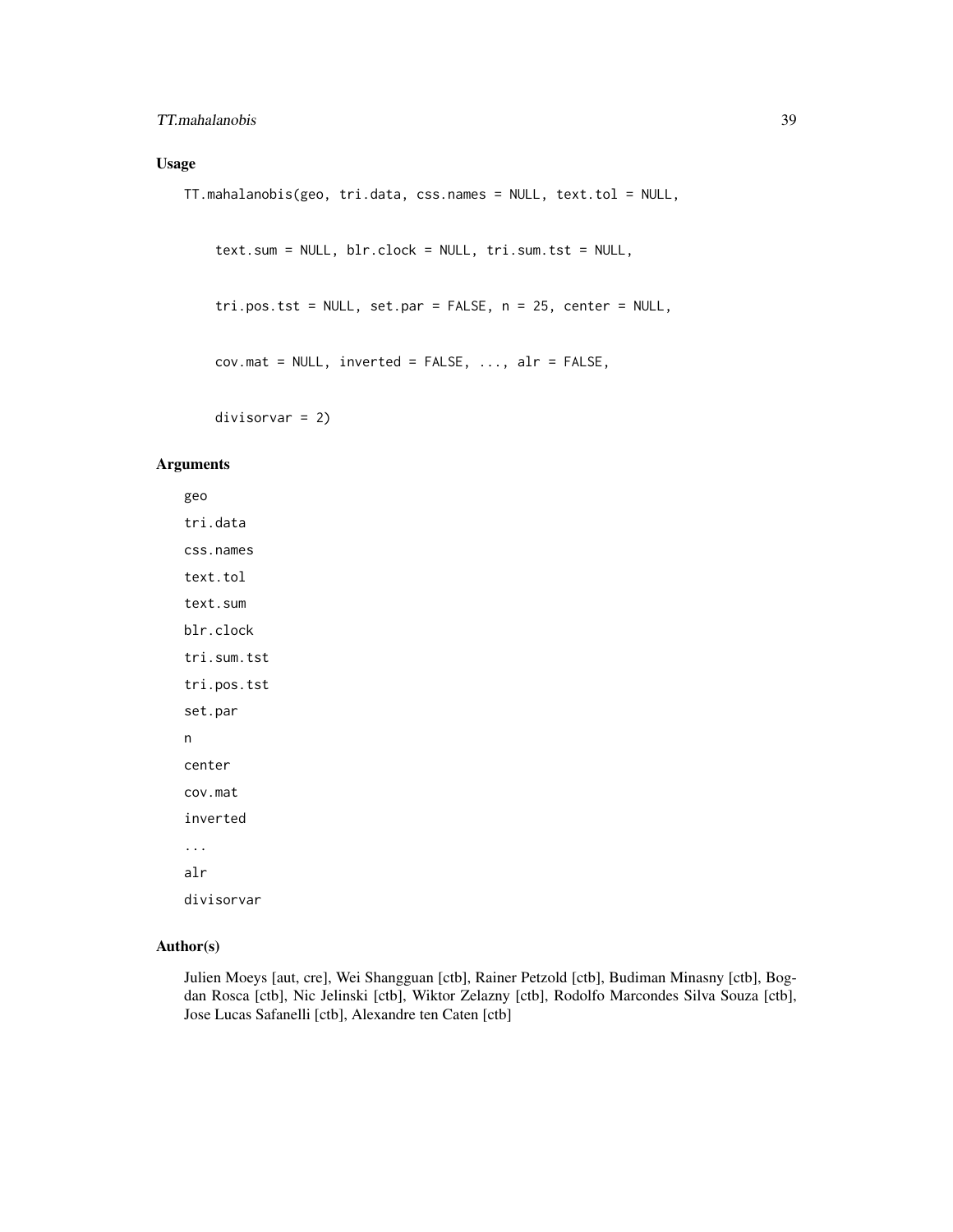## Usage

```
TT.mahalanobis(geo, tri.data, css.names = NULL, text.tol = NULL,

    text.sum = NULL, blr.clock = NULL, tri.sum.tst = NULL,

    tri.pos.tst = NULL, set.par = FALSE, n = 25, center = NULL,

    cov.mat = NULL, inverted = FALSE, ..., alr = FALSE,

    divisorvar = 2)
```

## Arguments

geo

tri.data

css.names

text.tol

text.sum

blr.clock

tri.sum.tst

tri.pos.tst

set.par

n

center

cov.mat

inverted

...

alr

divisorvar

## Author(s)

Julien Moeys [aut, cre], Wei Shangguan [ctb], Rainer Petzold [ctb], Budiman Minasny [ctb], Bogdan Rosca [ctb], Nic Jelinski [ctb], Wiktor Zelazny [ctb], Rodolfo Marcondes Silva Souza [ctb], Jose Lucas Safanelli [ctb], Alexandre ten Caten [ctb]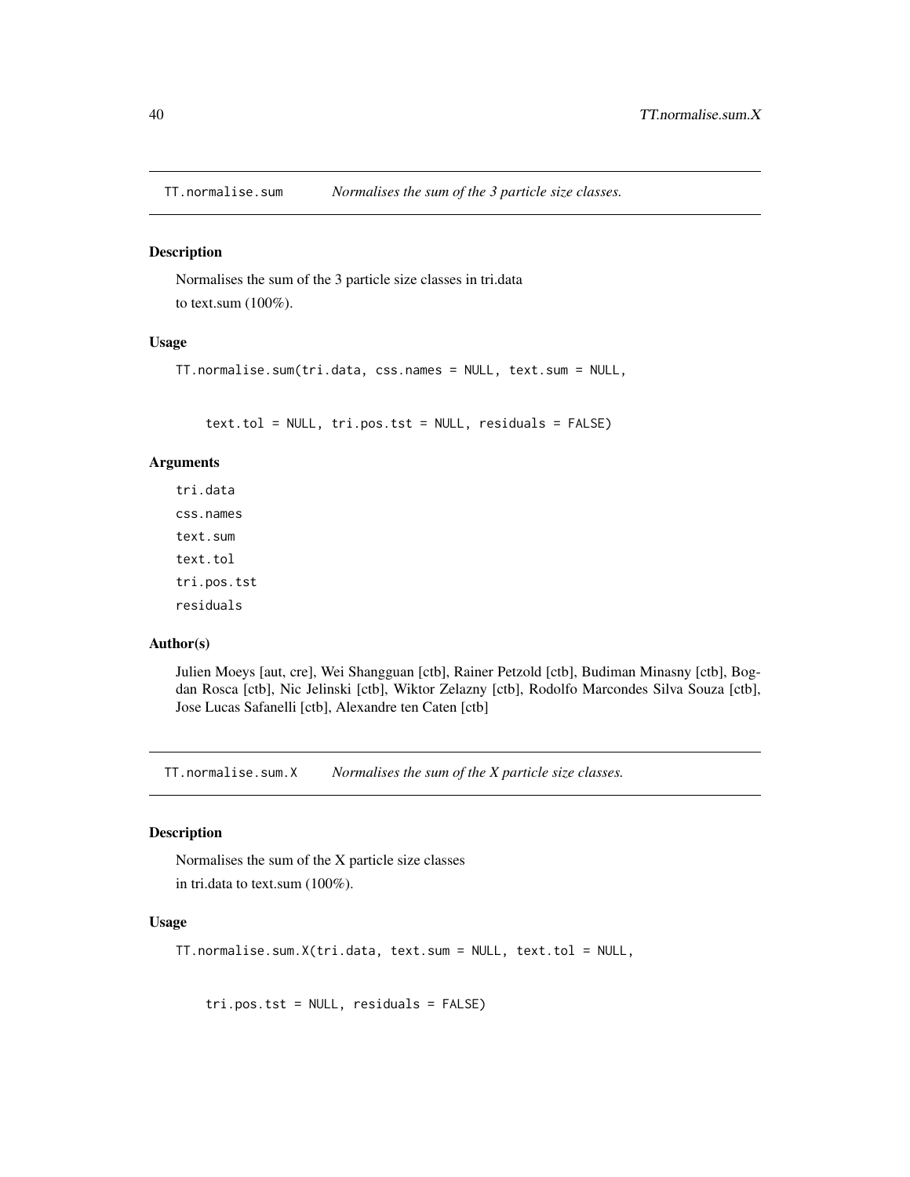## TT.normalise.sum — *Normalises the sum of the 3 particle size classes.*

### Description

Normalises the sum of the 3 particle size classes in tri.data
to text.sum (100%).

### Usage

```
TT.normalise.sum(tri.data, css.names = NULL, text.sum = NULL,


    text.tol = NULL, tri.pos.tst = NULL, residuals = FALSE)
```

### Arguments

- `tri.data`
- `css.names`
- `text.sum`
- `text.tol`
- `tri.pos.tst`
- `residuals`

### Author(s)

Julien Moeys [aut, cre], Wei Shangguan [ctb], Rainer Petzold [ctb], Budiman Minasny [ctb], Bogdan Rosca [ctb], Nic Jelinski [ctb], Wiktor Zelazny [ctb], Rodolfo Marcondes Silva Souza [ctb], Jose Lucas Safanelli [ctb], Alexandre ten Caten [ctb]

## TT.normalise.sum.X — *Normalises the sum of the X particle size classes.*

### Description

Normalises the sum of the X particle size classes
in tri.data to text.sum (100%).

### Usage

```
TT.normalise.sum.X(tri.data, text.sum = NULL, text.tol = NULL,


    tri.pos.tst = NULL, residuals = FALSE)
```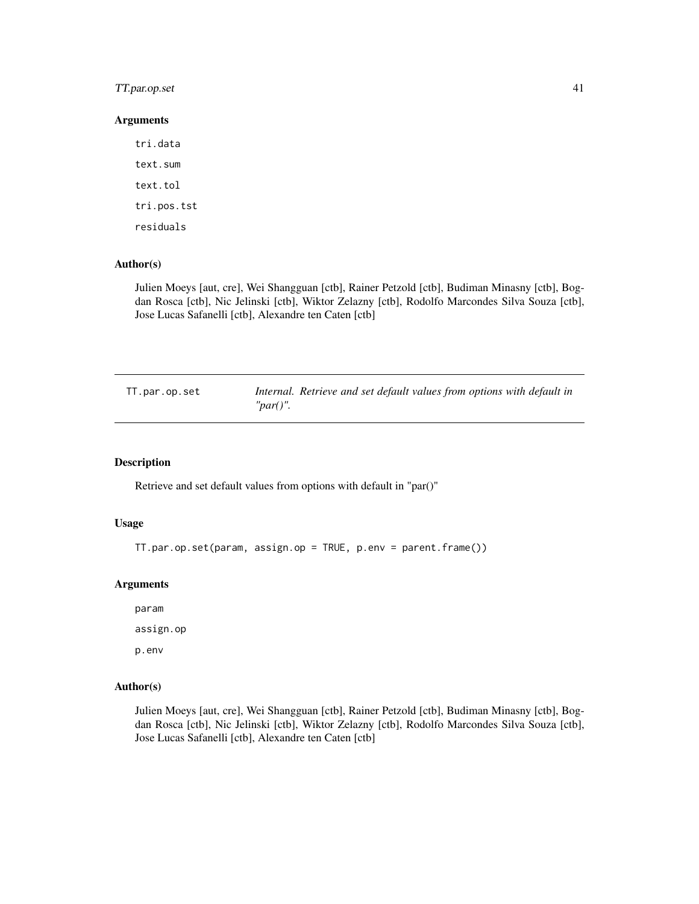### Arguments

tri.data

text.sum

text.tol

tri.pos.tst

residuals

### Author(s)

Julien Moeys [aut, cre], Wei Shangguan [ctb], Rainer Petzold [ctb], Budiman Minasny [ctb], Bogdan Rosca [ctb], Nic Jelinski [ctb], Wiktor Zelazny [ctb], Rodolfo Marcondes Silva Souza [ctb], Jose Lucas Safanelli [ctb], Alexandre ten Caten [ctb]

---

## TT.par.op.set — *Internal. Retrieve and set default values from options with default in "par()".*

---

### Description

Retrieve and set default values from options with default in "par()"

### Usage

```
TT.par.op.set(param, assign.op = TRUE, p.env = parent.frame())
```

### Arguments

param

assign.op

p.env

### Author(s)

Julien Moeys [aut, cre], Wei Shangguan [ctb], Rainer Petzold [ctb], Budiman Minasny [ctb], Bogdan Rosca [ctb], Nic Jelinski [ctb], Wiktor Zelazny [ctb], Rodolfo Marcondes Silva Souza [ctb], Jose Lucas Safanelli [ctb], Alexandre ten Caten [ctb]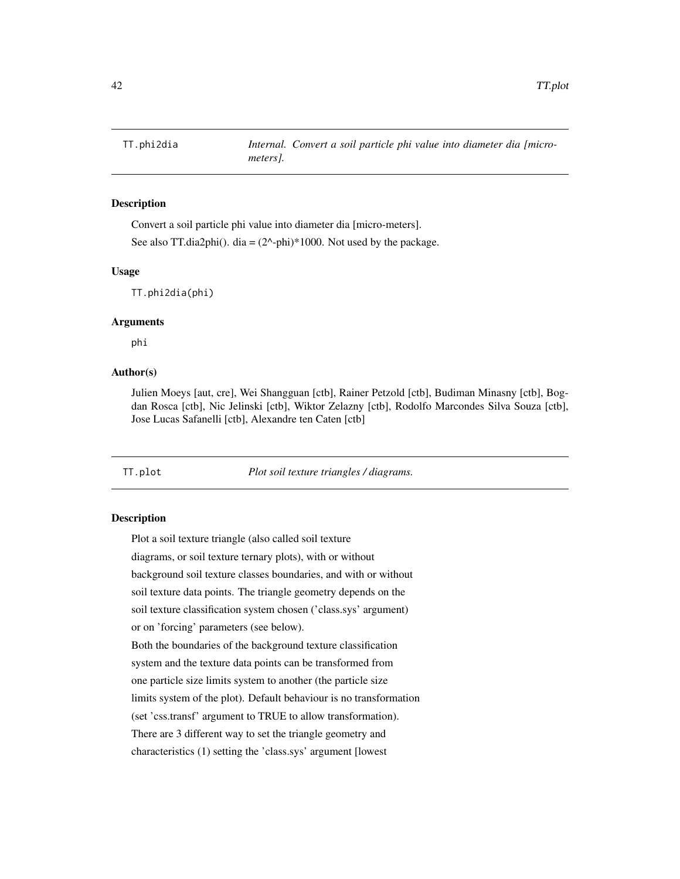## TT.phi2dia — *Internal. Convert a soil particle phi value into diameter dia [micro-meters].*

### Description

Convert a soil particle phi value into diameter dia [micro-meters].

See also TT.dia2phi(). dia = (2^-phi)*1000. Not used by the package.

### Usage

```
TT.phi2dia(phi)
```

### Arguments

phi

### Author(s)

Julien Moeys [aut, cre], Wei Shangguan [ctb], Rainer Petzold [ctb], Budiman Minasny [ctb], Bogdan Rosca [ctb], Nic Jelinski [ctb], Wiktor Zelazny [ctb], Rodolfo Marcondes Silva Souza [ctb], Jose Lucas Safanelli [ctb], Alexandre ten Caten [ctb]

## TT.plot — *Plot soil texture triangles / diagrams.*

### Description

Plot a soil texture triangle (also called soil texture diagrams, or soil texture ternary plots), with or without background soil texture classes boundaries, and with or without soil texture data points. The triangle geometry depends on the soil texture classification system chosen ('class.sys' argument) or on 'forcing' parameters (see below).

Both the boundaries of the background texture classification system and the texture data points can be transformed from one particle size limits system to another (the particle size limits system of the plot). Default behaviour is no transformation (set 'css.transf' argument to TRUE to allow transformation).

There are 3 different way to set the triangle geometry and characteristics (1) setting the 'class.sys' argument [lowest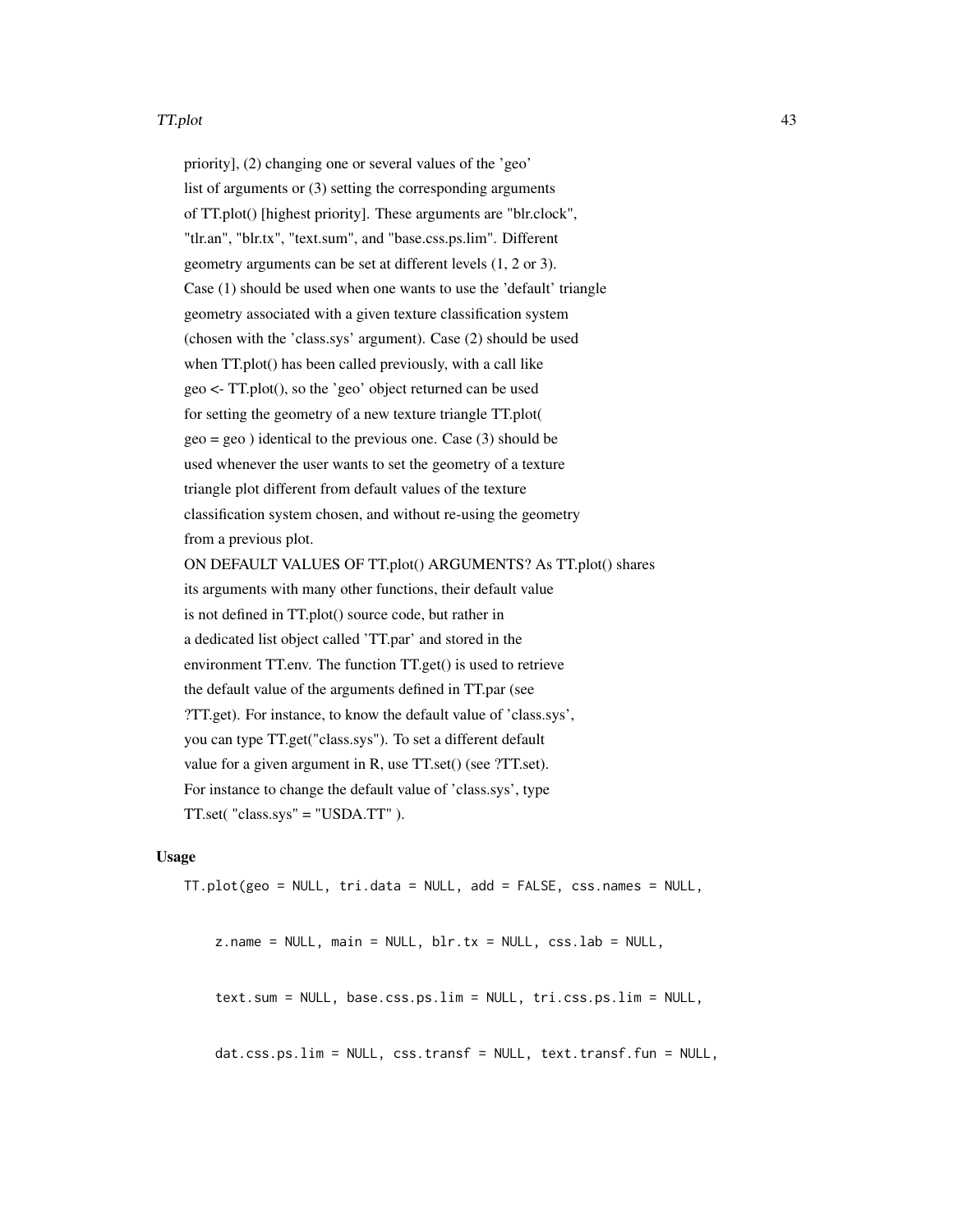priority], (2) changing one or several values of the 'geo' list of arguments or (3) setting the corresponding arguments of TT.plot() [highest priority]. These arguments are "blr.clock", "tlr.an", "blr.tx", "text.sum", and "base.css.ps.lim". Different geometry arguments can be set at different levels (1, 2 or 3). Case (1) should be used when one wants to use the 'default' triangle geometry associated with a given texture classification system (chosen with the 'class.sys' argument). Case (2) should be used when TT.plot() has been called previously, with a call like geo <- TT.plot(), so the 'geo' object returned can be used for setting the geometry of a new texture triangle TT.plot( geo = geo ) identical to the previous one. Case (3) should be used whenever the user wants to set the geometry of a texture triangle plot different from default values of the texture classification system chosen, and without re-using the geometry from a previous plot.

ON DEFAULT VALUES OF TT.plot() ARGUMENTS? As TT.plot() shares its arguments with many other functions, their default value is not defined in TT.plot() source code, but rather in a dedicated list object called 'TT.par' and stored in the environment TT.env. The function TT.get() is used to retrieve the default value of the arguments defined in TT.par (see ?TT.get). For instance, to know the default value of 'class.sys', you can type TT.get("class.sys"). To set a different default value for a given argument in R, use TT.set() (see ?TT.set). For instance to change the default value of 'class.sys', type TT.set( "class.sys" = "USDA.TT" ).

## Usage

```
TT.plot(geo = NULL, tri.data = NULL, add = FALSE, css.names = NULL,

    z.name = NULL, main = NULL, blr.tx = NULL, css.lab = NULL,

    text.sum = NULL, base.css.ps.lim = NULL, tri.css.ps.lim = NULL,

    dat.css.ps.lim = NULL, css.transf = NULL, text.transf.fun = NULL,
```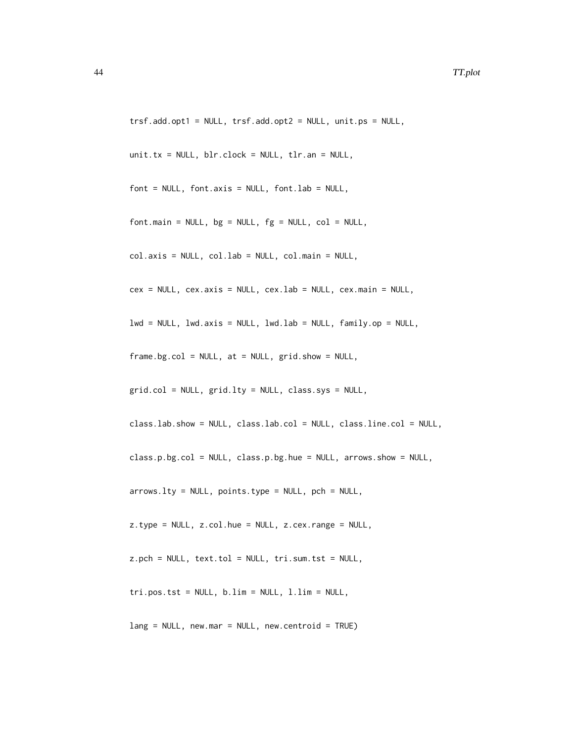```
trsf.add.opt1 = NULL, trsf.add.opt2 = NULL, unit.ps = NULL,
unit.tx = NULL, blr.clock = NULL, tlr.an = NULL,
font = NULL, font.axis = NULL, font.lab = NULL,
font.main = NULL, bg = NULL, fg = NULL, col = NULL,
col.axis = NULL, col.lab = NULL, col.main = NULL,
cex = NULL, cex.axis = NULL, cex.lab = NULL, cex.main = NULL,
lwd = NULL, lwd.axis = NULL, lwd.lab = NULL, family.op = NULL,
frame.bg.col = NULL, at = NULL, grid.show = NULL,
grid.col = NULL, grid.lty = NULL, class.sys = NULL,
class.lab.show = NULL, class.lab.col = NULL, class.line.col = NULL,
class.p.bg.col = NULL, class.p.bg.hue = NULL, arrows.show = NULL,
arrows.lty = NULL, points.type = NULL, pch = NULL,
z.type = NULL, z.col.hue = NULL, z.cex.range = NULL,
z.pch = NULL, text.tol = NULL, tri.sum.tst = NULL,
tri.pos.tst = NULL, b.lim = NULL, l.lim = NULL,
lang = NULL, new.mar = NULL, new.centroid = TRUE)
```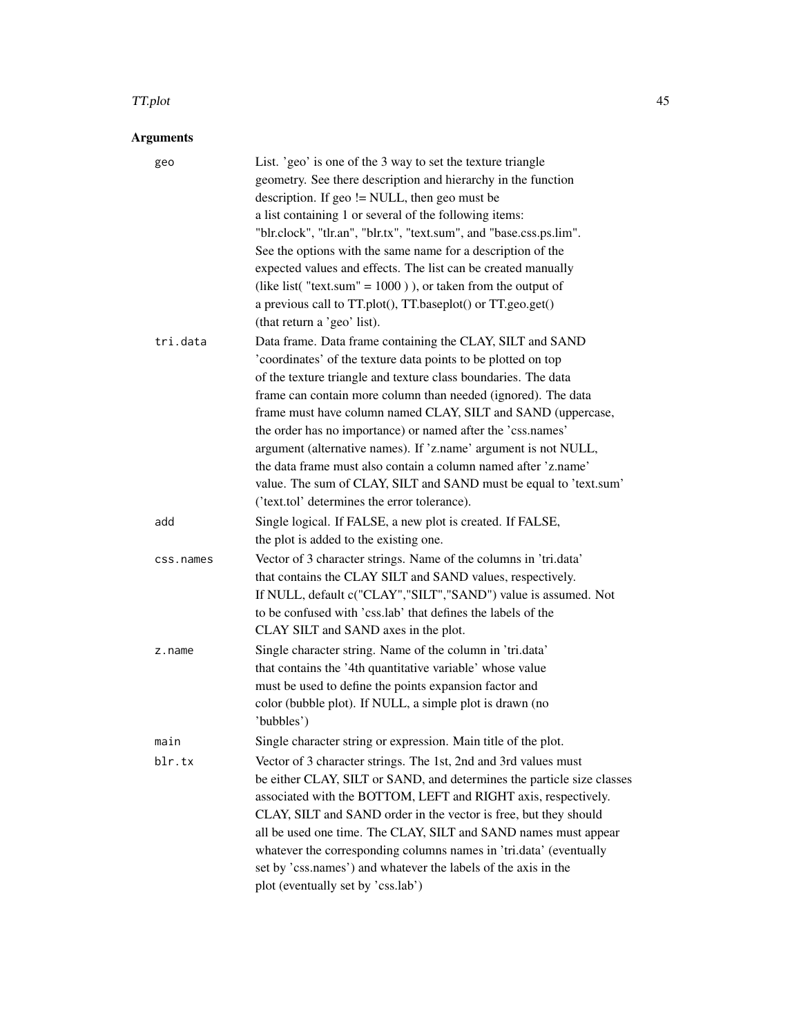## Arguments

`geo`
: List. 'geo' is one of the 3 way to set the texture triangle geometry. See there description and hierarchy in the function description. If geo != NULL, then geo must be a list containing 1 or several of the following items: "blr.clock", "tlr.an", "blr.tx", "text.sum", and "base.css.ps.lim". See the options with the same name for a description of the expected values and effects. The list can be created manually (like list( "text.sum" = 1000 ) ), or taken from the output of a previous call to TT.plot(), TT.baseplot() or TT.geo.get() (that return a 'geo' list).

`tri.data`
: Data frame. Data frame containing the CLAY, SILT and SAND 'coordinates' of the texture data points to be plotted on top of the texture triangle and texture class boundaries. The data frame can contain more column than needed (ignored). The data frame must have column named CLAY, SILT and SAND (uppercase, the order has no importance) or named after the 'css.names' argument (alternative names). If 'z.name' argument is not NULL, the data frame must also contain a column named after 'z.name' value. The sum of CLAY, SILT and SAND must be equal to 'text.sum' ('text.tol' determines the error tolerance).

`add`
: Single logical. If FALSE, a new plot is created. If FALSE, the plot is added to the existing one.

`css.names`
: Vector of 3 character strings. Name of the columns in 'tri.data' that contains the CLAY SILT and SAND values, respectively. If NULL, default c("CLAY","SILT","SAND") value is assumed. Not to be confused with 'css.lab' that defines the labels of the CLAY SILT and SAND axes in the plot.

`z.name`
: Single character string. Name of the column in 'tri.data' that contains the '4th quantitative variable' whose value must be used to define the points expansion factor and color (bubble plot). If NULL, a simple plot is drawn (no 'bubbles')

`main`
: Single character string or expression. Main title of the plot.

`blr.tx`
: Vector of 3 character strings. The 1st, 2nd and 3rd values must be either CLAY, SILT or SAND, and determines the particle size classes associated with the BOTTOM, LEFT and RIGHT axis, respectively. CLAY, SILT and SAND order in the vector is free, but they should all be used one time. The CLAY, SILT and SAND names must appear whatever the corresponding columns names in 'tri.data' (eventually set by 'css.names') and whatever the labels of the axis in the plot (eventually set by 'css.lab')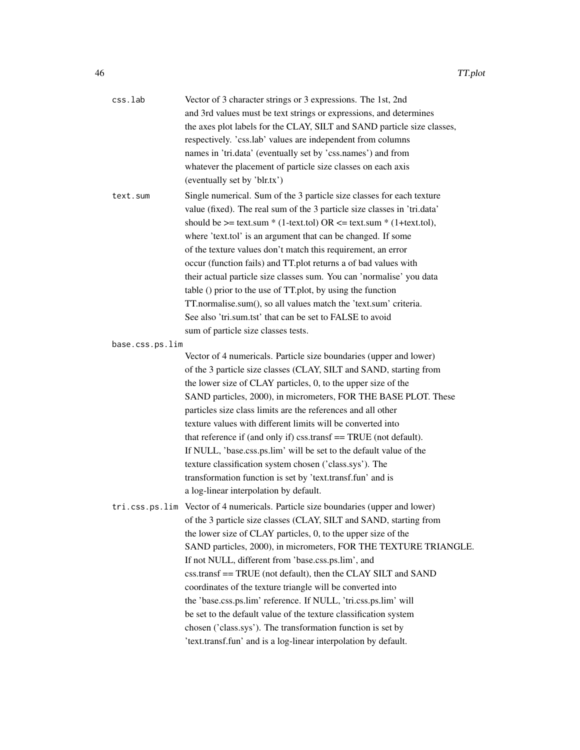`css.lab` Vector of 3 character strings or 3 expressions. The 1st, 2nd and 3rd values must be text strings or expressions, and determines the axes plot labels for the CLAY, SILT and SAND particle size classes, respectively. 'css.lab' values are independent from columns names in 'tri.data' (eventually set by 'css.names') and from whatever the placement of particle size classes on each axis (eventually set by 'blr.tx')

`text.sum` Single numerical. Sum of the 3 particle size classes for each texture value (fixed). The real sum of the 3 particle size classes in 'tri.data' should be >= text.sum * (1-text.tol) OR <= text.sum * (1+text.tol), where 'text.tol' is an argument that can be changed. If some of the texture values don't match this requirement, an error occur (function fails) and TT.plot returns a of bad values with their actual particle size classes sum. You can 'normalise' you data table () prior to the use of TT.plot, by using the function TT.normalise.sum(), so all values match the 'text.sum' criteria. See also 'tri.sum.tst' that can be set to FALSE to avoid sum of particle size classes tests.

`base.css.ps.lim` Vector of 4 numericals. Particle size boundaries (upper and lower) of the 3 particle size classes (CLAY, SILT and SAND, starting from the lower size of CLAY particles, 0, to the upper size of the SAND particles, 2000), in micrometers, FOR THE BASE PLOT. These particles size class limits are the references and all other texture values with different limits will be converted into that reference if (and only if) css.transf == TRUE (not default). If NULL, 'base.css.ps.lim' will be set to the default value of the texture classification system chosen ('class.sys'). The transformation function is set by 'text.transf.fun' and is a log-linear interpolation by default.

`tri.css.ps.lim` Vector of 4 numericals. Particle size boundaries (upper and lower) of the 3 particle size classes (CLAY, SILT and SAND, starting from the lower size of CLAY particles, 0, to the upper size of the SAND particles, 2000), in micrometers, FOR THE TEXTURE TRIANGLE. If not NULL, different from 'base.css.ps.lim', and css.transf == TRUE (not default), then the CLAY SILT and SAND coordinates of the texture triangle will be converted into the 'base.css.ps.lim' reference. If NULL, 'tri.css.ps.lim' will be set to the default value of the texture classification system chosen ('class.sys'). The transformation function is set by 'text.transf.fun' and is a log-linear interpolation by default.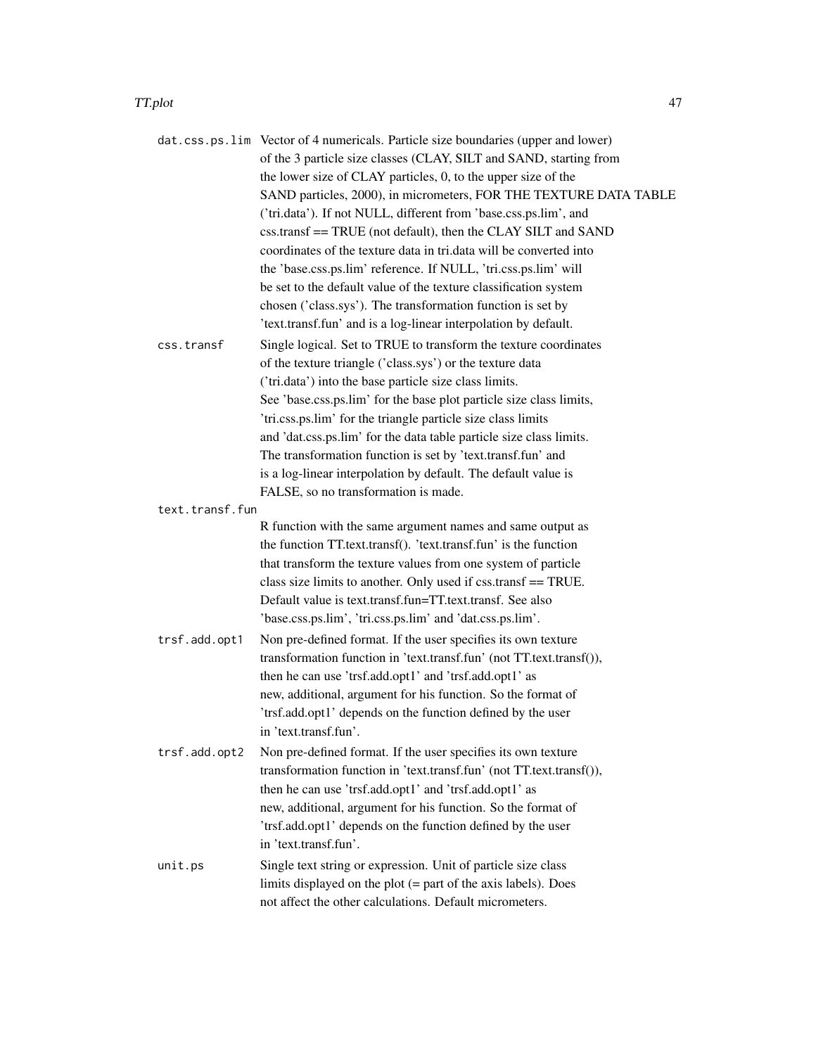`dat.css.ps.lim` Vector of 4 numericals. Particle size boundaries (upper and lower) of the 3 particle size classes (CLAY, SILT and SAND, starting from the lower size of CLAY particles, 0, to the upper size of the SAND particles, 2000), in micrometers, FOR THE TEXTURE DATA TABLE ('tri.data'). If not NULL, different from 'base.css.ps.lim', and css.transf == TRUE (not default), then the CLAY SILT and SAND coordinates of the texture data in tri.data will be converted into the 'base.css.ps.lim' reference. If NULL, 'tri.css.ps.lim' will be set to the default value of the texture classification system chosen ('class.sys'). The transformation function is set by 'text.transf.fun' and is a log-linear interpolation by default.

`css.transf` Single logical. Set to TRUE to transform the texture coordinates of the texture triangle ('class.sys') or the texture data ('tri.data') into the base particle size class limits. See 'base.css.ps.lim' for the base plot particle size class limits, 'tri.css.ps.lim' for the triangle particle size class limits and 'dat.css.ps.lim' for the data table particle size class limits. The transformation function is set by 'text.transf.fun' and is a log-linear interpolation by default. The default value is FALSE, so no transformation is made.

`text.transf.fun` R function with the same argument names and same output as the function TT.text.transf(). 'text.transf.fun' is the function that transform the texture values from one system of particle class size limits to another. Only used if css.transf == TRUE. Default value is text.transf.fun=TT.text.transf. See also 'base.css.ps.lim', 'tri.css.ps.lim' and 'dat.css.ps.lim'.

`trsf.add.opt1` Non pre-defined format. If the user specifies its own texture transformation function in 'text.transf.fun' (not TT.text.transf()), then he can use 'trsf.add.opt1' and 'trsf.add.opt1' as new, additional, argument for his function. So the format of 'trsf.add.opt1' depends on the function defined by the user in 'text.transf.fun'.

`trsf.add.opt2` Non pre-defined format. If the user specifies its own texture transformation function in 'text.transf.fun' (not TT.text.transf()), then he can use 'trsf.add.opt1' and 'trsf.add.opt1' as new, additional, argument for his function. So the format of 'trsf.add.opt1' depends on the function defined by the user in 'text.transf.fun'.

`unit.ps` Single text string or expression. Unit of particle size class limits displayed on the plot (= part of the axis labels). Does not affect the other calculations. Default micrometers.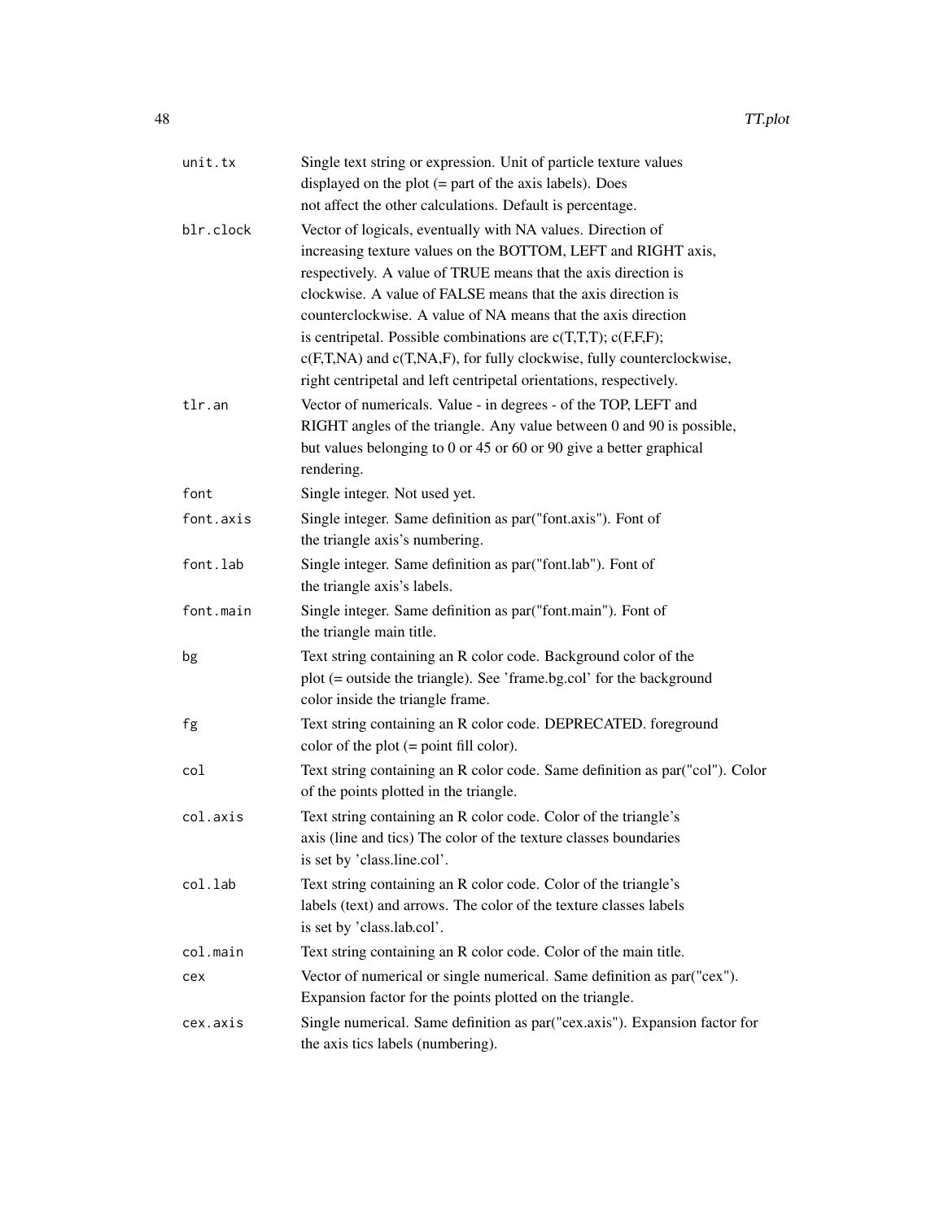| | |
|---|---|
| `unit.tx` | Single text string or expression. Unit of particle texture values displayed on the plot (= part of the axis labels). Does not affect the other calculations. Default is percentage. |
| `blr.clock` | Vector of logicals, eventually with NA values. Direction of increasing texture values on the BOTTOM, LEFT and RIGHT axis, respectively. A value of TRUE means that the axis direction is clockwise. A value of FALSE means that the axis direction is counterclockwise. A value of NA means that the axis direction is centripetal. Possible combinations are c(T,T,T); c(F,F,F); c(F,T,NA) and c(T,NA,F), for fully clockwise, fully counterclockwise, right centripetal and left centripetal orientations, respectively. |
| `tlr.an` | Vector of numericals. Value - in degrees - of the TOP, LEFT and RIGHT angles of the triangle. Any value between 0 and 90 is possible, but values belonging to 0 or 45 or 60 or 90 give a better graphical rendering. |
| `font` | Single integer. Not used yet. |
| `font.axis` | Single integer. Same definition as par("font.axis"). Font of the triangle axis's numbering. |
| `font.lab` | Single integer. Same definition as par("font.lab"). Font of the triangle axis's labels. |
| `font.main` | Single integer. Same definition as par("font.main"). Font of the triangle main title. |
| `bg` | Text string containing an R color code. Background color of the plot (= outside the triangle). See 'frame.bg.col' for the background color inside the triangle frame. |
| `fg` | Text string containing an R color code. DEPRECATED. foreground color of the plot (= point fill color). |
| `col` | Text string containing an R color code. Same definition as par("col"). Color of the points plotted in the triangle. |
| `col.axis` | Text string containing an R color code. Color of the triangle's axis (line and tics) The color of the texture classes boundaries is set by 'class.line.col'. |
| `col.lab` | Text string containing an R color code. Color of the triangle's labels (text) and arrows. The color of the texture classes labels is set by 'class.lab.col'. |
| `col.main` | Text string containing an R color code. Color of the main title. |
| `cex` | Vector of numerical or single numerical. Same definition as par("cex"). Expansion factor for the points plotted on the triangle. |
| `cex.axis` | Single numerical. Same definition as par("cex.axis"). Expansion factor for the axis tics labels (numbering). |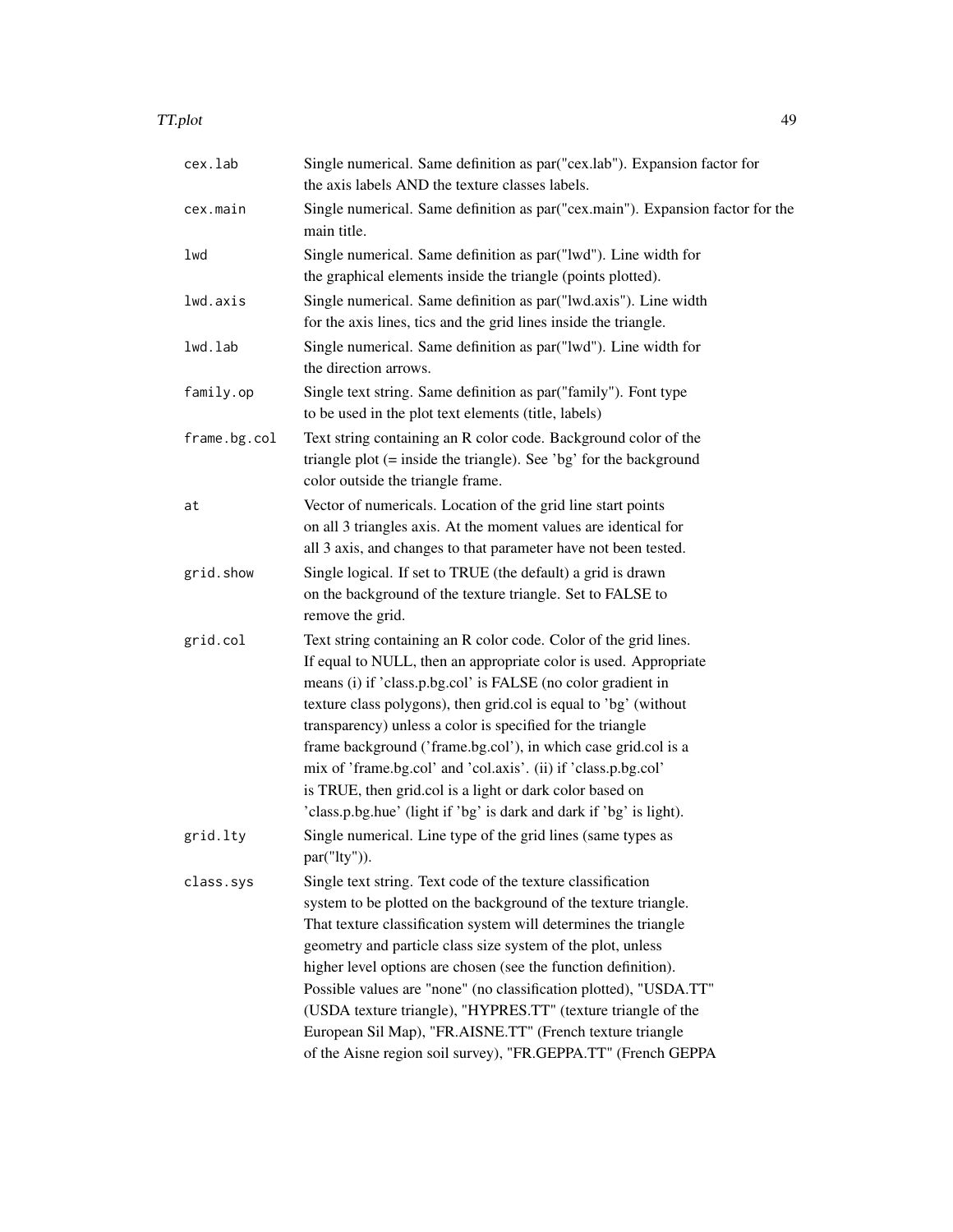| | |
|---|---|
| `cex.lab` | Single numerical. Same definition as par("cex.lab"). Expansion factor for the axis labels AND the texture classes labels. |
| `cex.main` | Single numerical. Same definition as par("cex.main"). Expansion factor for the main title. |
| `lwd` | Single numerical. Same definition as par("lwd"). Line width for the graphical elements inside the triangle (points plotted). |
| `lwd.axis` | Single numerical. Same definition as par("lwd.axis"). Line width for the axis lines, tics and the grid lines inside the triangle. |
| `lwd.lab` | Single numerical. Same definition as par("lwd"). Line width for the direction arrows. |
| `family.op` | Single text string. Same definition as par("family"). Font type to be used in the plot text elements (title, labels) |
| `frame.bg.col` | Text string containing an R color code. Background color of the triangle plot (= inside the triangle). See 'bg' for the background color outside the triangle frame. |
| `at` | Vector of numericals. Location of the grid line start points on all 3 triangles axis. At the moment values are identical for all 3 axis, and changes to that parameter have not been tested. |
| `grid.show` | Single logical. If set to TRUE (the default) a grid is drawn on the background of the texture triangle. Set to FALSE to remove the grid. |
| `grid.col` | Text string containing an R color code. Color of the grid lines. If equal to NULL, then an appropriate color is used. Appropriate means (i) if 'class.p.bg.col' is FALSE (no color gradient in texture class polygons), then grid.col is equal to 'bg' (without transparency) unless a color is specified for the triangle frame background ('frame.bg.col'), in which case grid.col is a mix of 'frame.bg.col' and 'col.axis'. (ii) if 'class.p.bg.col' is TRUE, then grid.col is a light or dark color based on 'class.p.bg.hue' (light if 'bg' is dark and dark if 'bg' is light). |
| `grid.lty` | Single numerical. Line type of the grid lines (same types as par("lty")). |
| `class.sys` | Single text string. Text code of the texture classification system to be plotted on the background of the texture triangle. That texture classification system will determines the triangle geometry and particle class size system of the plot, unless higher level options are chosen (see the function definition). Possible values are "none" (no classification plotted), "USDA.TT" (USDA texture triangle), "HYPRES.TT" (texture triangle of the European Sil Map), "FR.AISNE.TT" (French texture triangle of the Aisne region soil survey), "FR.GEPPA.TT" (French GEPPA |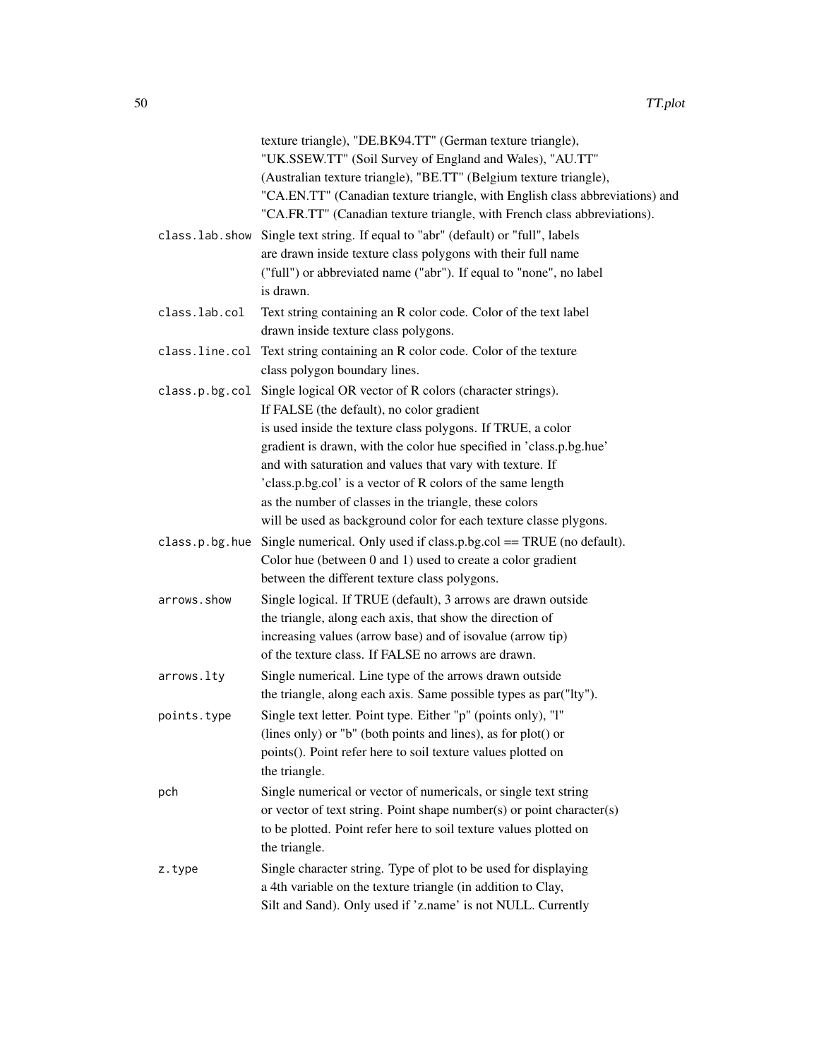texture triangle), "DE.BK94.TT" (German texture triangle), "UK.SSEW.TT" (Soil Survey of England and Wales), "AU.TT" (Australian texture triangle), "BE.TT" (Belgium texture triangle), "CA.EN.TT" (Canadian texture triangle, with English class abbreviations) and "CA.FR.TT" (Canadian texture triangle, with French class abbreviations).

`class.lab.show` Single text string. If equal to "abr" (default) or "full", labels are drawn inside texture class polygons with their full name ("full") or abbreviated name ("abr"). If equal to "none", no label is drawn.

`class.lab.col` Text string containing an R color code. Color of the text label drawn inside texture class polygons.

`class.line.col` Text string containing an R color code. Color of the texture class polygon boundary lines.

`class.p.bg.col` Single logical OR vector of R colors (character strings). If FALSE (the default), no color gradient is used inside the texture class polygons. If TRUE, a color gradient is drawn, with the color hue specified in 'class.p.bg.hue' and with saturation and values that vary with texture. If 'class.p.bg.col' is a vector of R colors of the same length as the number of classes in the triangle, these colors will be used as background color for each texture classe plygons.

`class.p.bg.hue` Single numerical. Only used if class.p.bg.col == TRUE (no default). Color hue (between 0 and 1) used to create a color gradient between the different texture class polygons.

`arrows.show` Single logical. If TRUE (default), 3 arrows are drawn outside the triangle, along each axis, that show the direction of increasing values (arrow base) and of isovalue (arrow tip) of the texture class. If FALSE no arrows are drawn.

`arrows.lty` Single numerical. Line type of the arrows drawn outside the triangle, along each axis. Same possible types as par("lty").

`points.type` Single text letter. Point type. Either "p" (points only), "l" (lines only) or "b" (both points and lines), as for plot() or points(). Point refer here to soil texture values plotted on the triangle.

`pch` Single numerical or vector of numericals, or single text string or vector of text string. Point shape number(s) or point character(s) to be plotted. Point refer here to soil texture values plotted on the triangle.

`z.type` Single character string. Type of plot to be used for displaying a 4th variable on the texture triangle (in addition to Clay, Silt and Sand). Only used if 'z.name' is not NULL. Currently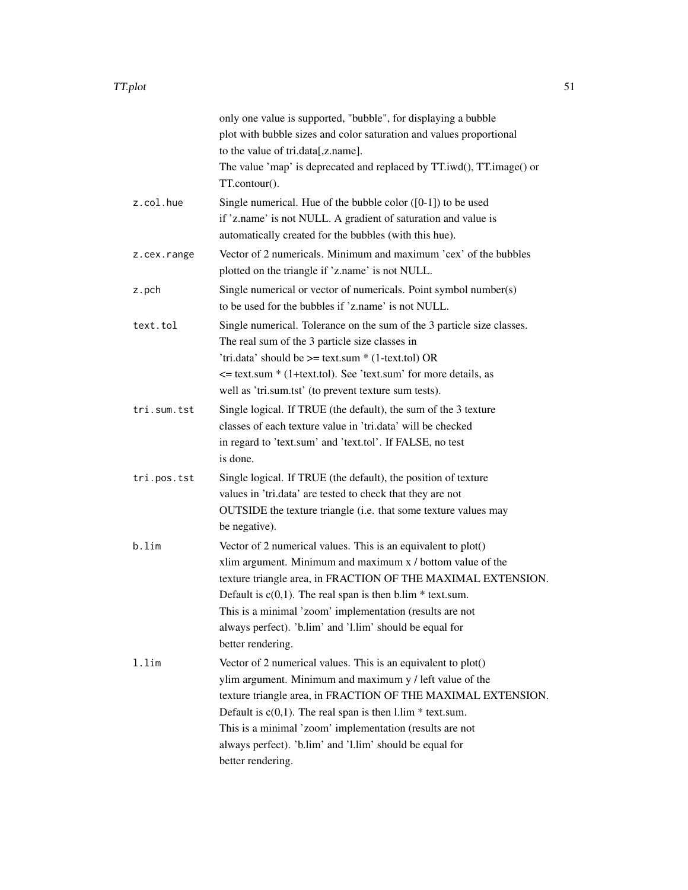only one value is supported, "bubble", for displaying a bubble plot with bubble sizes and color saturation and values proportional to the value of tri.data[,z.name].
The value 'map' is deprecated and replaced by TT.iwd(), TT.image() or TT.contour().

`z.col.hue`
: Single numerical. Hue of the bubble color ([0-1]) to be used if 'z.name' is not NULL. A gradient of saturation and value is automatically created for the bubbles (with this hue).

`z.cex.range`
: Vector of 2 numericals. Minimum and maximum 'cex' of the bubbles plotted on the triangle if 'z.name' is not NULL.

`z.pch`
: Single numerical or vector of numericals. Point symbol number(s) to be used for the bubbles if 'z.name' is not NULL.

`text.tol`
: Single numerical. Tolerance on the sum of the 3 particle size classes. The real sum of the 3 particle size classes in 'tri.data' should be >= text.sum * (1-text.tol) OR <= text.sum * (1+text.tol). See 'text.sum' for more details, as well as 'tri.sum.tst' (to prevent texture sum tests).

`tri.sum.tst`
: Single logical. If TRUE (the default), the sum of the 3 texture classes of each texture value in 'tri.data' will be checked in regard to 'text.sum' and 'text.tol'. If FALSE, no test is done.

`tri.pos.tst`
: Single logical. If TRUE (the default), the position of texture values in 'tri.data' are tested to check that they are not OUTSIDE the texture triangle (i.e. that some texture values may be negative).

`b.lim`
: Vector of 2 numerical values. This is an equivalent to plot() xlim argument. Minimum and maximum x / bottom value of the texture triangle area, in FRACTION OF THE MAXIMAL EXTENSION. Default is c(0,1). The real span is then b.lim * text.sum. This is a minimal 'zoom' implementation (results are not always perfect). 'b.lim' and 'l.lim' should be equal for better rendering.

`l.lim`
: Vector of 2 numerical values. This is an equivalent to plot() ylim argument. Minimum and maximum y / left value of the texture triangle area, in FRACTION OF THE MAXIMAL EXTENSION. Default is c(0,1). The real span is then l.lim * text.sum. This is a minimal 'zoom' implementation (results are not always perfect). 'b.lim' and 'l.lim' should be equal for better rendering.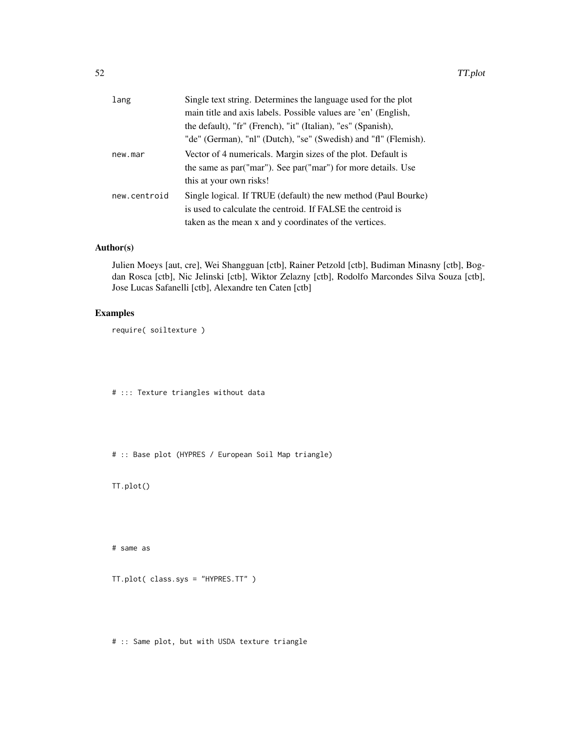| | |
|---|---|
| lang | Single text string. Determines the language used for the plot main title and axis labels. Possible values are 'en' (English, the default), "fr" (French), "it" (Italian), "es" (Spanish), "de" (German), "nl" (Dutch), "se" (Swedish) and "fl" (Flemish). |
| new.mar | Vector of 4 numericals. Margin sizes of the plot. Default is the same as par("mar"). See par("mar") for more details. Use this at your own risks! |
| new.centroid | Single logical. If TRUE (default) the new method (Paul Bourke) is used to calculate the centroid. If FALSE the centroid is taken as the mean x and y coordinates of the vertices. |

### Author(s)

Julien Moeys [aut, cre], Wei Shangguan [ctb], Rainer Petzold [ctb], Budiman Minasny [ctb], Bogdan Rosca [ctb], Nic Jelinski [ctb], Wiktor Zelazny [ctb], Rodolfo Marcondes Silva Souza [ctb], Jose Lucas Safanelli [ctb], Alexandre ten Caten [ctb]

### Examples

```
require( soiltexture )



# ::: Texture triangles without data



# :: Base plot (HYPRES / European Soil Map triangle)

TT.plot()



# same as

TT.plot( class.sys = "HYPRES.TT" )



# :: Same plot, but with USDA texture triangle
```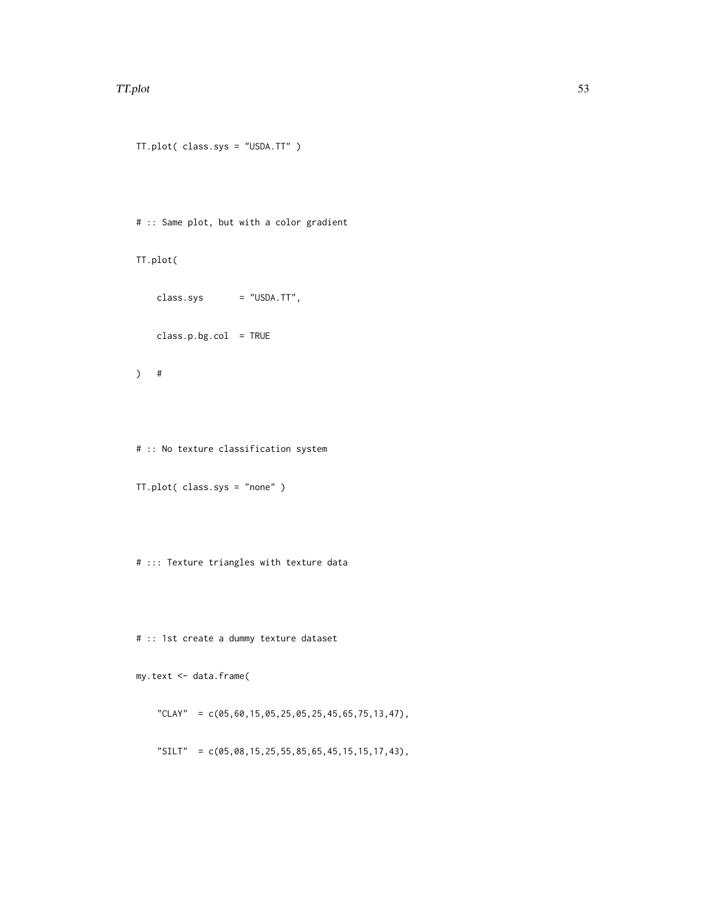```
TT.plot( class.sys = "USDA.TT" )



# :: Same plot, but with a color gradient

TT.plot(

    class.sys       = "USDA.TT",

    class.p.bg.col  = TRUE

)   #



# :: No texture classification system

TT.plot( class.sys = "none" )



# ::: Texture triangles with texture data



# :: 1st create a dummy texture dataset

my.text <- data.frame(

    "CLAY"  = c(05,60,15,05,25,05,25,45,65,75,13,47),

    "SILT"  = c(05,08,15,25,55,85,65,45,15,15,17,43),
```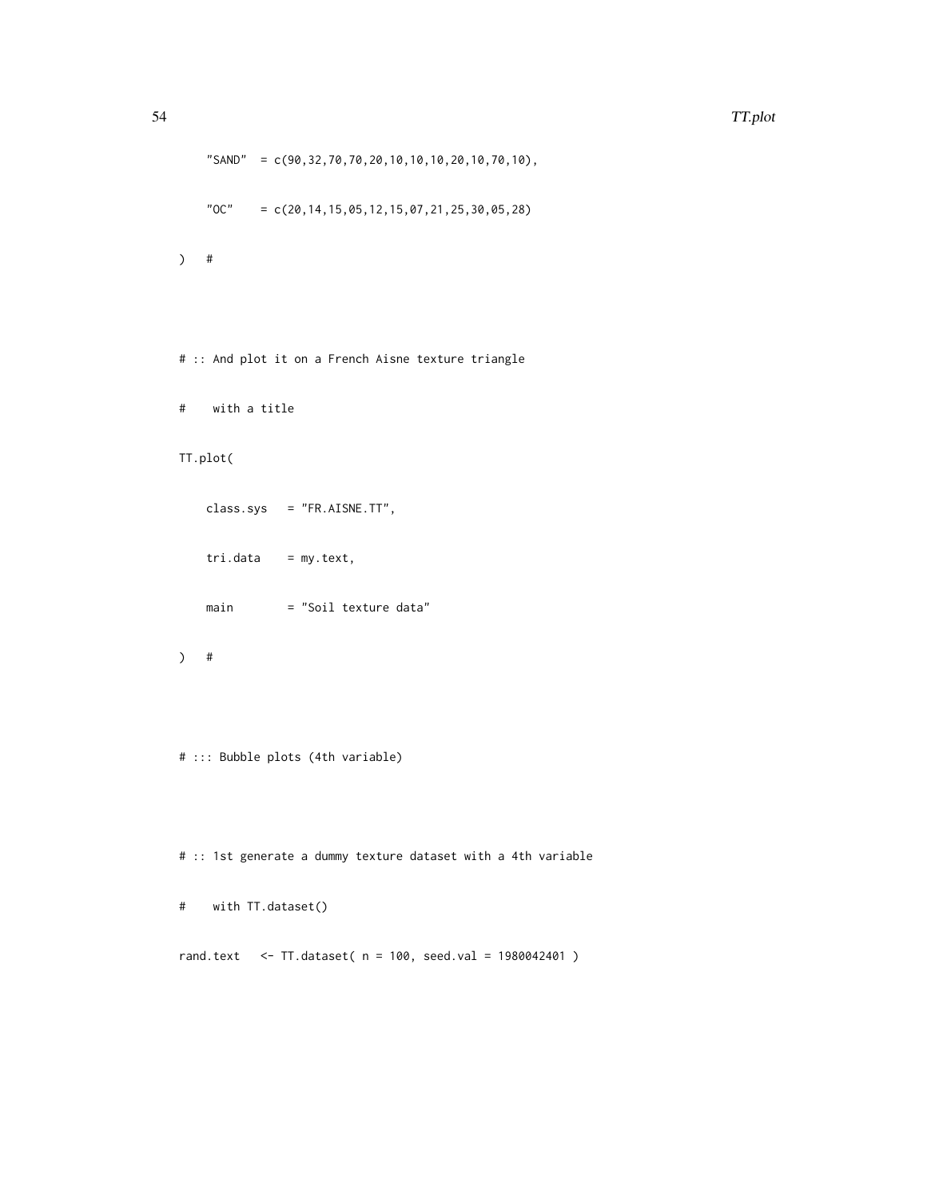```
    "SAND"  = c(90,32,70,70,20,10,10,10,20,10,70,10),
    "OC"    = c(20,14,15,05,12,15,07,21,25,30,05,28)
)   #

# :: And plot it on a French Aisne texture triangle
#    with a title
TT.plot(
    class.sys   = "FR.AISNE.TT",
    tri.data    = my.text,
    main        = "Soil texture data"
)   #

# ::: Bubble plots (4th variable)

# :: 1st generate a dummy texture dataset with a 4th variable
#    with TT.dataset()
rand.text   <- TT.dataset( n = 100, seed.val = 1980042401 )
```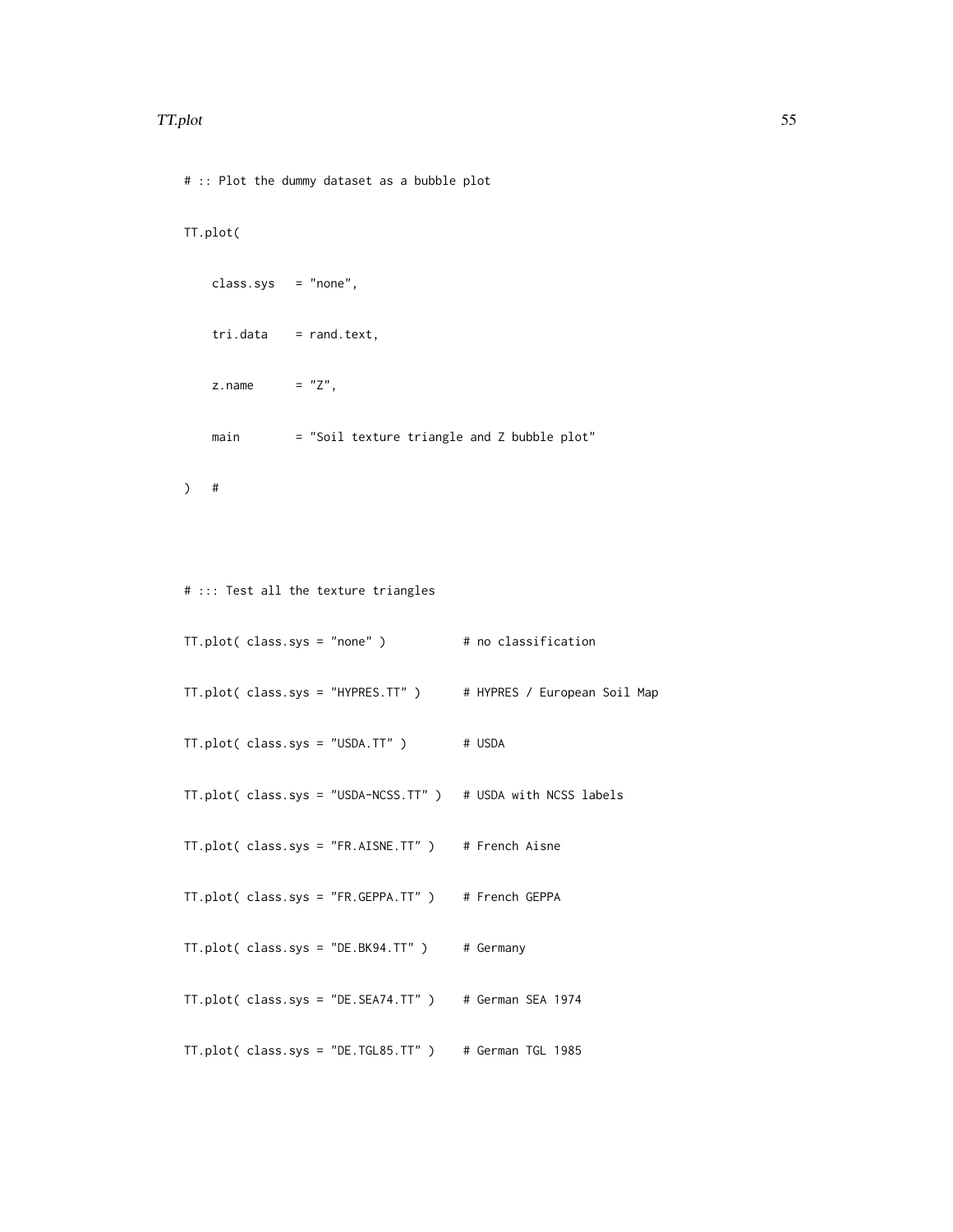```
# :: Plot the dummy dataset as a bubble plot

TT.plot(

    class.sys   = "none",

    tri.data    = rand.text,

    z.name      = "Z",

    main        = "Soil texture triangle and Z bubble plot"

)   #



# ::: Test all the texture triangles

TT.plot( class.sys = "none" )           # no classification

TT.plot( class.sys = "HYPRES.TT" )      # HYPRES / European Soil Map

TT.plot( class.sys = "USDA.TT" )        # USDA

TT.plot( class.sys = "USDA-NCSS.TT" )   # USDA with NCSS labels

TT.plot( class.sys = "FR.AISNE.TT" )    # French Aisne

TT.plot( class.sys = "FR.GEPPA.TT" )    # French GEPPA

TT.plot( class.sys = "DE.BK94.TT" )     # Germany

TT.plot( class.sys = "DE.SEA74.TT" )    # German SEA 1974

TT.plot( class.sys = "DE.TGL85.TT" )    # German TGL 1985
```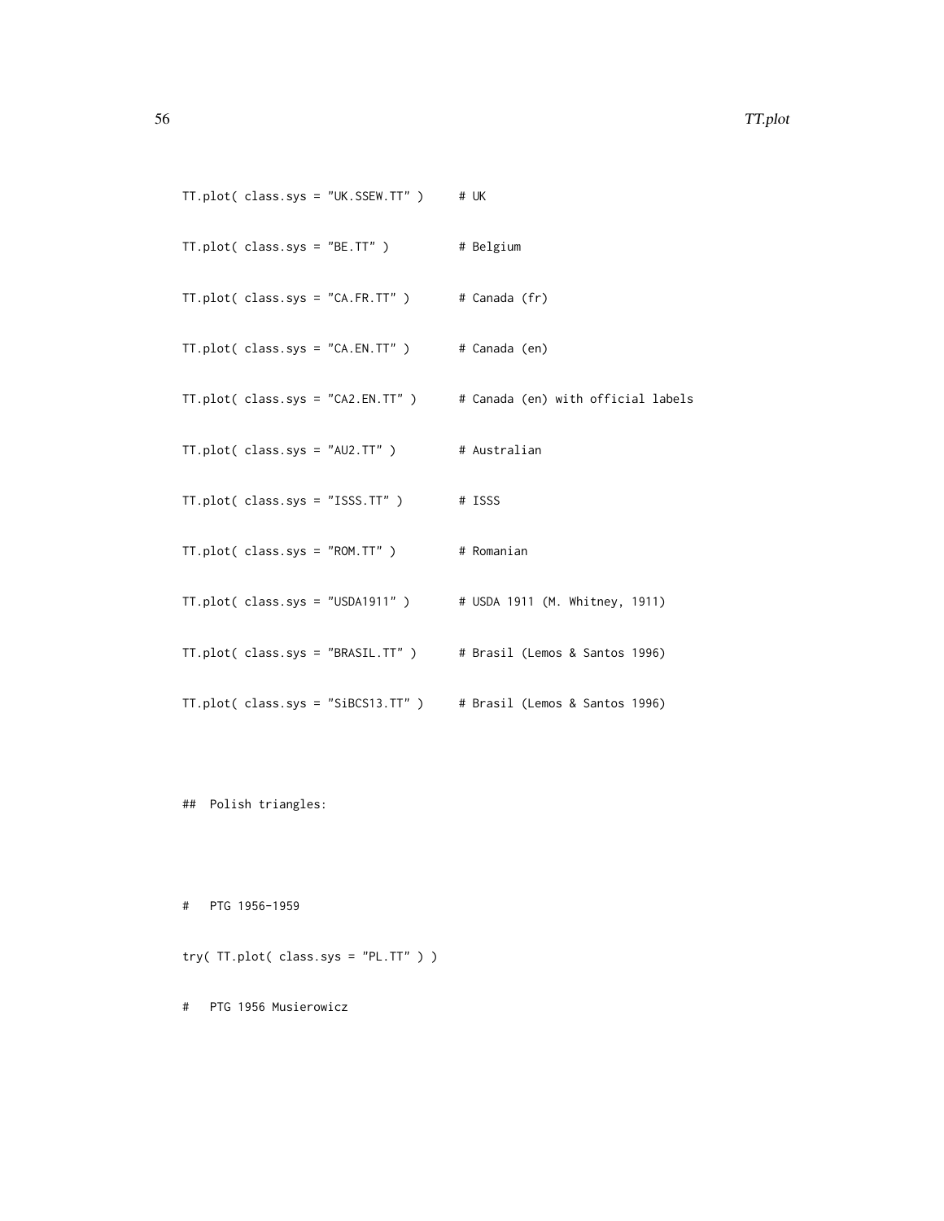```
TT.plot( class.sys = "UK.SSEW.TT" )     # UK

TT.plot( class.sys = "BE.TT" )          # Belgium

TT.plot( class.sys = "CA.FR.TT" )       # Canada (fr)

TT.plot( class.sys = "CA.EN.TT" )       # Canada (en)

TT.plot( class.sys = "CA2.EN.TT" )      # Canada (en) with official labels

TT.plot( class.sys = "AU2.TT" )         # Australian

TT.plot( class.sys = "ISSS.TT" )        # ISSS

TT.plot( class.sys = "ROM.TT" )         # Romanian

TT.plot( class.sys = "USDA1911" )       # USDA 1911 (M. Whitney, 1911)

TT.plot( class.sys = "BRASIL.TT" )      # Brasil (Lemos & Santos 1996)

TT.plot( class.sys = "SiBCS13.TT" )     # Brasil (Lemos & Santos 1996)



##  Polish triangles:



#   PTG 1956-1959

try( TT.plot( class.sys = "PL.TT" ) )

#   PTG 1956 Musierowicz
```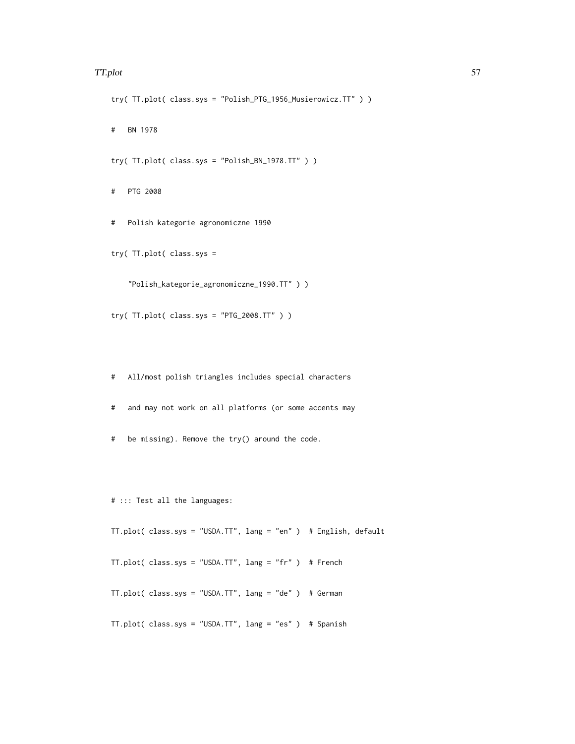```
try( TT.plot( class.sys = "Polish_PTG_1956_Musierowicz.TT" ) )

#   BN 1978

try( TT.plot( class.sys = "Polish_BN_1978.TT" ) )

#   PTG 2008

#   Polish kategorie agronomiczne 1990

try( TT.plot( class.sys =

    "Polish_kategorie_agronomiczne_1990.TT" ) )

try( TT.plot( class.sys = "PTG_2008.TT" ) )



#   All/most polish triangles includes special characters

#   and may not work on all platforms (or some accents may

#   be missing). Remove the try() around the code.



# ::: Test all the languages:

TT.plot( class.sys = "USDA.TT", lang = "en" )  # English, default

TT.plot( class.sys = "USDA.TT", lang = "fr" )  # French

TT.plot( class.sys = "USDA.TT", lang = "de" )  # German

TT.plot( class.sys = "USDA.TT", lang = "es" )  # Spanish
```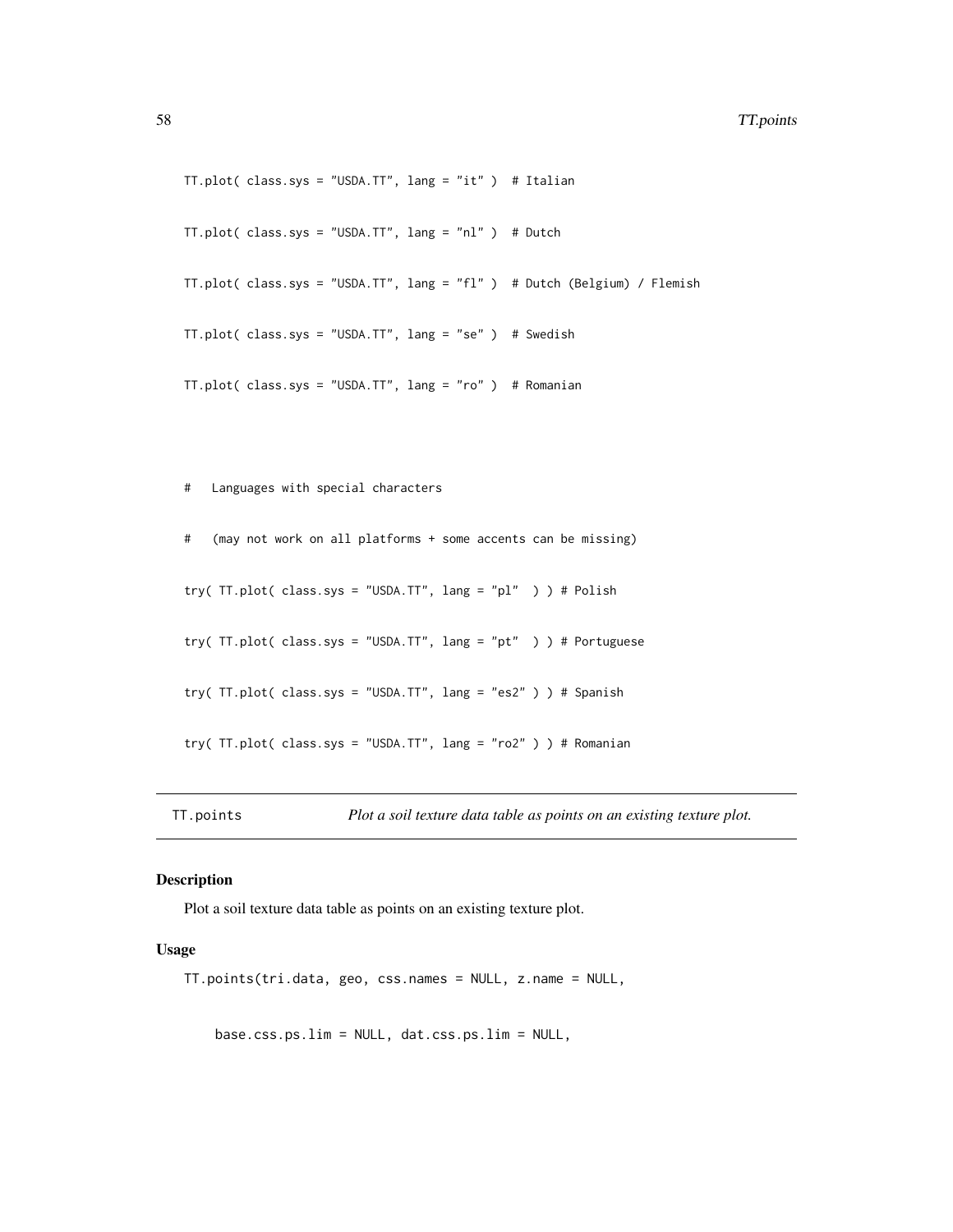```
TT.plot( class.sys = "USDA.TT", lang = "it" )  # Italian

TT.plot( class.sys = "USDA.TT", lang = "nl" )  # Dutch

TT.plot( class.sys = "USDA.TT", lang = "fl" )  # Dutch (Belgium) / Flemish

TT.plot( class.sys = "USDA.TT", lang = "se" )  # Swedish

TT.plot( class.sys = "USDA.TT", lang = "ro" )  # Romanian



#   Languages with special characters

#   (may not work on all platforms + some accents can be missing)

try( TT.plot( class.sys = "USDA.TT", lang = "pl"  ) ) # Polish

try( TT.plot( class.sys = "USDA.TT", lang = "pt"  ) ) # Portuguese

try( TT.plot( class.sys = "USDA.TT", lang = "es2" ) ) # Spanish

try( TT.plot( class.sys = "USDA.TT", lang = "ro2" ) ) # Romanian
```

## TT.points — *Plot a soil texture data table as points on an existing texture plot.*

### Description

Plot a soil texture data table as points on an existing texture plot.

### Usage

```
TT.points(tri.data, geo, css.names = NULL, z.name = NULL,

    base.css.ps.lim = NULL, dat.css.ps.lim = NULL,
```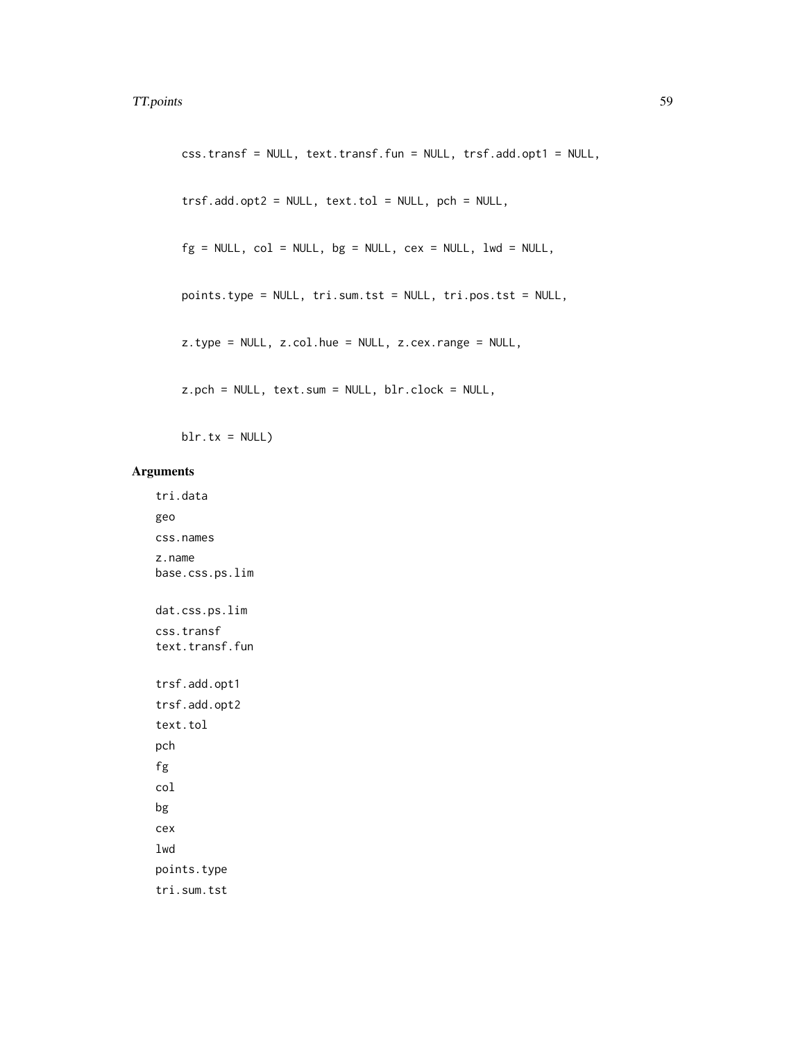```
    css.transf = NULL, text.transf.fun = NULL, trsf.add.opt1 = NULL,

    trsf.add.opt2 = NULL, text.tol = NULL, pch = NULL,

    fg = NULL, col = NULL, bg = NULL, cex = NULL, lwd = NULL,

    points.type = NULL, tri.sum.tst = NULL, tri.pos.tst = NULL,

    z.type = NULL, z.col.hue = NULL, z.cex.range = NULL,

    z.pch = NULL, text.sum = NULL, blr.clock = NULL,

    blr.tx = NULL)
```

## Arguments

tri.data

geo

css.names

z.name

base.css.ps.lim

dat.css.ps.lim

css.transf

text.transf.fun

trsf.add.opt1

trsf.add.opt2

text.tol

pch

fg

col

bg

cex

lwd

points.type

tri.sum.tst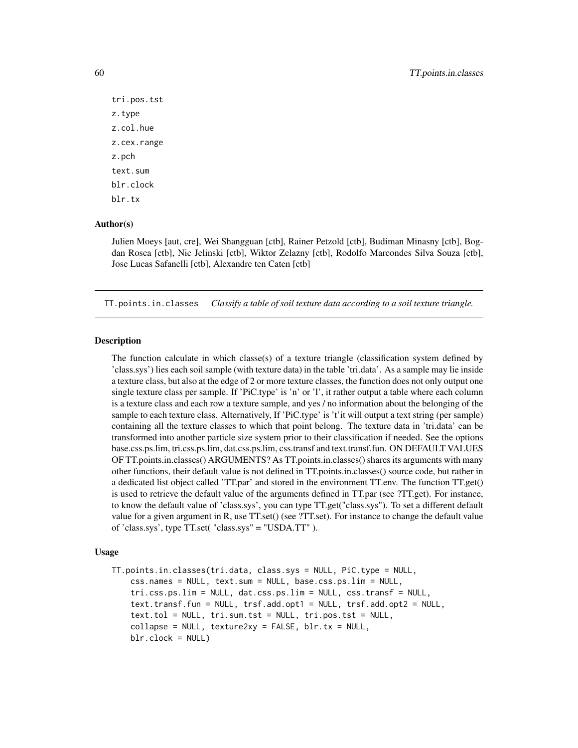tri.pos.tst
z.type
z.col.hue
z.cex.range
z.pch
text.sum
blr.clock
blr.tx

### Author(s)

Julien Moeys [aut, cre], Wei Shangguan [ctb], Rainer Petzold [ctb], Budiman Minasny [ctb], Bogdan Rosca [ctb], Nic Jelinski [ctb], Wiktor Zelazny [ctb], Rodolfo Marcondes Silva Souza [ctb], Jose Lucas Safanelli [ctb], Alexandre ten Caten [ctb]

---

## TT.points.in.classes *Classify a table of soil texture data according to a soil texture triangle.*

### Description

The function calculate in which classe(s) of a texture triangle (classification system defined by 'class.sys') lies each soil sample (with texture data) in the table 'tri.data'. As a sample may lie inside a texture class, but also at the edge of 2 or more texture classes, the function does not only output one single texture class per sample. If 'PiC.type' is 'n' or 'l', it rather output a table where each column is a texture class and each row a texture sample, and yes / no information about the belonging of the sample to each texture class. Alternatively, If 'PiC.type' is 't' it will output a text string (per sample) containing all the texture classes to which that point belong. The texture data in 'tri.data' can be transformed into another particle size system prior to their classification if needed. See the options base.css.ps.lim, tri.css.ps.lim, dat.css.ps.lim, css.transf and text.transf.fun. ON DEFAULT VALUES OF TT.points.in.classes() ARGUMENTS? As TT.points.in.classes() shares its arguments with many other functions, their default value is not defined in TT.points.in.classes() source code, but rather in a dedicated list object called 'TT.par' and stored in the environment TT.env. The function TT.get() is used to retrieve the default value of the arguments defined in TT.par (see ?TT.get). For instance, to know the default value of 'class.sys', you can type TT.get("class.sys"). To set a different default value for a given argument in R, use TT.set() (see ?TT.set). For instance to change the default value of 'class.sys', type TT.set( "class.sys" = "USDA.TT" ).

### Usage

```
TT.points.in.classes(tri.data, class.sys = NULL, PiC.type = NULL,
    css.names = NULL, text.sum = NULL, base.css.ps.lim = NULL,
    tri.css.ps.lim = NULL, dat.css.ps.lim = NULL, css.transf = NULL,
    text.transf.fun = NULL, trsf.add.opt1 = NULL, trsf.add.opt2 = NULL,
    text.tol = NULL, tri.sum.tst = NULL, tri.pos.tst = NULL,
    collapse = NULL, texture2xy = FALSE, blr.tx = NULL,
    blr.clock = NULL)
```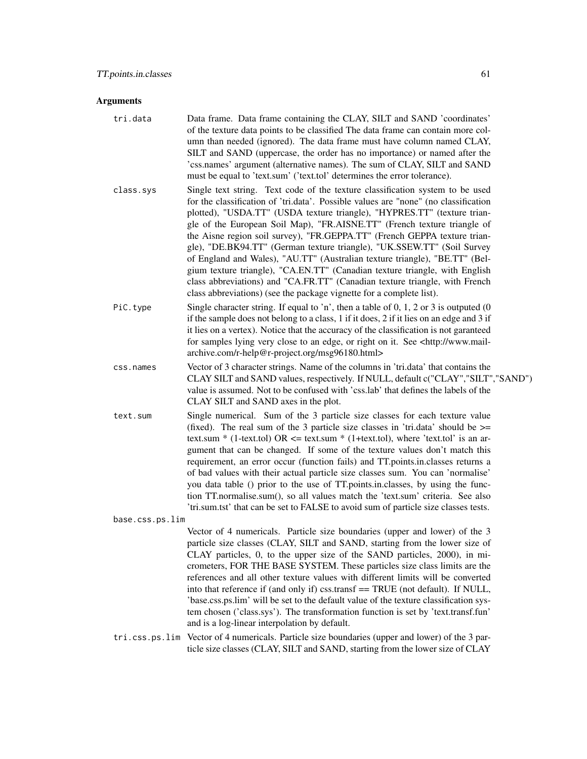## Arguments

`tri.data`
: Data frame. Data frame containing the CLAY, SILT and SAND 'coordinates' of the texture data points to be classified The data frame can contain more column than needed (ignored). The data frame must have column named CLAY, SILT and SAND (uppercase, the order has no importance) or named after the 'css.names' argument (alternative names). The sum of CLAY, SILT and SAND must be equal to 'text.sum' ('text.tol' determines the error tolerance).

`class.sys`
: Single text string. Text code of the texture classification system to be used for the classification of 'tri.data'. Possible values are "none" (no classification plotted), "USDA.TT" (USDA texture triangle), "HYPRES.TT" (texture triangle of the European Soil Map), "FR.AISNE.TT" (French texture triangle of the Aisne region soil survey), "FR.GEPPA.TT" (French GEPPA texture triangle), "DE.BK94.TT" (German texture triangle), "UK.SSEW.TT" (Soil Survey of England and Wales), "AU.TT" (Australian texture triangle), "BE.TT" (Belgium texture triangle), "CA.EN.TT" (Canadian texture triangle, with English class abbreviations) and "CA.FR.TT" (Canadian texture triangle, with French class abbreviations) (see the package vignette for a complete list).

`PiC.type`
: Single character string. If equal to 'n', then a table of 0, 1, 2 or 3 is outputed (0 if the sample does not belong to a class, 1 if it does, 2 if it lies on an edge and 3 if it lies on a vertex). Notice that the accuracy of the classification is not garanteed for samples lying very close to an edge, or right on it. See <http://www.mail-archive.com/r-help@r-project.org/msg96180.html>

`css.names`
: Vector of 3 character strings. Name of the columns in 'tri.data' that contains the CLAY SILT and SAND values, respectively. If NULL, default c("CLAY","SILT","SAND") value is assumed. Not to be confused with 'css.lab' that defines the labels of the CLAY SILT and SAND axes in the plot.

`text.sum`
: Single numerical. Sum of the 3 particle size classes for each texture value (fixed). The real sum of the 3 particle size classes in 'tri.data' should be >= text.sum * (1-text.tol) OR <= text.sum * (1+text.tol), where 'text.tol' is an argument that can be changed. If some of the texture values don't match this requirement, an error occur (function fails) and TT.points.in.classes returns a of bad values with their actual particle size classes sum. You can 'normalise' you data table () prior to the use of TT.points.in.classes, by using the function TT.normalise.sum(), so all values match the 'text.sum' criteria. See also 'tri.sum.tst' that can be set to FALSE to avoid sum of particle size classes tests.

`base.css.ps.lim`
: Vector of 4 numericals. Particle size boundaries (upper and lower) of the 3 particle size classes (CLAY, SILT and SAND, starting from the lower size of CLAY particles, 0, to the upper size of the SAND particles, 2000), in micrometers, FOR THE BASE SYSTEM. These particles size class limits are the references and all other texture values with different limits will be converted into that reference if (and only if) css.transf == TRUE (not default). If NULL, 'base.css.ps.lim' will be set to the default value of the texture classification system chosen ('class.sys'). The transformation function is set by 'text.transf.fun' and is a log-linear interpolation by default.

`tri.css.ps.lim`
: Vector of 4 numericals. Particle size boundaries (upper and lower) of the 3 particle size classes (CLAY, SILT and SAND, starting from the lower size of CLAY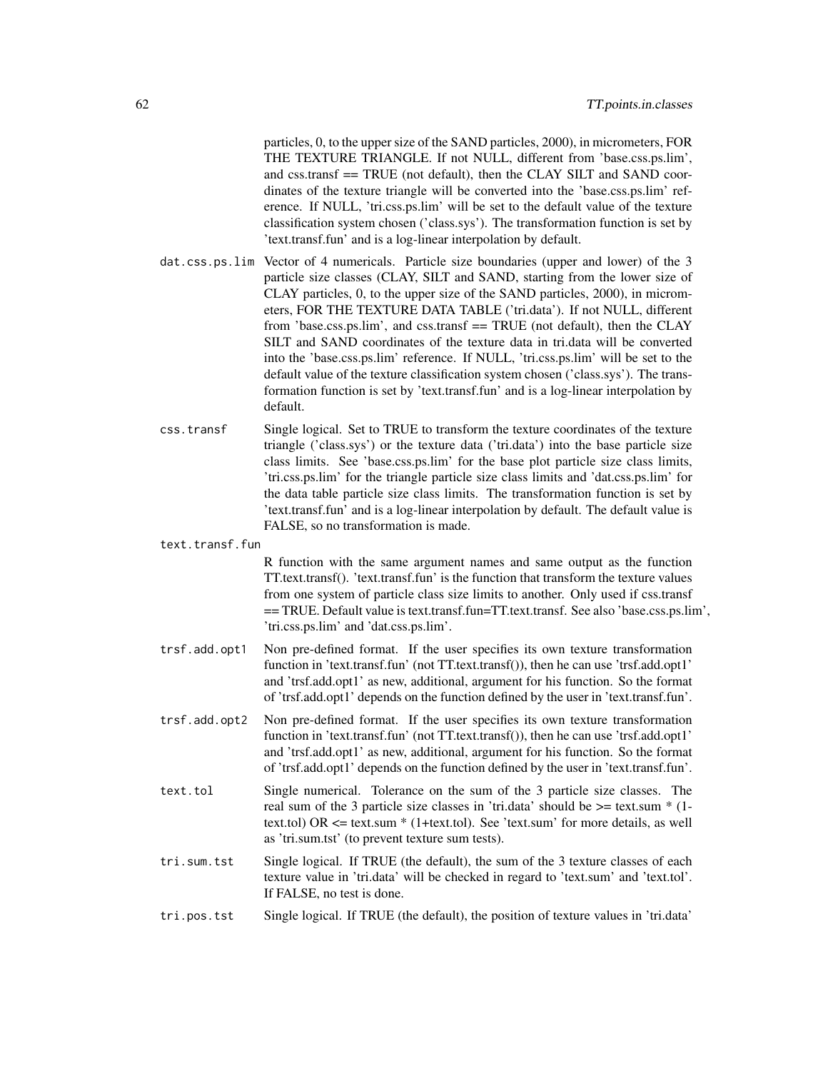particles, 0, to the upper size of the SAND particles, 2000), in micrometers, FOR THE TEXTURE TRIANGLE. If not NULL, different from 'base.css.ps.lim', and css.transf == TRUE (not default), then the CLAY SILT and SAND coordinates of the texture triangle will be converted into the 'base.css.ps.lim' reference. If NULL, 'tri.css.ps.lim' will be set to the default value of the texture classification system chosen ('class.sys'). The transformation function is set by 'text.transf.fun' and is a log-linear interpolation by default.

`dat.css.ps.lim` Vector of 4 numericals. Particle size boundaries (upper and lower) of the 3 particle size classes (CLAY, SILT and SAND, starting from the lower size of CLAY particles, 0, to the upper size of the SAND particles, 2000), in micrometers, FOR THE TEXTURE DATA TABLE ('tri.data'). If not NULL, different from 'base.css.ps.lim', and css.transf == TRUE (not default), then the CLAY SILT and SAND coordinates of the texture data in tri.data will be converted into the 'base.css.ps.lim' reference. If NULL, 'tri.css.ps.lim' will be set to the default value of the texture classification system chosen ('class.sys'). The transformation function is set by 'text.transf.fun' and is a log-linear interpolation by default.

`css.transf` Single logical. Set to TRUE to transform the texture coordinates of the texture triangle ('class.sys') or the texture data ('tri.data') into the base particle size class limits. See 'base.css.ps.lim' for the base plot particle size class limits, 'tri.css.ps.lim' for the triangle particle size class limits and 'dat.css.ps.lim' for the data table particle size class limits. The transformation function is set by 'text.transf.fun' and is a log-linear interpolation by default. The default value is FALSE, so no transformation is made.

`text.transf.fun` R function with the same argument names and same output as the function TT.text.transf(). 'text.transf.fun' is the function that transform the texture values from one system of particle class size limits to another. Only used if css.transf == TRUE. Default value is text.transf.fun=TT.text.transf. See also 'base.css.ps.lim', 'tri.css.ps.lim' and 'dat.css.ps.lim'.

`trsf.add.opt1` Non pre-defined format. If the user specifies its own texture transformation function in 'text.transf.fun' (not TT.text.transf()), then he can use 'trsf.add.opt1' and 'trsf.add.opt1' as new, additional, argument for his function. So the format of 'trsf.add.opt1' depends on the function defined by the user in 'text.transf.fun'.

`trsf.add.opt2` Non pre-defined format. If the user specifies its own texture transformation function in 'text.transf.fun' (not TT.text.transf()), then he can use 'trsf.add.opt1' and 'trsf.add.opt1' as new, additional, argument for his function. So the format of 'trsf.add.opt1' depends on the function defined by the user in 'text.transf.fun'.

`text.tol` Single numerical. Tolerance on the sum of the 3 particle size classes. The real sum of the 3 particle size classes in 'tri.data' should be >= text.sum * (1-text.tol) OR <= text.sum * (1+text.tol). See 'text.sum' for more details, as well as 'tri.sum.tst' (to prevent texture sum tests).

`tri.sum.tst` Single logical. If TRUE (the default), the sum of the 3 texture classes of each texture value in 'tri.data' will be checked in regard to 'text.sum' and 'text.tol'. If FALSE, no test is done.

`tri.pos.tst` Single logical. If TRUE (the default), the position of texture values in 'tri.data'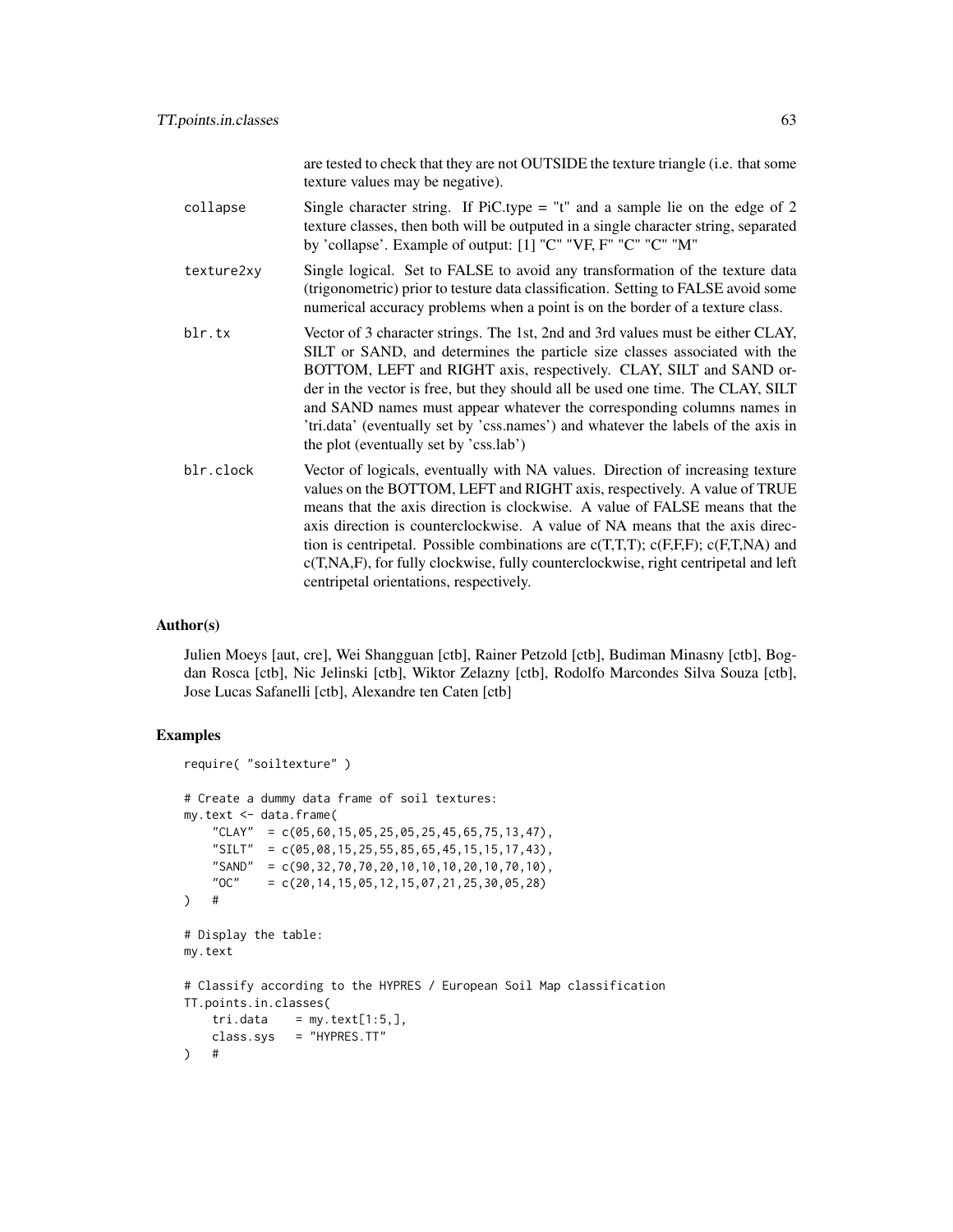are tested to check that they are not OUTSIDE the texture triangle (i.e. that some texture values may be negative).

collapse
: Single character string. If PiC.type = "t" and a sample lie on the edge of 2 texture classes, then both will be outputed in a single character string, separated by 'collapse'. Example of output: [1] "C" "VF, F" "C" "C" "M"

texture2xy
: Single logical. Set to FALSE to avoid any transformation of the texture data (trigonometric) prior to testure data classification. Setting to FALSE avoid some numerical accuracy problems when a point is on the border of a texture class.

blr.tx
: Vector of 3 character strings. The 1st, 2nd and 3rd values must be either CLAY, SILT or SAND, and determines the particle size classes associated with the BOTTOM, LEFT and RIGHT axis, respectively. CLAY, SILT and SAND order in the vector is free, but they should all be used one time. The CLAY, SILT and SAND names must appear whatever the corresponding columns names in 'tri.data' (eventually set by 'css.names') and whatever the labels of the axis in the plot (eventually set by 'css.lab')

blr.clock
: Vector of logicals, eventually with NA values. Direction of increasing texture values on the BOTTOM, LEFT and RIGHT axis, respectively. A value of TRUE means that the axis direction is clockwise. A value of FALSE means that the axis direction is counterclockwise. A value of NA means that the axis direction is centripetal. Possible combinations are c(T,T,T); c(F,F,F); c(F,T,NA) and c(T,NA,F), for fully clockwise, fully counterclockwise, right centripetal and left centripetal orientations, respectively.

## Author(s)

Julien Moeys [aut, cre], Wei Shangguan [ctb], Rainer Petzold [ctb], Budiman Minasny [ctb], Bogdan Rosca [ctb], Nic Jelinski [ctb], Wiktor Zelazny [ctb], Rodolfo Marcondes Silva Souza [ctb], Jose Lucas Safanelli [ctb], Alexandre ten Caten [ctb]

## Examples

```
require( "soiltexture" )

# Create a dummy data frame of soil textures:
my.text <- data.frame(
    "CLAY"  = c(05,60,15,05,25,05,25,45,65,75,13,47),
    "SILT"  = c(05,08,15,25,55,85,65,45,15,15,17,43),
    "SAND"  = c(90,32,70,70,20,10,10,10,20,10,70,10),
    "OC"    = c(20,14,15,05,12,15,07,21,25,30,05,28)
)   #

# Display the table:
my.text

# Classify according to the HYPRES / European Soil Map classification
TT.points.in.classes(
    tri.data    = my.text[1:5,],
    class.sys   = "HYPRES.TT"
)   #
```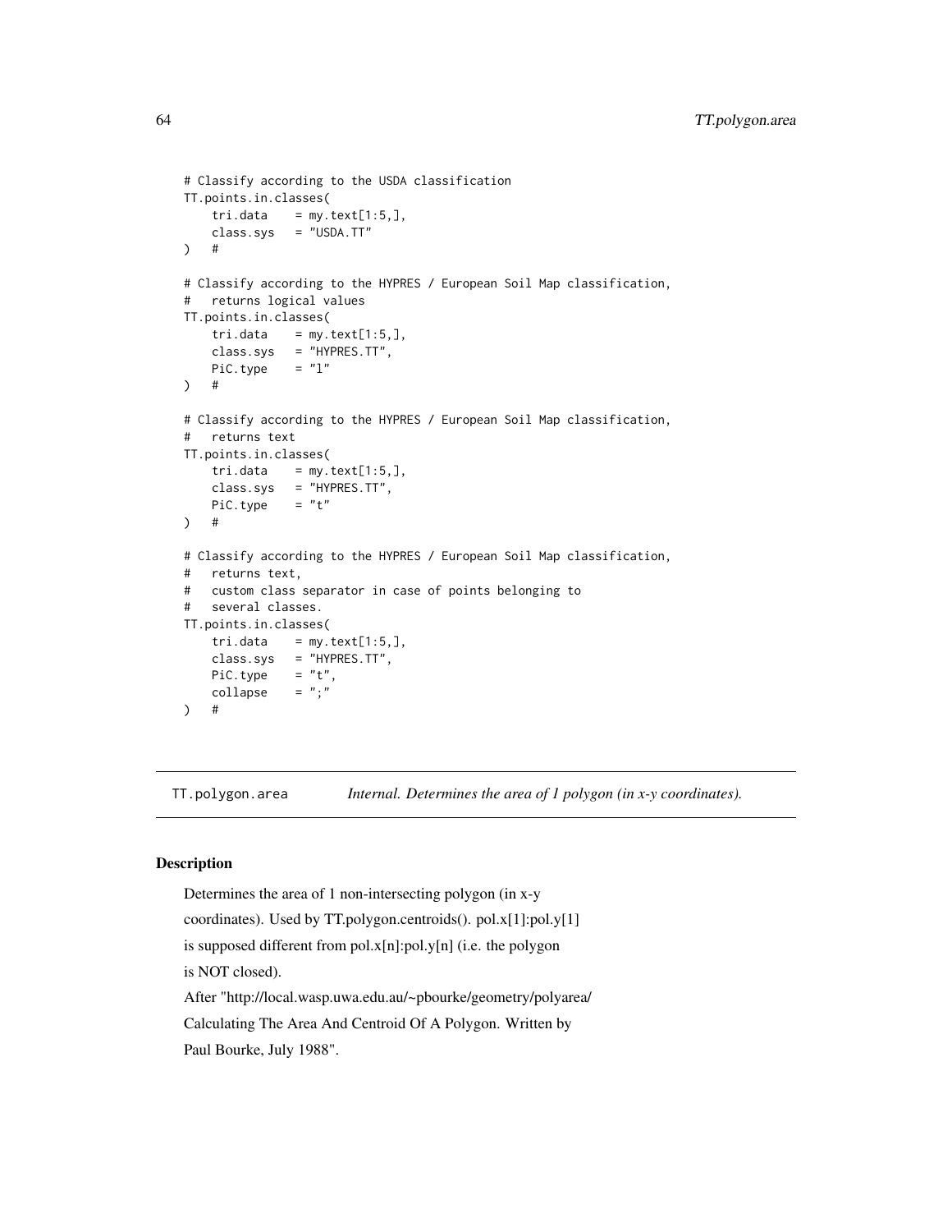```
# Classify according to the USDA classification
TT.points.in.classes(
    tri.data    = my.text[1:5,],
    class.sys   = "USDA.TT"
)   #

# Classify according to the HYPRES / European Soil Map classification,
#   returns logical values
TT.points.in.classes(
    tri.data    = my.text[1:5,],
    class.sys   = "HYPRES.TT",
    PiC.type    = "l"
)   #

# Classify according to the HYPRES / European Soil Map classification,
#   returns text
TT.points.in.classes(
    tri.data    = my.text[1:5,],
    class.sys   = "HYPRES.TT",
    PiC.type    = "t"
)   #

# Classify according to the HYPRES / European Soil Map classification,
#   returns text,
#   custom class separator in case of points belonging to
#   several classes.
TT.points.in.classes(
    tri.data    = my.text[1:5,],
    class.sys   = "HYPRES.TT",
    PiC.type    = "t",
    collapse    = ";"
)   #
```

## TT.polygon.area — *Internal. Determines the area of 1 polygon (in x-y coordinates).*

### Description

Determines the area of 1 non-intersecting polygon (in x-y coordinates). Used by TT.polygon.centroids(). pol.x[1]:pol.y[1] is supposed different from pol.x[n]:pol.y[n] (i.e. the polygon is NOT closed).

After "http://local.wasp.uwa.edu.au/~pbourke/geometry/polyarea/ Calculating The Area And Centroid Of A Polygon. Written by Paul Bourke, July 1988".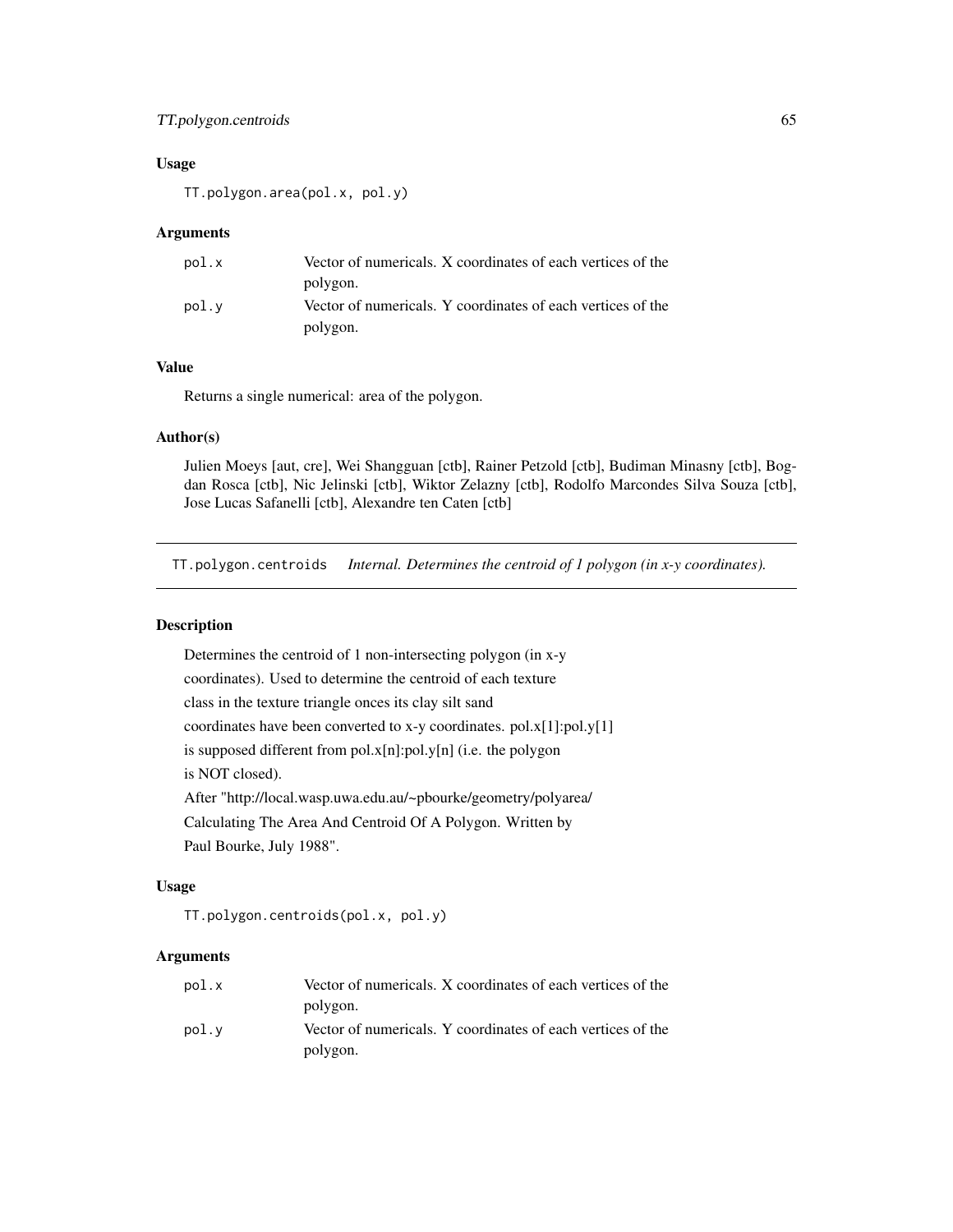### Usage

```
TT.polygon.area(pol.x, pol.y)
```

### Arguments

| | |
|---|---|
| pol.x | Vector of numericals. X coordinates of each vertices of the polygon. |
| pol.y | Vector of numericals. Y coordinates of each vertices of the polygon. |

### Value

Returns a single numerical: area of the polygon.

### Author(s)

Julien Moeys [aut, cre], Wei Shangguan [ctb], Rainer Petzold [ctb], Budiman Minasny [ctb], Bogdan Rosca [ctb], Nic Jelinski [ctb], Wiktor Zelazny [ctb], Rodolfo Marcondes Silva Souza [ctb], Jose Lucas Safanelli [ctb], Alexandre ten Caten [ctb]

---

## TT.polygon.centroids &nbsp;&nbsp; *Internal. Determines the centroid of 1 polygon (in x-y coordinates).*

---

### Description

Determines the centroid of 1 non-intersecting polygon (in x-y coordinates). Used to determine the centroid of each texture class in the texture triangle onces its clay silt sand coordinates have been converted to x-y coordinates. pol.x[1]:pol.y[1] is supposed different from pol.x[n]:pol.y[n] (i.e. the polygon is NOT closed).
After "http://local.wasp.uwa.edu.au/~pbourke/geometry/polyarea/ Calculating The Area And Centroid Of A Polygon. Written by Paul Bourke, July 1988".

### Usage

```
TT.polygon.centroids(pol.x, pol.y)
```

### Arguments

| | |
|---|---|
| pol.x | Vector of numericals. X coordinates of each vertices of the polygon. |
| pol.y | Vector of numericals. Y coordinates of each vertices of the polygon. |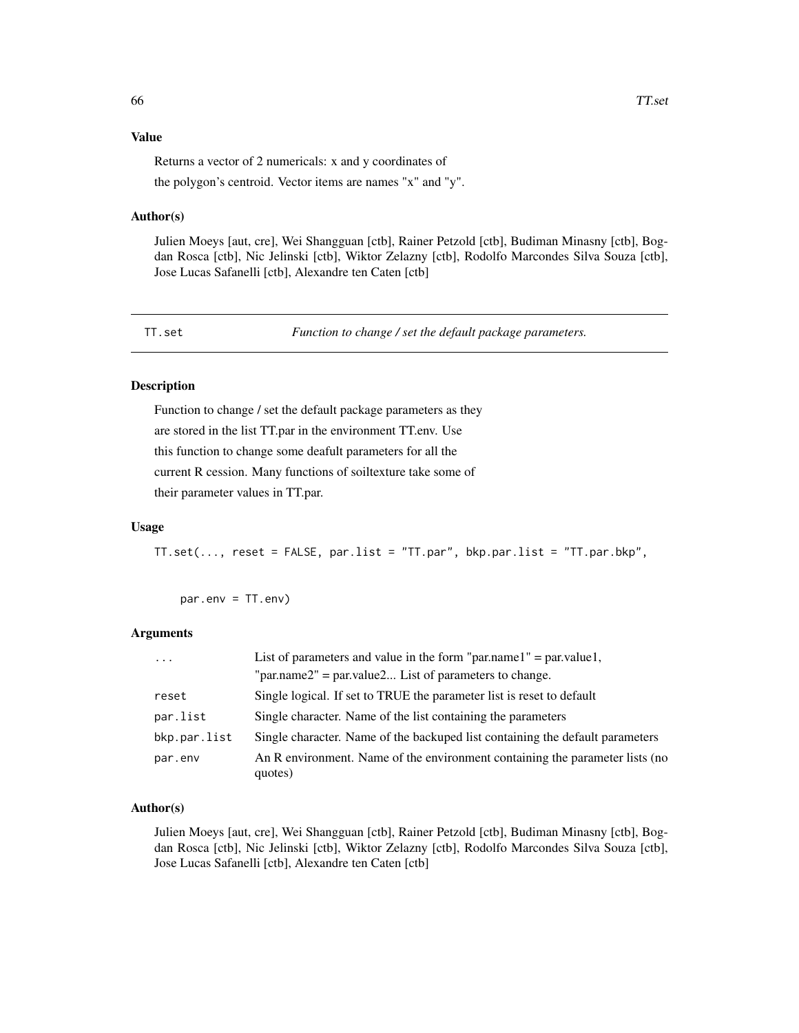### Value

Returns a vector of 2 numericals: x and y coordinates of the polygon's centroid. Vector items are names "x" and "y".

### Author(s)

Julien Moeys [aut, cre], Wei Shangguan [ctb], Rainer Petzold [ctb], Budiman Minasny [ctb], Bogdan Rosca [ctb], Nic Jelinski [ctb], Wiktor Zelazny [ctb], Rodolfo Marcondes Silva Souza [ctb], Jose Lucas Safanelli [ctb], Alexandre ten Caten [ctb]

---

## TT.set — *Function to change / set the default package parameters.*

---

### Description

Function to change / set the default package parameters as they are stored in the list TT.par in the environment TT.env. Use this function to change some deafult parameters for all the current R cession. Many functions of soiltexture take some of their parameter values in TT.par.

### Usage

```
TT.set(..., reset = FALSE, par.list = "TT.par", bkp.par.list = "TT.par.bkp",

    par.env = TT.env)
```

### Arguments

| | |
|---|---|
| ... | List of parameters and value in the form "par.name1" = par.value1, "par.name2" = par.value2... List of parameters to change. |
| reset | Single logical. If set to TRUE the parameter list is reset to default |
| par.list | Single character. Name of the list containing the parameters |
| bkp.par.list | Single character. Name of the backuped list containing the default parameters |
| par.env | An R environment. Name of the environment containing the parameter lists (no quotes) |

### Author(s)

Julien Moeys [aut, cre], Wei Shangguan [ctb], Rainer Petzold [ctb], Budiman Minasny [ctb], Bogdan Rosca [ctb], Nic Jelinski [ctb], Wiktor Zelazny [ctb], Rodolfo Marcondes Silva Souza [ctb], Jose Lucas Safanelli [ctb], Alexandre ten Caten [ctb]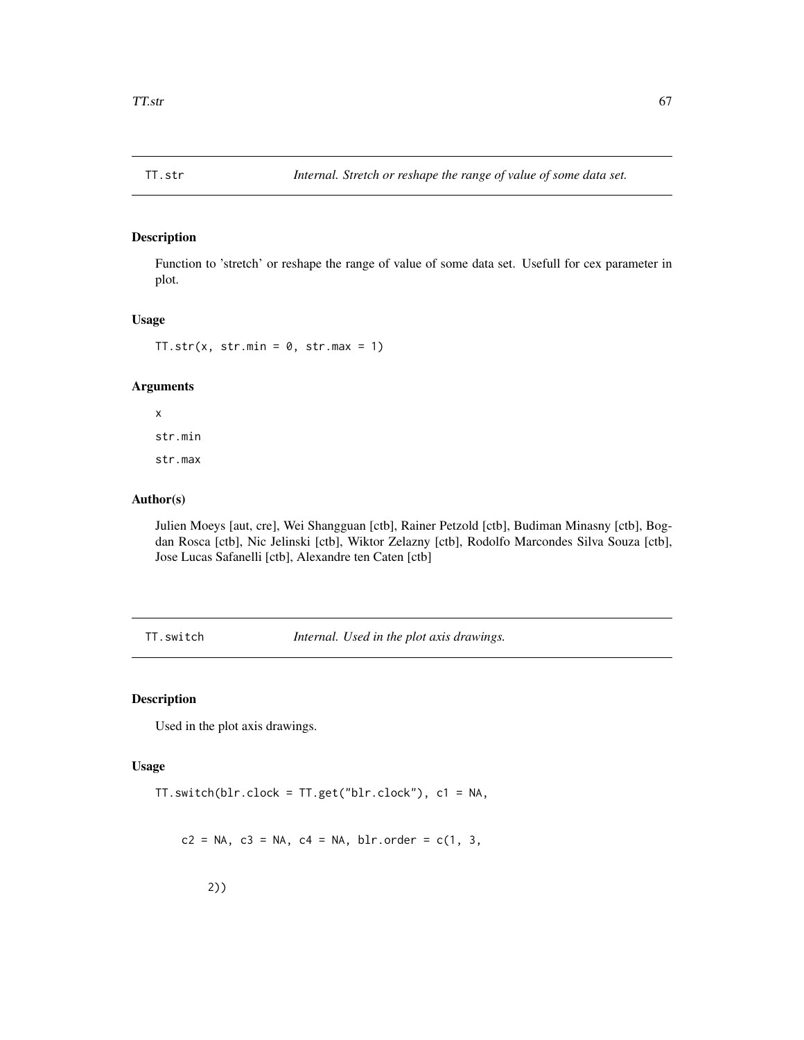## TT.str — *Internal. Stretch or reshape the range of value of some data set.*

### Description

Function to 'stretch' or reshape the range of value of some data set. Usefull for cex parameter in plot.

### Usage

```
TT.str(x, str.min = 0, str.max = 1)
```

### Arguments

x

str.min

str.max

### Author(s)

Julien Moeys [aut, cre], Wei Shangguan [ctb], Rainer Petzold [ctb], Budiman Minasny [ctb], Bogdan Rosca [ctb], Nic Jelinski [ctb], Wiktor Zelazny [ctb], Rodolfo Marcondes Silva Souza [ctb], Jose Lucas Safanelli [ctb], Alexandre ten Caten [ctb]

## TT.switch — *Internal. Used in the plot axis drawings.*

### Description

Used in the plot axis drawings.

### Usage

```
TT.switch(blr.clock = TT.get("blr.clock"), c1 = NA,


    c2 = NA, c3 = NA, c4 = NA, blr.order = c(1, 3,


        2))
```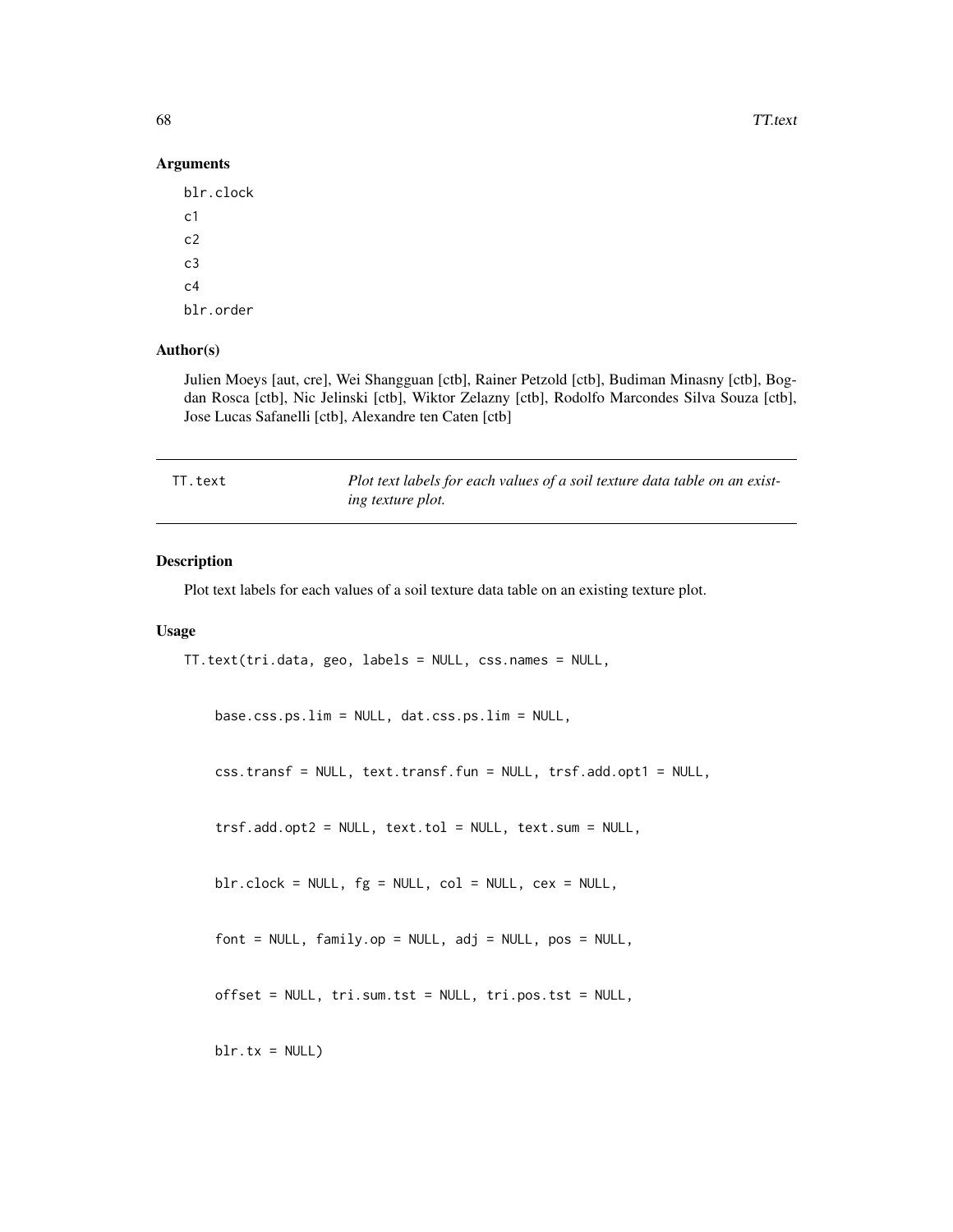## Arguments

blr.clock

c1

c2

c3

c4

blr.order

## Author(s)

Julien Moeys [aut, cre], Wei Shangguan [ctb], Rainer Petzold [ctb], Budiman Minasny [ctb], Bogdan Rosca [ctb], Nic Jelinski [ctb], Wiktor Zelazny [ctb], Rodolfo Marcondes Silva Souza [ctb], Jose Lucas Safanelli [ctb], Alexandre ten Caten [ctb]

---

# TT.text — *Plot text labels for each values of a soil texture data table on an existing texture plot.*

---

## Description

Plot text labels for each values of a soil texture data table on an existing texture plot.

## Usage

```
TT.text(tri.data, geo, labels = NULL, css.names = NULL,

    base.css.ps.lim = NULL, dat.css.ps.lim = NULL,

    css.transf = NULL, text.transf.fun = NULL, trsf.add.opt1 = NULL,

    trsf.add.opt2 = NULL, text.tol = NULL, text.sum = NULL,

    blr.clock = NULL, fg = NULL, col = NULL, cex = NULL,

    font = NULL, family.op = NULL, adj = NULL, pos = NULL,

    offset = NULL, tri.sum.tst = NULL, tri.pos.tst = NULL,

    blr.tx = NULL)
```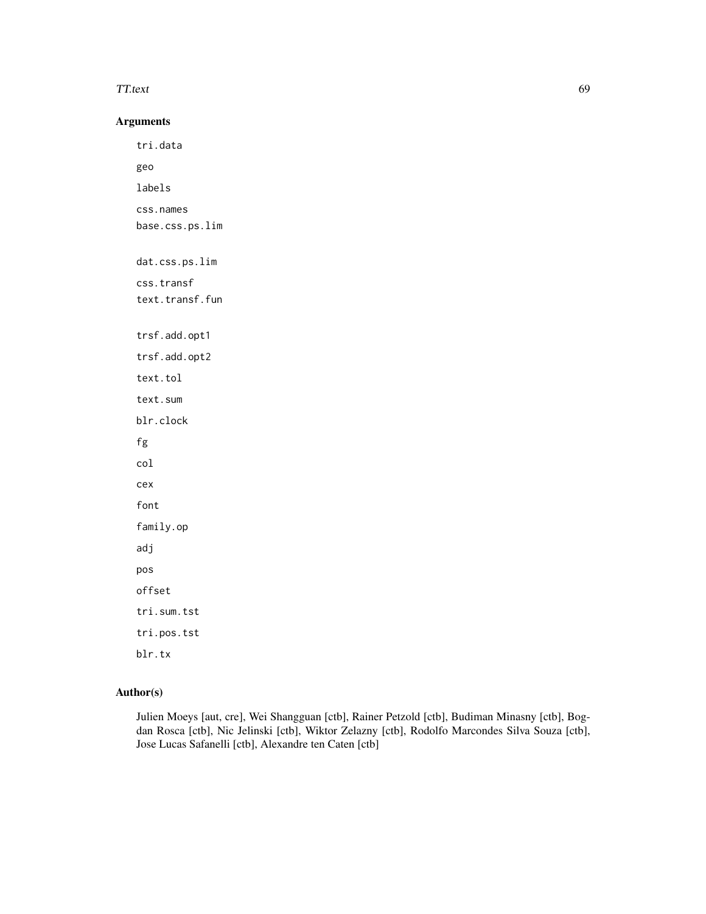## Arguments

`tri.data`

`geo`

`labels`

`css.names`

`base.css.ps.lim`

`dat.css.ps.lim`

`css.transf`

`text.transf.fun`

`trsf.add.opt1`

`trsf.add.opt2`

`text.tol`

`text.sum`

`blr.clock`

`fg`

`col`

`cex`

`font`

`family.op`

`adj`

`pos`

`offset`

`tri.sum.tst`

`tri.pos.tst`

`blr.tx`

## Author(s)

Julien Moeys [aut, cre], Wei Shangguan [ctb], Rainer Petzold [ctb], Budiman Minasny [ctb], Bogdan Rosca [ctb], Nic Jelinski [ctb], Wiktor Zelazny [ctb], Rodolfo Marcondes Silva Souza [ctb], Jose Lucas Safanelli [ctb], Alexandre ten Caten [ctb]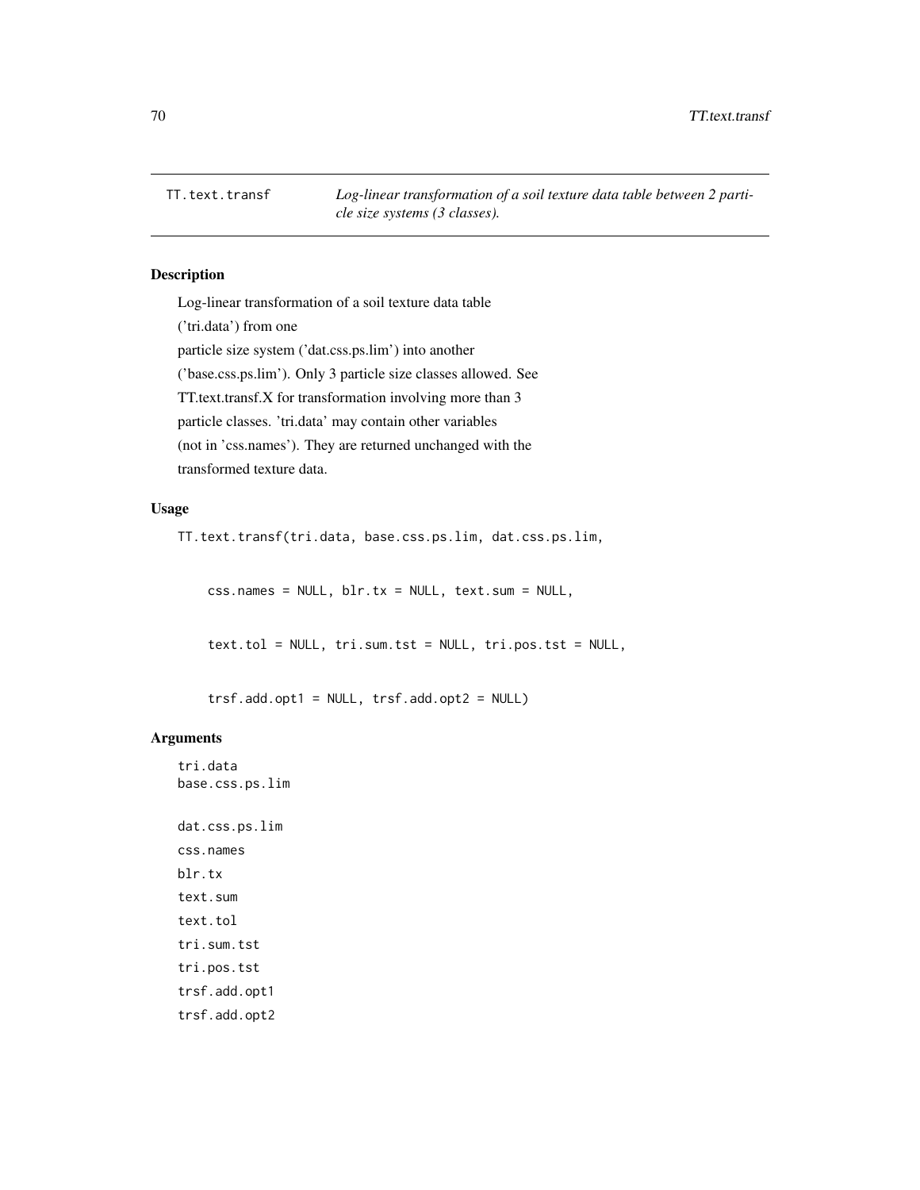TT.text.transf — *Log-linear transformation of a soil texture data table between 2 particle size systems (3 classes).*

## Description

Log-linear transformation of a soil texture data table ('tri.data') from one particle size system ('dat.css.ps.lim') into another ('base.css.ps.lim'). Only 3 particle size classes allowed. See TT.text.transf.X for transformation involving more than 3 particle classes. 'tri.data' may contain other variables (not in 'css.names'). They are returned unchanged with the transformed texture data.

## Usage

```
TT.text.transf(tri.data, base.css.ps.lim, dat.css.ps.lim,

    css.names = NULL, blr.tx = NULL, text.sum = NULL,

    text.tol = NULL, tri.sum.tst = NULL, tri.pos.tst = NULL,

    trsf.add.opt1 = NULL, trsf.add.opt2 = NULL)
```

## Arguments

```
tri.data
base.css.ps.lim
dat.css.ps.lim
css.names
blr.tx
text.sum
text.tol
tri.sum.tst
tri.pos.tst
trsf.add.opt1
trsf.add.opt2
```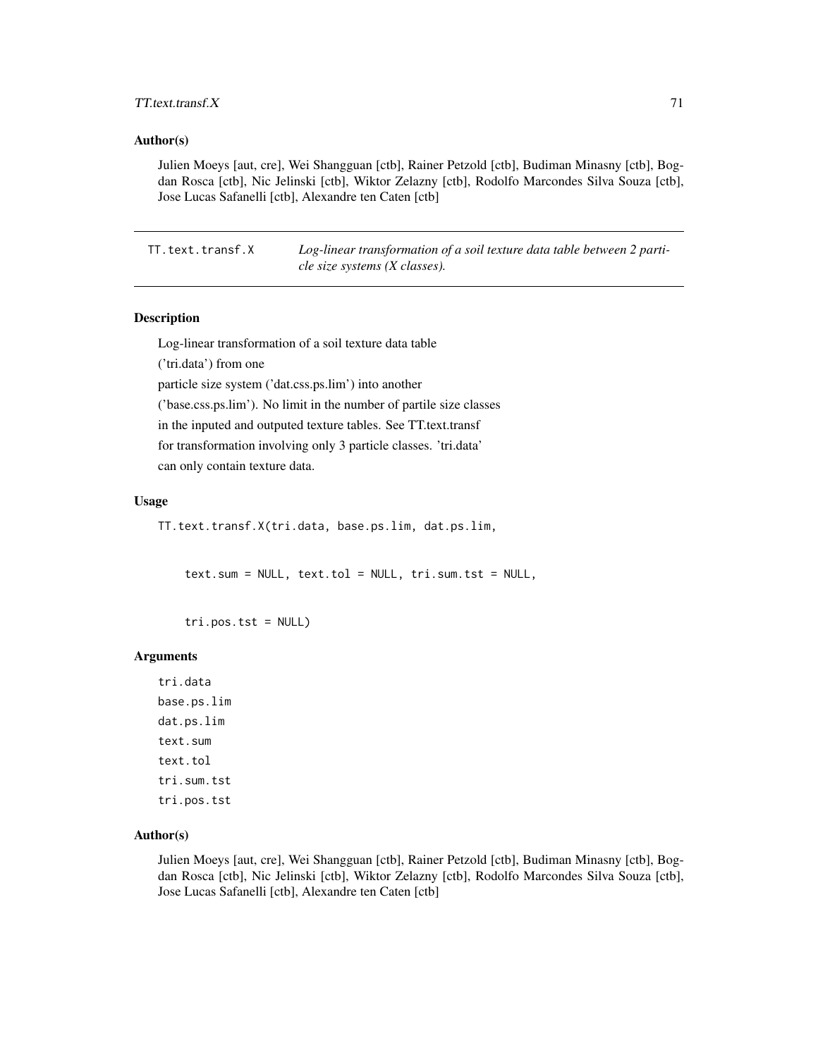## Author(s)

Julien Moeys [aut, cre], Wei Shangguan [ctb], Rainer Petzold [ctb], Budiman Minasny [ctb], Bogdan Rosca [ctb], Nic Jelinski [ctb], Wiktor Zelazny [ctb], Rodolfo Marcondes Silva Souza [ctb], Jose Lucas Safanelli [ctb], Alexandre ten Caten [ctb]

---

# TT.text.transf.X    *Log-linear transformation of a soil texture data table between 2 particle size systems (X classes).*

---

## Description

Log-linear transformation of a soil texture data table

('tri.data') from one

particle size system ('dat.css.ps.lim') into another

('base.css.ps.lim'). No limit in the number of partile size classes

in the inputed and outputed texture tables. See TT.text.transf

for transformation involving only 3 particle classes. 'tri.data'

can only contain texture data.

## Usage

```
TT.text.transf.X(tri.data, base.ps.lim, dat.ps.lim,


    text.sum = NULL, text.tol = NULL, tri.sum.tst = NULL,


    tri.pos.tst = NULL)
```

## Arguments

tri.data
base.ps.lim
dat.ps.lim
text.sum
text.tol
tri.sum.tst
tri.pos.tst

## Author(s)

Julien Moeys [aut, cre], Wei Shangguan [ctb], Rainer Petzold [ctb], Budiman Minasny [ctb], Bogdan Rosca [ctb], Nic Jelinski [ctb], Wiktor Zelazny [ctb], Rodolfo Marcondes Silva Souza [ctb], Jose Lucas Safanelli [ctb], Alexandre ten Caten [ctb]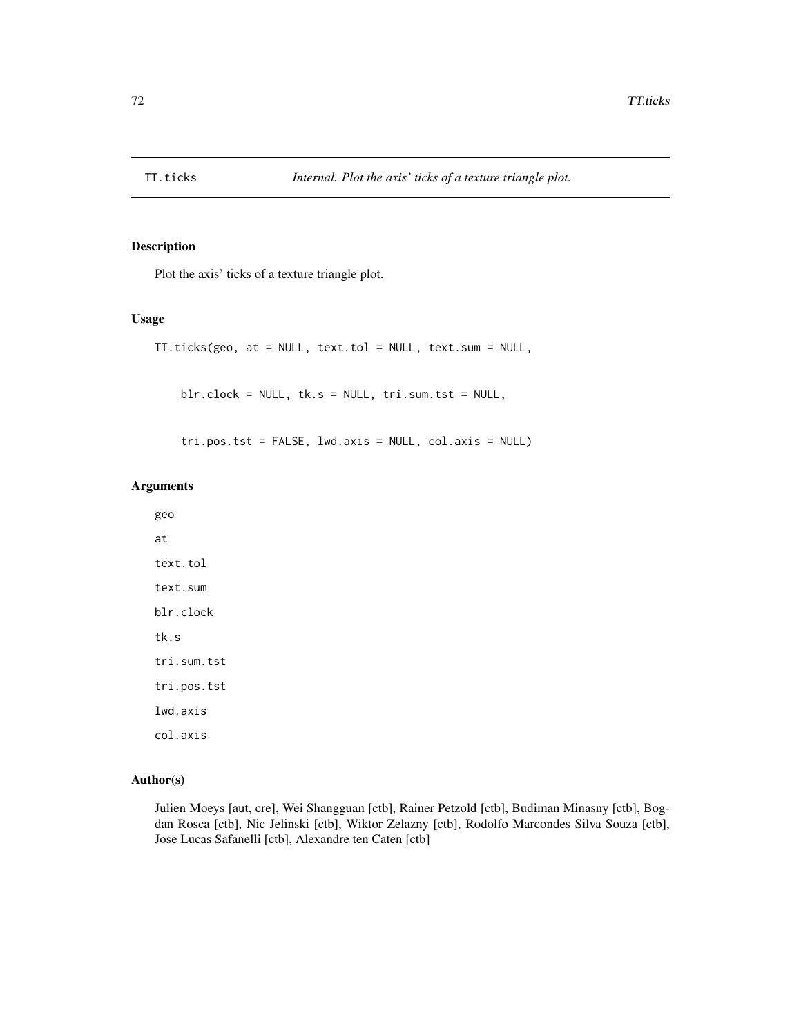# TT.ticks

*Internal. Plot the axis' ticks of a texture triangle plot.*

## Description

Plot the axis' ticks of a texture triangle plot.

## Usage

```
TT.ticks(geo, at = NULL, text.tol = NULL, text.sum = NULL,

    blr.clock = NULL, tk.s = NULL, tri.sum.tst = NULL,

    tri.pos.tst = FALSE, lwd.axis = NULL, col.axis = NULL)
```

## Arguments

- `geo`
- `at`
- `text.tol`
- `text.sum`
- `blr.clock`
- `tk.s`
- `tri.sum.tst`
- `tri.pos.tst`
- `lwd.axis`
- `col.axis`

## Author(s)

Julien Moeys [aut, cre], Wei Shangguan [ctb], Rainer Petzold [ctb], Budiman Minasny [ctb], Bogdan Rosca [ctb], Nic Jelinski [ctb], Wiktor Zelazny [ctb], Rodolfo Marcondes Silva Souza [ctb], Jose Lucas Safanelli [ctb], Alexandre ten Caten [ctb]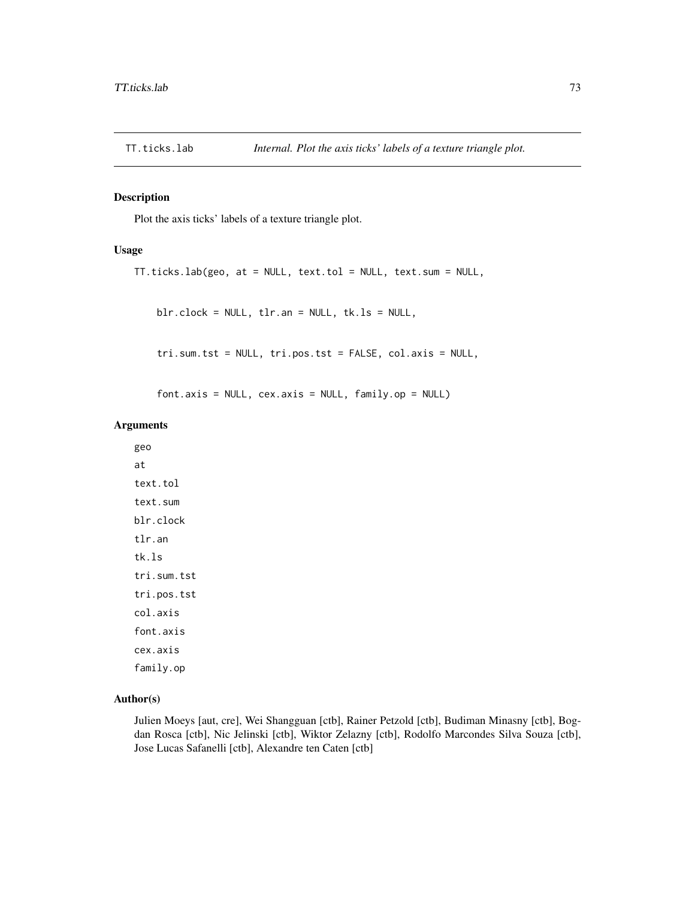# TT.ticks.lab *Internal. Plot the axis ticks' labels of a texture triangle plot.*

## Description

Plot the axis ticks' labels of a texture triangle plot.

## Usage

```
TT.ticks.lab(geo, at = NULL, text.tol = NULL, text.sum = NULL,

    blr.clock = NULL, tlr.an = NULL, tk.ls = NULL,

    tri.sum.tst = NULL, tri.pos.tst = FALSE, col.axis = NULL,

    font.axis = NULL, cex.axis = NULL, family.op = NULL)
```

## Arguments

- `geo`
- `at`
- `text.tol`
- `text.sum`
- `blr.clock`
- `tlr.an`
- `tk.ls`
- `tri.sum.tst`
- `tri.pos.tst`
- `col.axis`
- `font.axis`
- `cex.axis`
- `family.op`

## Author(s)

Julien Moeys [aut, cre], Wei Shangguan [ctb], Rainer Petzold [ctb], Budiman Minasny [ctb], Bogdan Rosca [ctb], Nic Jelinski [ctb], Wiktor Zelazny [ctb], Rodolfo Marcondes Silva Souza [ctb], Jose Lucas Safanelli [ctb], Alexandre ten Caten [ctb]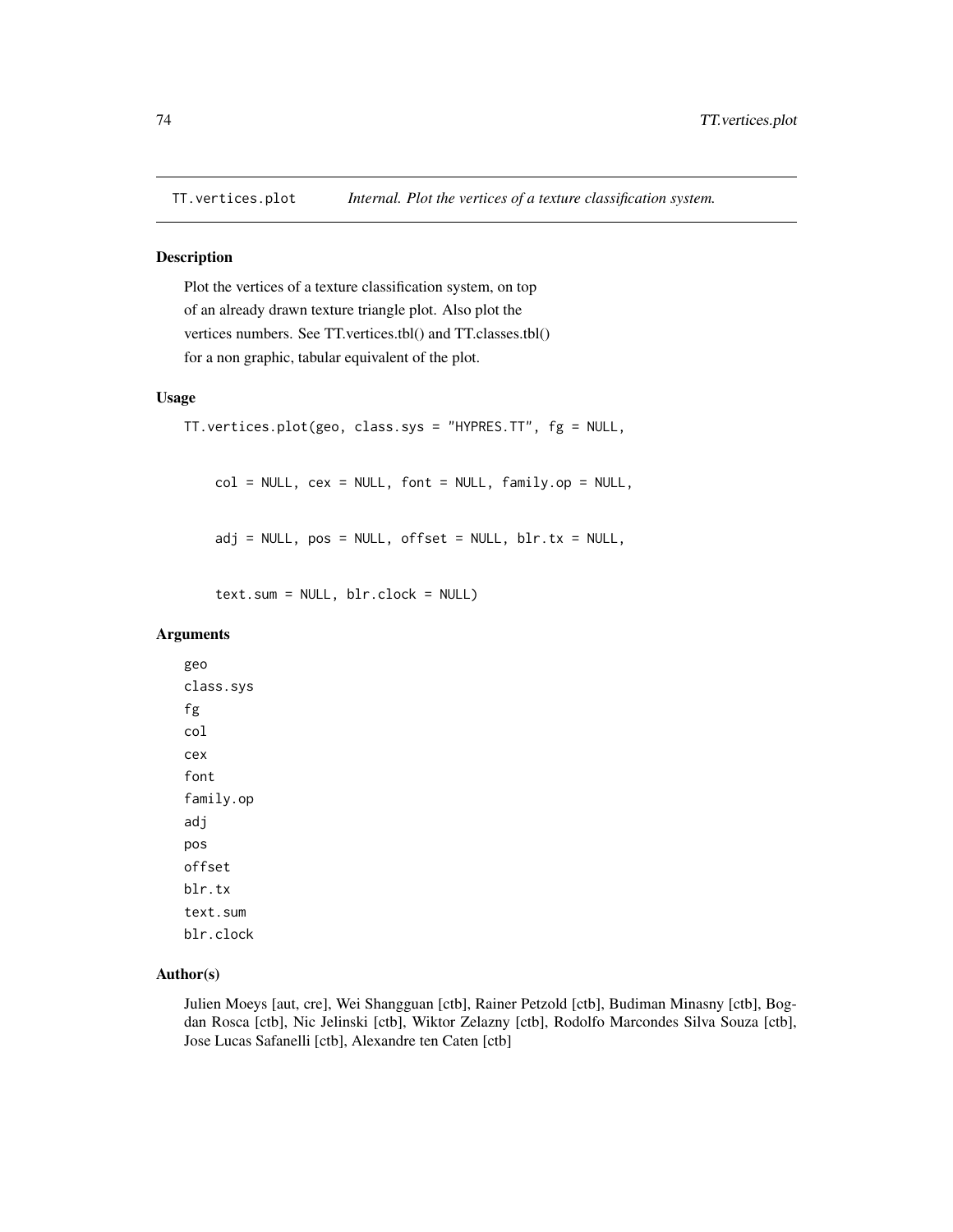# TT.vertices.plot — *Internal. Plot the vertices of a texture classification system.*

## Description

Plot the vertices of a texture classification system, on top of an already drawn texture triangle plot. Also plot the vertices numbers. See TT.vertices.tbl() and TT.classes.tbl() for a non graphic, tabular equivalent of the plot.

## Usage

```
TT.vertices.plot(geo, class.sys = "HYPRES.TT", fg = NULL,

     col = NULL, cex = NULL, font = NULL, family.op = NULL,

     adj = NULL, pos = NULL, offset = NULL, blr.tx = NULL,

     text.sum = NULL, blr.clock = NULL)
```

## Arguments

geo
class.sys
fg
col
cex
font
family.op
adj
pos
offset
blr.tx
text.sum
blr.clock

## Author(s)

Julien Moeys [aut, cre], Wei Shangguan [ctb], Rainer Petzold [ctb], Budiman Minasny [ctb], Bogdan Rosca [ctb], Nic Jelinski [ctb], Wiktor Zelazny [ctb], Rodolfo Marcondes Silva Souza [ctb], Jose Lucas Safanelli [ctb], Alexandre ten Caten [ctb]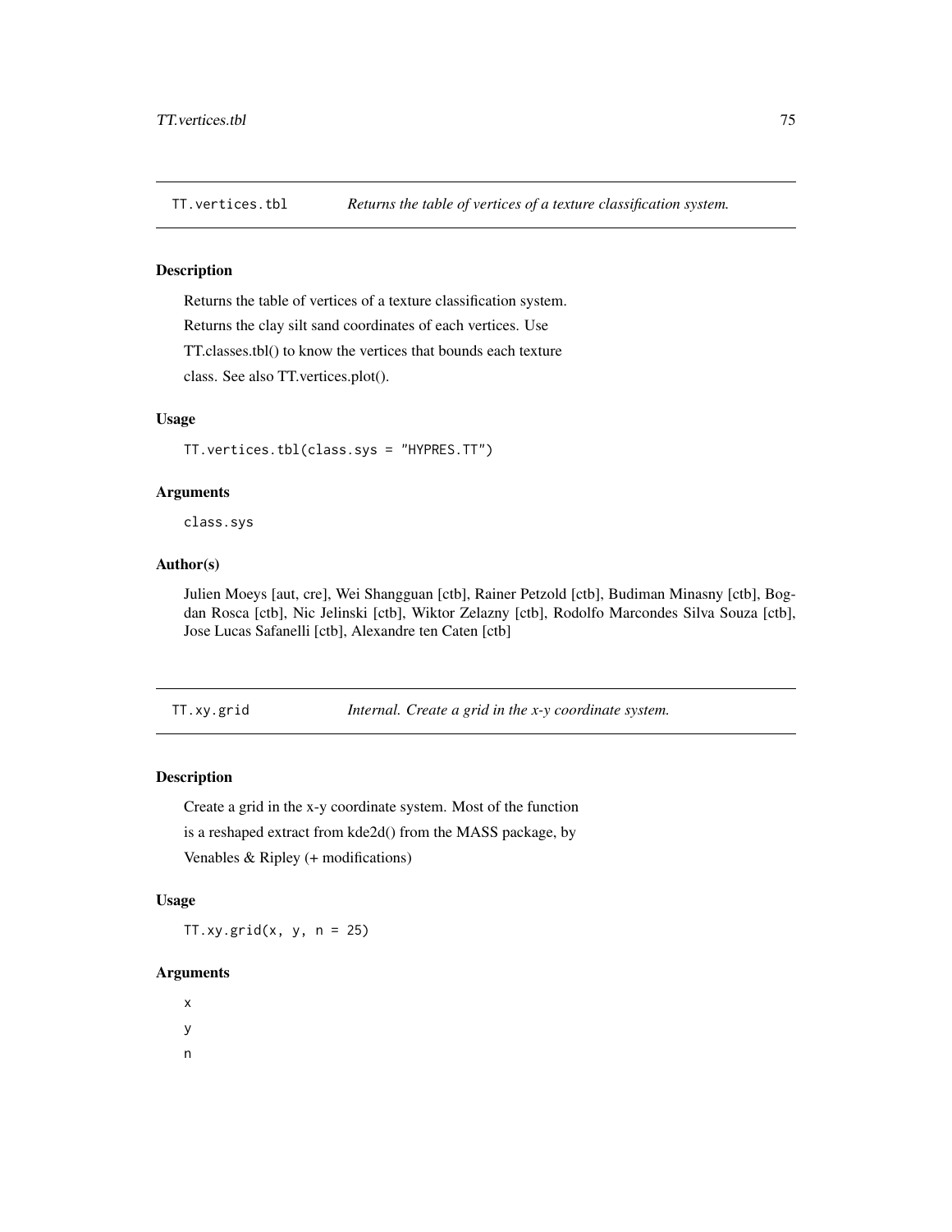## TT.vertices.tbl — *Returns the table of vertices of a texture classification system.*

### Description

Returns the table of vertices of a texture classification system.
Returns the clay silt sand coordinates of each vertices. Use
TT.classes.tbl() to know the vertices that bounds each texture
class. See also TT.vertices.plot().

### Usage

```
TT.vertices.tbl(class.sys = "HYPRES.TT")
```

### Arguments

class.sys

### Author(s)

Julien Moeys [aut, cre], Wei Shangguan [ctb], Rainer Petzold [ctb], Budiman Minasny [ctb], Bogdan Rosca [ctb], Nic Jelinski [ctb], Wiktor Zelazny [ctb], Rodolfo Marcondes Silva Souza [ctb], Jose Lucas Safanelli [ctb], Alexandre ten Caten [ctb]

## TT.xy.grid — *Internal. Create a grid in the x-y coordinate system.*

### Description

Create a grid in the x-y coordinate system. Most of the function
is a reshaped extract from kde2d() from the MASS package, by
Venables & Ripley (+ modifications)

### Usage

```
TT.xy.grid(x, y, n = 25)
```

### Arguments

x

y

n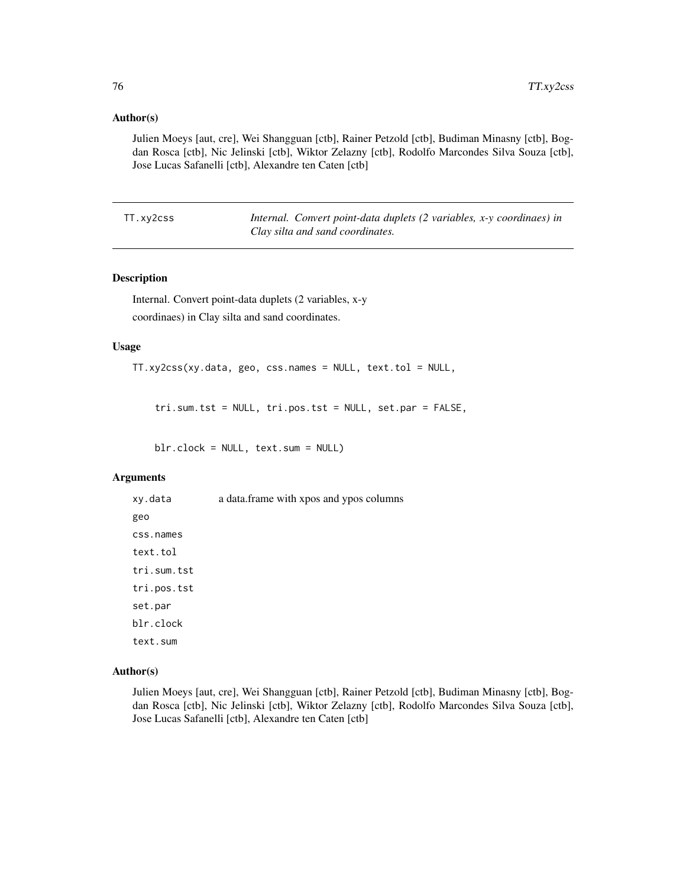## Author(s)

Julien Moeys [aut, cre], Wei Shangguan [ctb], Rainer Petzold [ctb], Budiman Minasny [ctb], Bogdan Rosca [ctb], Nic Jelinski [ctb], Wiktor Zelazny [ctb], Rodolfo Marcondes Silva Souza [ctb], Jose Lucas Safanelli [ctb], Alexandre ten Caten [ctb]

---

# TT.xy2css

*Internal. Convert point-data duplets (2 variables, x-y coordinaes) in Clay silta and sand coordinates.*

## Description

Internal. Convert point-data duplets (2 variables, x-y coordinaes) in Clay silta and sand coordinates.

## Usage

```
TT.xy2css(xy.data, geo, css.names = NULL, text.tol = NULL,

    tri.sum.tst = NULL, tri.pos.tst = NULL, set.par = FALSE,

    blr.clock = NULL, text.sum = NULL)
```

## Arguments

| | |
|---|---|
| xy.data | a data.frame with xpos and ypos columns |
| geo | |
| css.names | |
| text.tol | |
| tri.sum.tst | |
| tri.pos.tst | |
| set.par | |
| blr.clock | |
| text.sum | |

## Author(s)

Julien Moeys [aut, cre], Wei Shangguan [ctb], Rainer Petzold [ctb], Budiman Minasny [ctb], Bogdan Rosca [ctb], Nic Jelinski [ctb], Wiktor Zelazny [ctb], Rodolfo Marcondes Silva Souza [ctb], Jose Lucas Safanelli [ctb], Alexandre ten Caten [ctb]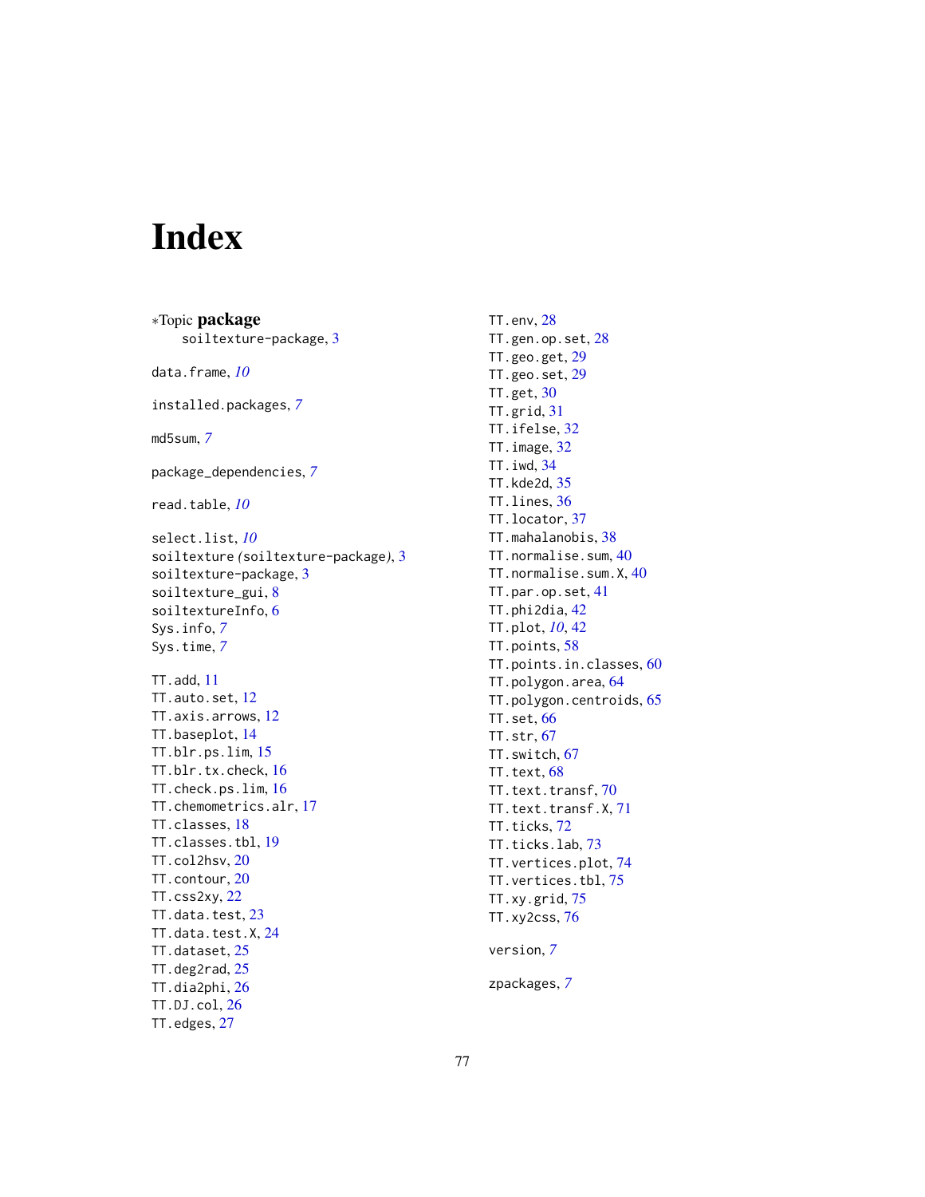# Index

∗Topic **package**
  soiltexture-package, 3

data.frame, *10*

installed.packages, *7*

md5sum, *7*

package_dependencies, *7*

read.table, *10*

select.list, *10*
soiltexture *(soiltexture-package)*, 3
soiltexture-package, 3
soiltexture_gui, 8
soiltextureInfo, 6
Sys.info, *7*
Sys.time, *7*

TT.add, 11
TT.auto.set, 12
TT.axis.arrows, 12
TT.baseplot, 14
TT.blr.ps.lim, 15
TT.blr.tx.check, 16
TT.check.ps.lim, 16
TT.chemometrics.alr, 17
TT.classes, 18
TT.classes.tbl, 19
TT.col2hsv, 20
TT.contour, 20
TT.css2xy, 22
TT.data.test, 23
TT.data.test.X, 24
TT.dataset, 25
TT.deg2rad, 25
TT.dia2phi, 26
TT.DJ.col, 26
TT.edges, 27
TT.env, 28
TT.gen.op.set, 28
TT.geo.get, 29
TT.geo.set, 29
TT.get, 30
TT.grid, 31
TT.ifelse, 32
TT.image, 32
TT.iwd, 34
TT.kde2d, 35
TT.lines, 36
TT.locator, 37
TT.mahalanobis, 38
TT.normalise.sum, 40
TT.normalise.sum.X, 40
TT.par.op.set, 41
TT.phi2dia, 42
TT.plot, *10*, 42
TT.points, 58
TT.points.in.classes, 60
TT.polygon.area, 64
TT.polygon.centroids, 65
TT.set, 66
TT.str, 67
TT.switch, 67
TT.text, 68
TT.text.transf, 70
TT.text.transf.X, 71
TT.ticks, 72
TT.ticks.lab, 73
TT.vertices.plot, 74
TT.vertices.tbl, 75
TT.xy.grid, 75
TT.xy2css, 76

version, *7*

zpackages, *7*